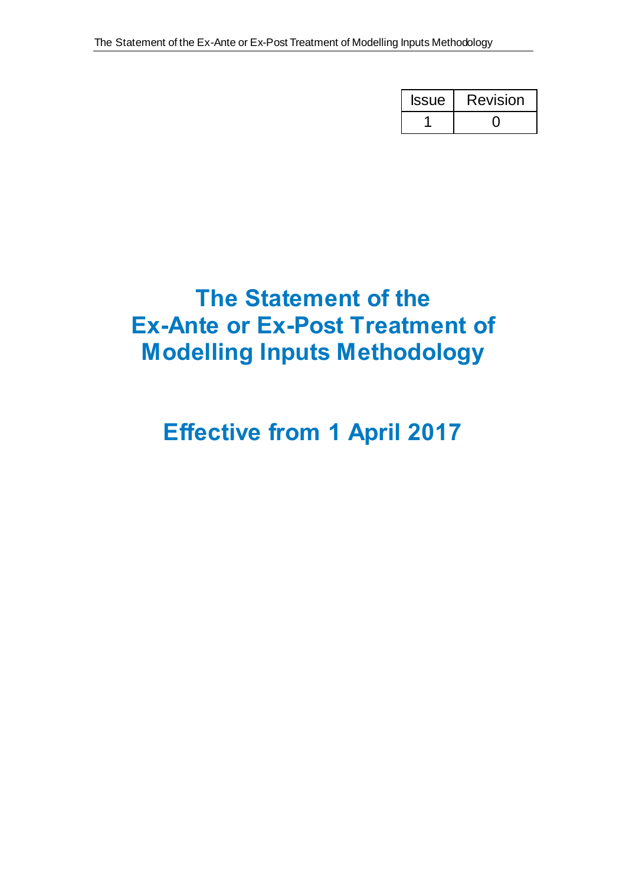| Issue | Revision |
| --- | --- |
| 1 | 0 |

# The Statement of the Ex-Ante or Ex-Post Treatment of Modelling Inputs Methodology

## Effective from 1 April 2017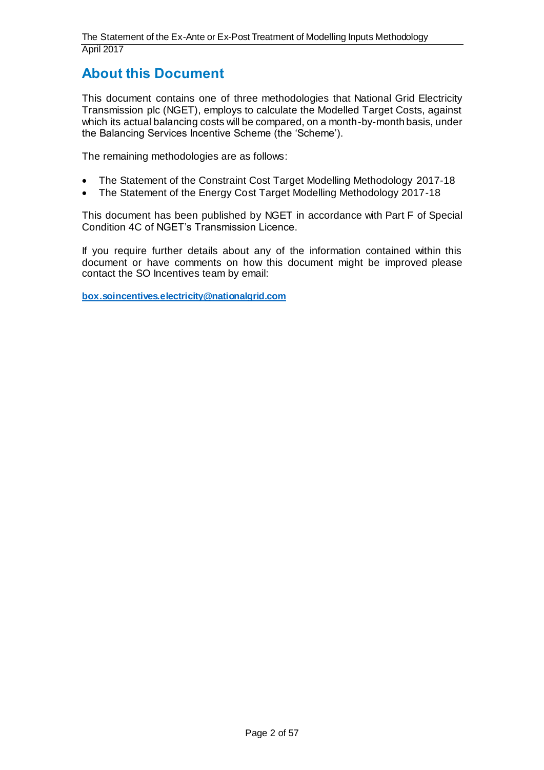## About this Document

This document contains one of three methodologies that National Grid Electricity Transmission plc (NGET), employs to calculate the Modelled Target Costs, against which its actual balancing costs will be compared, on a month-by-month basis, under the Balancing Services Incentive Scheme (the 'Scheme').

The remaining methodologies are as follows:

- The Statement of the Constraint Cost Target Modelling Methodology 2017-18
- The Statement of the Energy Cost Target Modelling Methodology 2017-18

This document has been published by NGET in accordance with Part F of Special Condition 4C of NGET's Transmission Licence.

If you require further details about any of the information contained within this document or have comments on how this document might be improved please contact the SO Incentives team by email:

**box.soincentives.electricity@nationalgrid.com**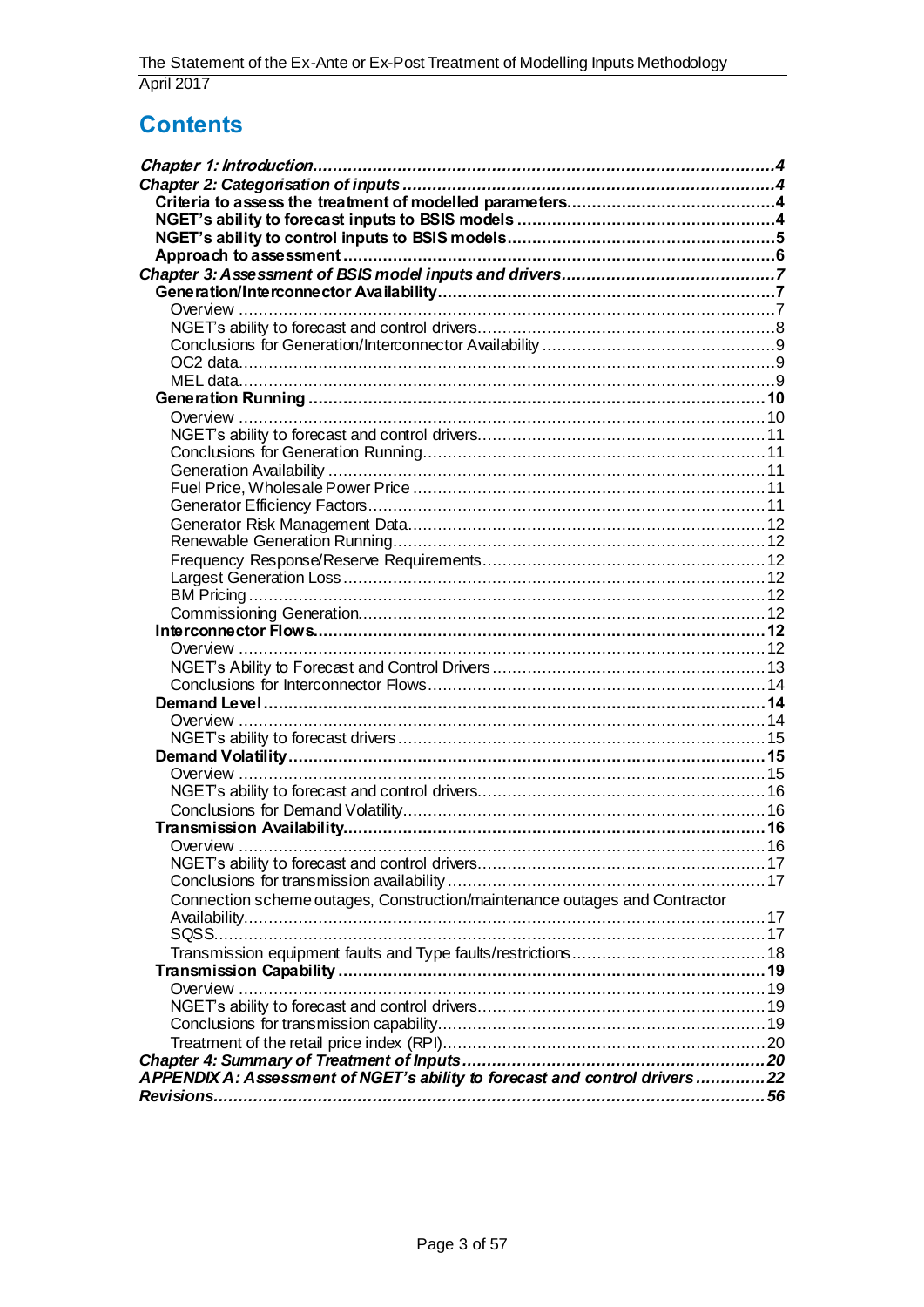# Contents

*Chapter 1: Introduction* ........ 4
*Chapter 2: Categorisation of inputs* ........ 4
**Criteria to assess the treatment of modelled parameters** ........ 4
**NGET's ability to forecast inputs to BSIS models** ........ 4
**NGET's ability to control inputs to BSIS models** ........ 5
**Approach to assessment** ........ 6
*Chapter 3: Assessment of BSIS model inputs and drivers* ........ 7
**Generation/Interconnector Availability** ........ 7
Overview ........ 7
NGET's ability to forecast and control drivers ........ 8
Conclusions for Generation/Interconnector Availability ........ 9
OC2 data ........ 9
MEL data ........ 9
**Generation Running** ........ 10
Overview ........ 10
NGET's ability to forecast and control drivers ........ 11
Conclusions for Generation Running ........ 11
Generation Availability ........ 11
Fuel Price, Wholesale Power Price ........ 11
Generator Efficiency Factors ........ 11
Generator Risk Management Data ........ 12
Renewable Generation Running ........ 12
Frequency Response/Reserve Requirements ........ 12
Largest Generation Loss ........ 12
BM Pricing ........ 12
Commissioning Generation ........ 12
**Interconnector Flows** ........ 12
Overview ........ 12
NGET's Ability to Forecast and Control Drivers ........ 13
Conclusions for Interconnector Flows ........ 14
**Demand Level** ........ 14
Overview ........ 14
NGET's ability to forecast drivers ........ 15
**Demand Volatility** ........ 15
Overview ........ 15
NGET's ability to forecast and control drivers ........ 16
Conclusions for Demand Volatility ........ 16
**Transmission Availability** ........ 16
Overview ........ 16
NGET's ability to forecast and control drivers ........ 17
Conclusions for transmission availability ........ 17
Connection scheme outages, Construction/maintenance outages and Contractor Availability ........ 17
SQSS ........ 17
Transmission equipment faults and Type faults/restrictions ........ 18
**Transmission Capability** ........ 19
Overview ........ 19
NGET's ability to forecast and control drivers ........ 19
Conclusions for transmission capability ........ 19
Treatment of the retail price index (RPI) ........ 20
*Chapter 4: Summary of Treatment of Inputs* ........ 20
*APPENDIX A: Assessment of NGET's ability to forecast and control drivers* ........ 22
*Revisions* ........ 56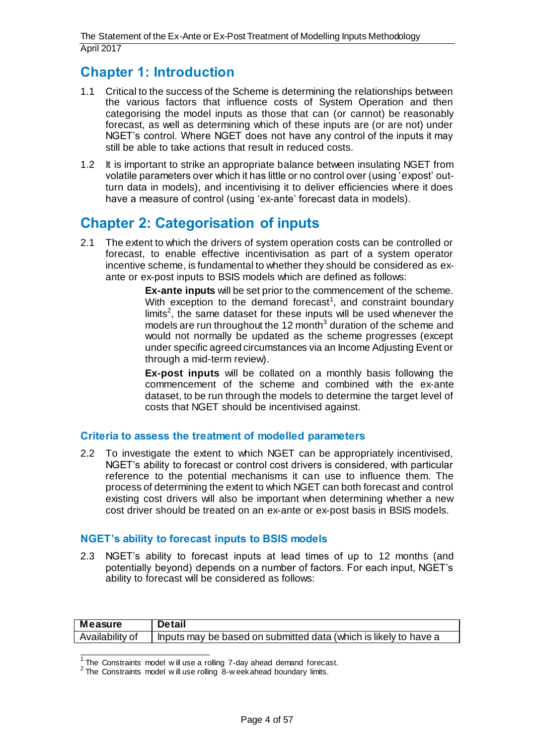# Chapter 1: Introduction

1.1 Critical to the success of the Scheme is determining the relationships between the various factors that influence costs of System Operation and then categorising the model inputs as those that can (or cannot) be reasonably forecast, as well as determining which of these inputs are (or are not) under NGET's control. Where NGET does not have any control of the inputs it may still be able to take actions that result in reduced costs.

1.2 It is important to strike an appropriate balance between insulating NGET from volatile parameters over which it has little or no control over (using 'expost' out-turn data in models), and incentivising it to deliver efficiencies where it does have a measure of control (using 'ex-ante' forecast data in models).

# Chapter 2: Categorisation of inputs

2.1 The extent to which the drivers of system operation costs can be controlled or forecast, to enable effective incentivisation as part of a system operator incentive scheme, is fundamental to whether they should be considered as ex-ante or ex-post inputs to BSIS models which are defined as follows:

> **Ex-ante inputs** will be set prior to the commencement of the scheme. With exception to the demand forecast[1], and constraint boundary limits[2], the same dataset for these inputs will be used whenever the models are run throughout the 12 month[3] duration of the scheme and would not normally be updated as the scheme progresses (except under specific agreed circumstances via an Income Adjusting Event or through a mid-term review).
>
> **Ex-post inputs** will be collated on a monthly basis following the commencement of the scheme and combined with the ex-ante dataset, to be run through the models to determine the target level of costs that NGET should be incentivised against.

### Criteria to assess the treatment of modelled parameters

2.2 To investigate the extent to which NGET can be appropriately incentivised, NGET's ability to forecast or control cost drivers is considered, with particular reference to the potential mechanisms it can use to influence them. The process of determining the extent to which NGET can both forecast and control existing cost drivers will also be important when determining whether a new cost driver should be treated on an ex-ante or ex-post basis in BSIS models.

### NGET's ability to forecast inputs to BSIS models

2.3 NGET's ability to forecast inputs at lead times of up to 12 months (and potentially beyond) depends on a number of factors. For each input, NGET's ability to forecast will be considered as follows:

| Measure | Detail |
| --- | --- |
| Availability of | Inputs may be based on submitted data (which is likely to have a |

[1] The Constraints model will use a rolling 7-day ahead demand forecast.
[2] The Constraints model will use rolling 8-week ahead boundary limits.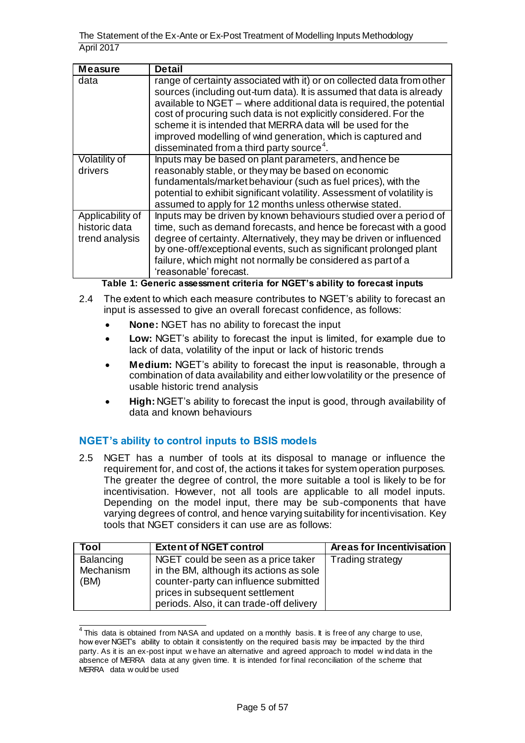| Measure | Detail |
|---|---|
| data | range of certainty associated with it) or on collected data from other sources (including out-turn data). It is assumed that data is already available to NGET – where additional data is required, the potential cost of procuring such data is not explicitly considered. For the scheme it is intended that MERRA data will be used for the improved modelling of wind generation, which is captured and disseminated from a third party source[4]. |
| Volatility of drivers | Inputs may be based on plant parameters, and hence be reasonably stable, or they may be based on economic fundamentals/market behaviour (such as fuel prices), with the potential to exhibit significant volatility. Assessment of volatility is assumed to apply for 12 months unless otherwise stated. |
| Applicability of historic data trend analysis | Inputs may be driven by known behaviours studied over a period of time, such as demand forecasts, and hence be forecast with a good degree of certainty. Alternatively, they may be driven or influenced by one-off/exceptional events, such as significant prolonged plant failure, which might not normally be considered as part of a 'reasonable' forecast. |

**Table 1: Generic assessment criteria for NGET's ability to forecast inputs**

2.4 The extent to which each measure contributes to NGET's ability to forecast an input is assessed to give an overall forecast confidence, as follows:

- **None:** NGET has no ability to forecast the input
- **Low:** NGET's ability to forecast the input is limited, for example due to lack of data, volatility of the input or lack of historic trends
- **Medium:** NGET's ability to forecast the input is reasonable, through a combination of data availability and either low volatility or the presence of usable historic trend analysis
- **High:** NGET's ability to forecast the input is good, through availability of data and known behaviours

## NGET's ability to control inputs to BSIS models

2.5 NGET has a number of tools at its disposal to manage or influence the requirement for, and cost of, the actions it takes for system operation purposes. The greater the degree of control, the more suitable a tool is likely to be for incentivisation. However, not all tools are applicable to all model inputs. Depending on the model input, there may be sub-components that have varying degrees of control, and hence varying suitability for incentivisation. Key tools that NGET considers it can use are as follows:

| Tool | Extent of NGET control | Areas for Incentivisation |
|---|---|---|
| Balancing Mechanism (BM) | NGET could be seen as a price taker in the BM, although its actions as sole counter-party can influence submitted prices in subsequent settlement periods. Also, it can trade-off delivery | Trading strategy |

[4] This data is obtained from NASA and updated on a monthly basis. It is free of any charge to use, however NGET's ability to obtain it consistently on the required basis may be impacted by the third party. As it is an ex-post input we have an alternative and agreed approach to model wind data in the absence of MERRA data at any given time. It is intended for final reconciliation of the scheme that MERRA data would be used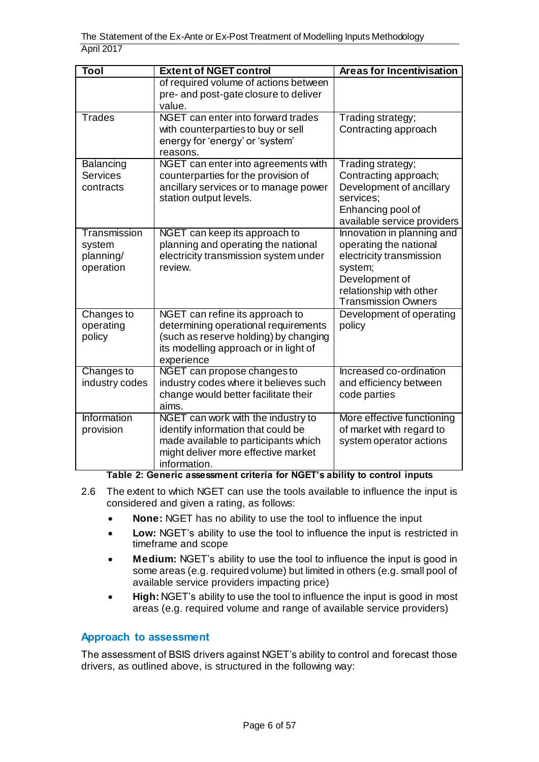| Tool | Extent of NGET control | Areas for Incentivisation |
|---|---|---|
| | of required volume of actions between pre- and post-gate closure to deliver value. | |
| Trades | NGET can enter into forward trades with counterparties to buy or sell energy for 'energy' or 'system' reasons. | Trading strategy; Contracting approach |
| Balancing Services contracts | NGET can enter into agreements with counterparties for the provision of ancillary services or to manage power station output levels. | Trading strategy; Contracting approach; Development of ancillary services; Enhancing pool of available service providers |
| Transmission system planning/ operation | NGET can keep its approach to planning and operating the national electricity transmission system under review. | Innovation in planning and operating the national electricity transmission system; Development of relationship with other Transmission Owners |
| Changes to operating policy | NGET can refine its approach to determining operational requirements (such as reserve holding) by changing its modelling approach or in light of experience | Development of operating policy |
| Changes to industry codes | NGET can propose changes to industry codes where it believes such change would better facilitate their aims. | Increased co-ordination and efficiency between code parties |
| Information provision | NGET can work with the industry to identify information that could be made available to participants which might deliver more effective market information. | More effective functioning of market with regard to system operator actions |

**Table 2: Generic assessment criteria for NGET's ability to control inputs**

2.6 The extent to which NGET can use the tools available to influence the input is considered and given a rating, as follows:

- **None:** NGET has no ability to use the tool to influence the input
- **Low:** NGET's ability to use the tool to influence the input is restricted in timeframe and scope
- **Medium:** NGET's ability to use the tool to influence the input is good in some areas (e.g. required volume) but limited in others (e.g. small pool of available service providers impacting price)
- **High:** NGET's ability to use the tool to influence the input is good in most areas (e.g. required volume and range of available service providers)

### Approach to assessment

The assessment of BSIS drivers against NGET's ability to control and forecast those drivers, as outlined above, is structured in the following way: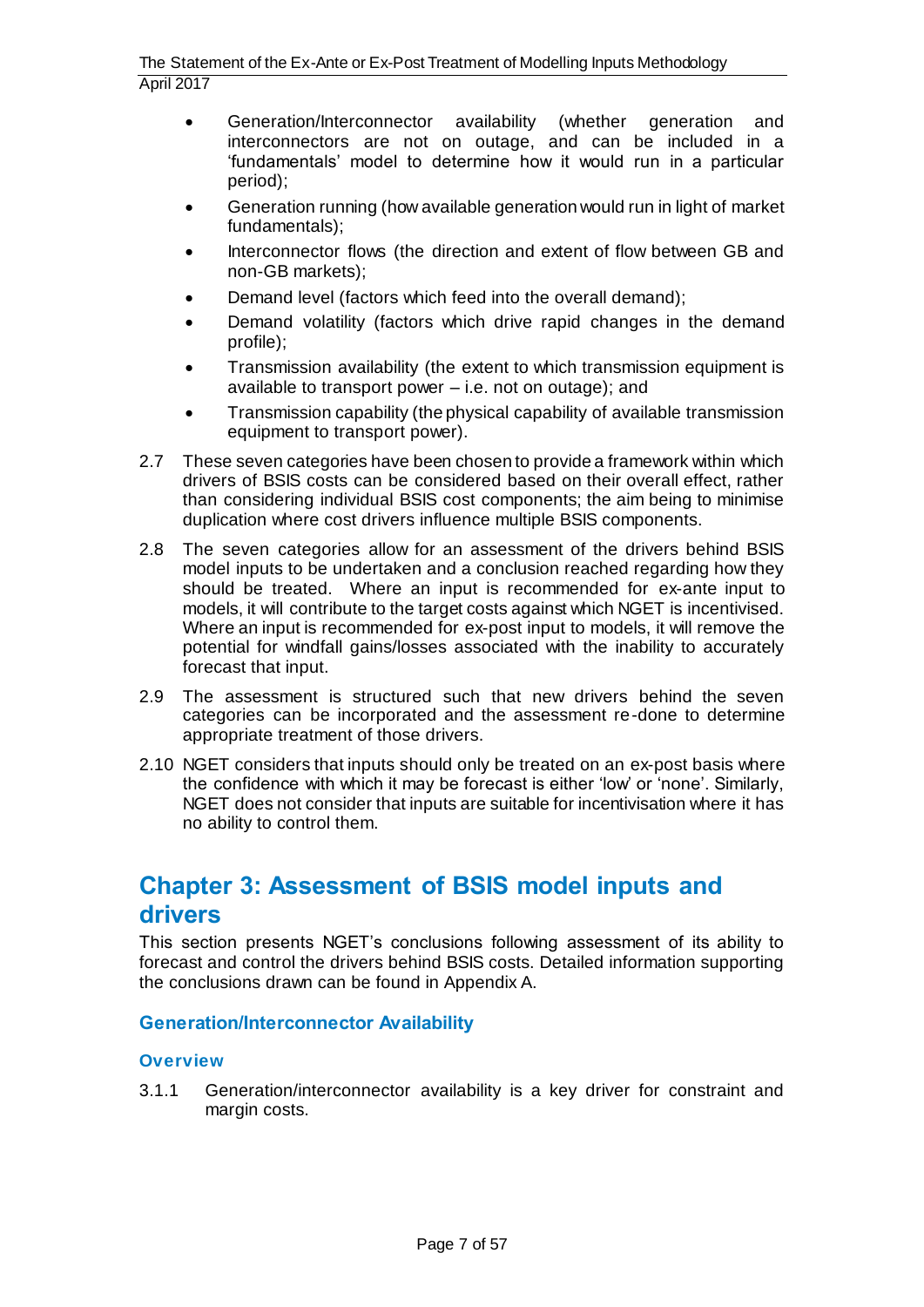- Generation/Interconnector availability (whether generation and interconnectors are not on outage, and can be included in a 'fundamentals' model to determine how it would run in a particular period);
- Generation running (how available generation would run in light of market fundamentals);
- Interconnector flows (the direction and extent of flow between GB and non-GB markets);
- Demand level (factors which feed into the overall demand);
- Demand volatility (factors which drive rapid changes in the demand profile);
- Transmission availability (the extent to which transmission equipment is available to transport power – i.e. not on outage); and
- Transmission capability (the physical capability of available transmission equipment to transport power).

2.7 These seven categories have been chosen to provide a framework within which drivers of BSIS costs can be considered based on their overall effect, rather than considering individual BSIS cost components; the aim being to minimise duplication where cost drivers influence multiple BSIS components.

2.8 The seven categories allow for an assessment of the drivers behind BSIS model inputs to be undertaken and a conclusion reached regarding how they should be treated. Where an input is recommended for ex-ante input to models, it will contribute to the target costs against which NGET is incentivised. Where an input is recommended for ex-post input to models, it will remove the potential for windfall gains/losses associated with the inability to accurately forecast that input.

2.9 The assessment is structured such that new drivers behind the seven categories can be incorporated and the assessment re-done to determine appropriate treatment of those drivers.

2.10 NGET considers that inputs should only be treated on an ex-post basis where the confidence with which it may be forecast is either 'low' or 'none'. Similarly, NGET does not consider that inputs are suitable for incentivisation where it has no ability to control them.

# Chapter 3: Assessment of BSIS model inputs and drivers

This section presents NGET's conclusions following assessment of its ability to forecast and control the drivers behind BSIS costs. Detailed information supporting the conclusions drawn can be found in Appendix A.

## Generation/Interconnector Availability

### Overview

3.1.1 Generation/interconnector availability is a key driver for constraint and margin costs.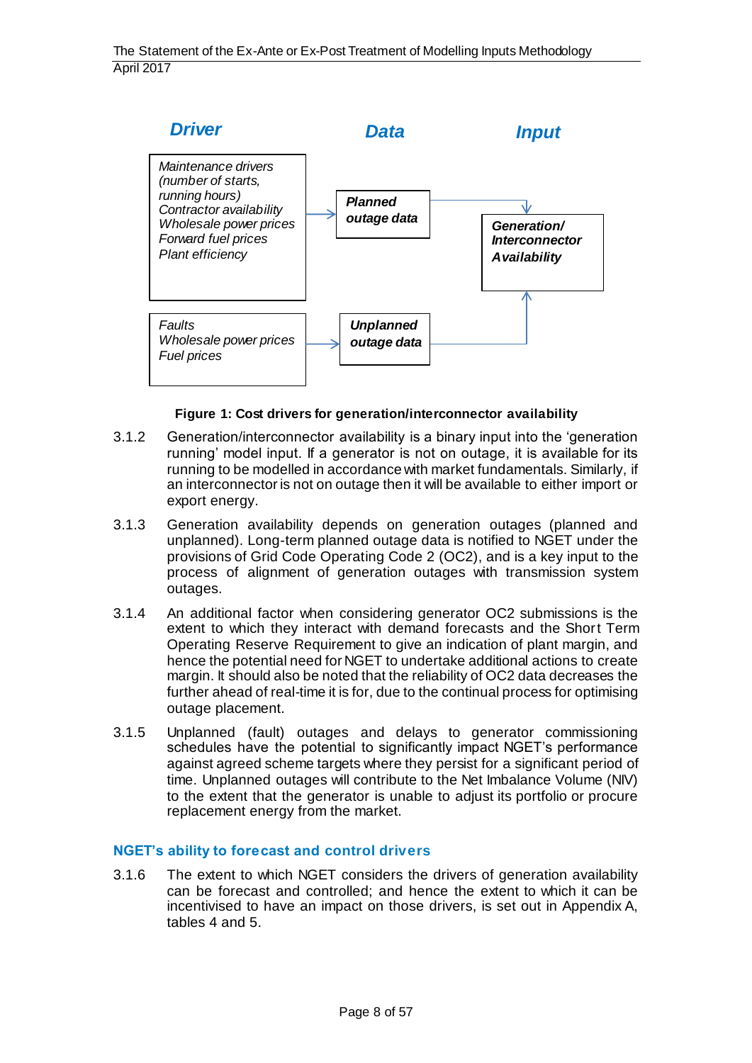| Driver | | Data | | Input |
|---|---|---|---|---|
| *Maintenance drivers (number of starts, running hours)*<br>*Contractor availability*<br>*Wholesale power prices*<br>*Forward fuel prices*<br>*Plant efficiency* | → | ***Planned outage data*** | → | ***Generation/ Interconnector Availability*** |
| *Faults*<br>*Wholesale power prices*<br>*Fuel prices* | → | ***Unplanned outage data*** | → | ***Generation/ Interconnector Availability*** |

**Figure 1: Cost drivers for generation/interconnector availability**

3.1.2 Generation/interconnector availability is a binary input into the 'generation running' model input. If a generator is not on outage, it is available for its running to be modelled in accordance with market fundamentals. Similarly, if an interconnector is not on outage then it will be available to either import or export energy.

3.1.3 Generation availability depends on generation outages (planned and unplanned). Long-term planned outage data is notified to NGET under the provisions of Grid Code Operating Code 2 (OC2), and is a key input to the process of alignment of generation outages with transmission system outages.

3.1.4 An additional factor when considering generator OC2 submissions is the extent to which they interact with demand forecasts and the Short Term Operating Reserve Requirement to give an indication of plant margin, and hence the potential need for NGET to undertake additional actions to create margin. It should also be noted that the reliability of OC2 data decreases the further ahead of real-time it is for, due to the continual process for optimising outage placement.

3.1.5 Unplanned (fault) outages and delays to generator commissioning schedules have the potential to significantly impact NGET's performance against agreed scheme targets where they persist for a significant period of time. Unplanned outages will contribute to the Net Imbalance Volume (NIV) to the extent that the generator is unable to adjust its portfolio or procure replacement energy from the market.

### NGET's ability to forecast and control drivers

3.1.6 The extent to which NGET considers the drivers of generation availability can be forecast and controlled; and hence the extent to which it can be incentivised to have an impact on those drivers, is set out in Appendix A, tables 4 and 5.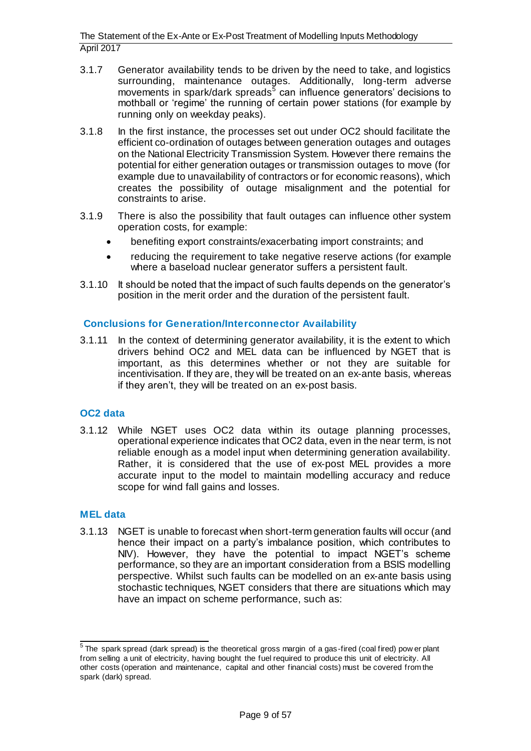3.1.7 Generator availability tends to be driven by the need to take, and logistics surrounding, maintenance outages. Additionally, long-term adverse movements in spark/dark spreads[5] can influence generators' decisions to mothball or 'regime' the running of certain power stations (for example by running only on weekday peaks).

3.1.8 In the first instance, the processes set out under OC2 should facilitate the efficient co-ordination of outages between generation outages and outages on the National Electricity Transmission System. However there remains the potential for either generation outages or transmission outages to move (for example due to unavailability of contractors or for economic reasons), which creates the possibility of outage misalignment and the potential for constraints to arise.

3.1.9 There is also the possibility that fault outages can influence other system operation costs, for example:

- benefiting export constraints/exacerbating import constraints; and
- reducing the requirement to take negative reserve actions (for example where a baseload nuclear generator suffers a persistent fault.

3.1.10 It should be noted that the impact of such faults depends on the generator's position in the merit order and the duration of the persistent fault.

### Conclusions for Generation/Interconnector Availability

3.1.11 In the context of determining generator availability, it is the extent to which drivers behind OC2 and MEL data can be influenced by NGET that is important, as this determines whether or not they are suitable for incentivisation. If they are, they will be treated on an ex-ante basis, whereas if they aren't, they will be treated on an ex-post basis.

### OC2 data

3.1.12 While NGET uses OC2 data within its outage planning processes, operational experience indicates that OC2 data, even in the near term, is not reliable enough as a model input when determining generation availability. Rather, it is considered that the use of ex-post MEL provides a more accurate input to the model to maintain modelling accuracy and reduce scope for wind fall gains and losses.

### MEL data

3.1.13 NGET is unable to forecast when short-term generation faults will occur (and hence their impact on a party's imbalance position, which contributes to NIV). However, they have the potential to impact NGET's scheme performance, so they are an important consideration from a BSIS modelling perspective. Whilst such faults can be modelled on an ex-ante basis using stochastic techniques, NGET considers that there are situations which may have an impact on scheme performance, such as:

---

[5] The spark spread (dark spread) is the theoretical gross margin of a gas-fired (coal fired) power plant from selling a unit of electricity, having bought the fuel required to produce this unit of electricity. All other costs (operation and maintenance, capital and other financial costs) must be covered from the spark (dark) spread.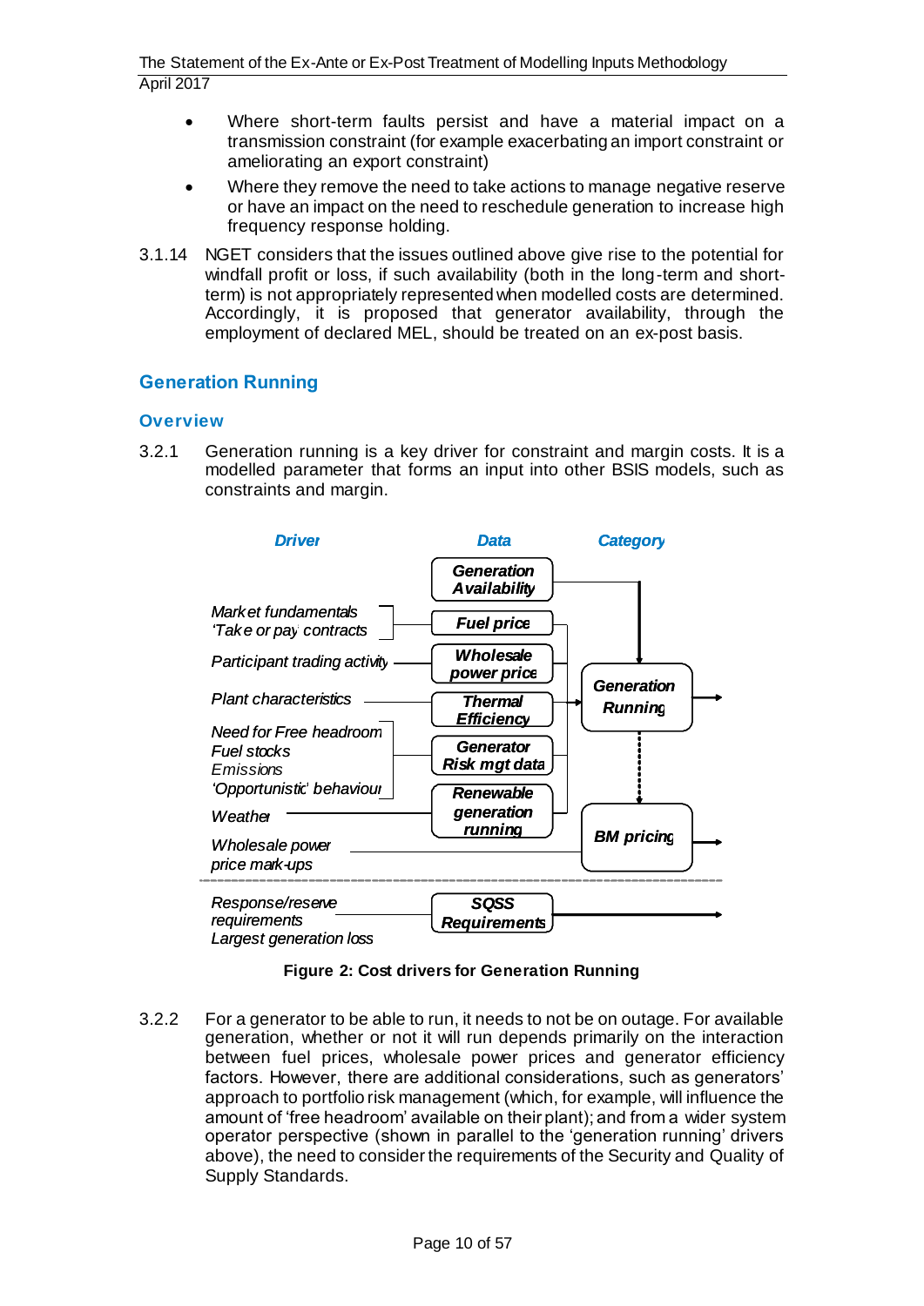- Where short-term faults persist and have a material impact on a transmission constraint (for example exacerbating an import constraint or ameliorating an export constraint)
- Where they remove the need to take actions to manage negative reserve or have an impact on the need to reschedule generation to increase high frequency response holding.

3.1.14 NGET considers that the issues outlined above give rise to the potential for windfall profit or loss, if such availability (both in the long-term and short-term) is not appropriately represented when modelled costs are determined. Accordingly, it is proposed that generator availability, through the employment of declared MEL, should be treated on an ex-post basis.

## Generation Running

### Overview

3.2.1 Generation running is a key driver for constraint and margin costs. It is a modelled parameter that forms an input into other BSIS models, such as constraints and margin.

| Driver | Data | Category |
|---|---|---|
| | Generation Availability | Generation Running |
| Market fundamentals; 'Take or pay' contracts | Fuel price | Generation Running |
| Participant trading activity | Wholesale power price | Generation Running |
| Plant characteristics | Thermal Efficiency | Generation Running |
| Need for Free headroom; Fuel stocks; Emissions; 'Opportunistic' behaviour | Generator Risk mgt data | Generation Running |
| Weather | Renewable generation running | Generation Running |
| Wholesale power price mark-ups | | BM pricing |
| Response/reserve requirements; Largest generation loss | SQSS Requirements | |

**Figure 2: Cost drivers for Generation Running**

3.2.2 For a generator to be able to run, it needs to not be on outage. For available generation, whether or not it will run depends primarily on the interaction between fuel prices, wholesale power prices and generator efficiency factors. However, there are additional considerations, such as generators' approach to portfolio risk management (which, for example, will influence the amount of 'free headroom' available on their plant); and from a wider system operator perspective (shown in parallel to the 'generation running' drivers above), the need to consider the requirements of the Security and Quality of Supply Standards.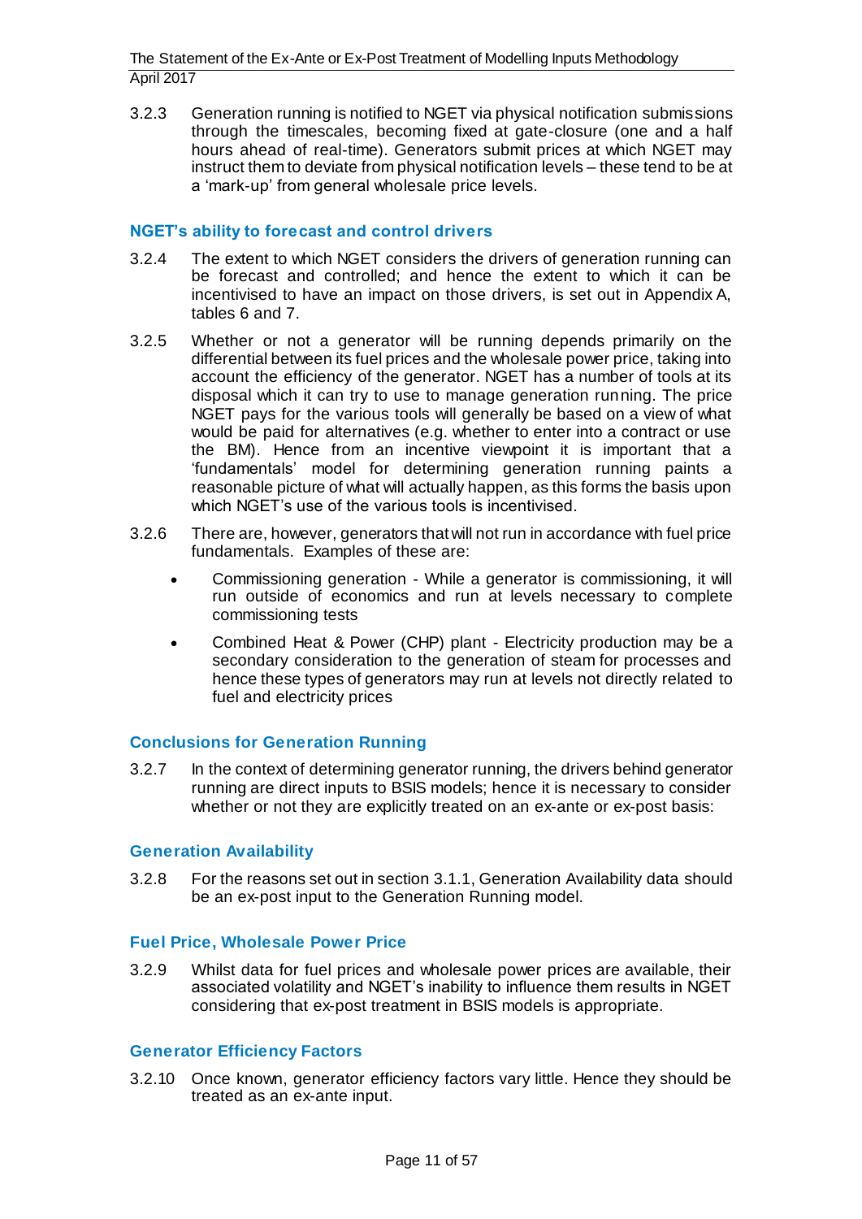3.2.3 Generation running is notified to NGET via physical notification submissions through the timescales, becoming fixed at gate-closure (one and a half hours ahead of real-time). Generators submit prices at which NGET may instruct them to deviate from physical notification levels – these tend to be at a 'mark-up' from general wholesale price levels.

### NGET's ability to forecast and control drivers

3.2.4 The extent to which NGET considers the drivers of generation running can be forecast and controlled; and hence the extent to which it can be incentivised to have an impact on those drivers, is set out in Appendix A, tables 6 and 7.

3.2.5 Whether or not a generator will be running depends primarily on the differential between its fuel prices and the wholesale power price, taking into account the efficiency of the generator. NGET has a number of tools at its disposal which it can try to use to manage generation running. The price NGET pays for the various tools will generally be based on a view of what would be paid for alternatives (e.g. whether to enter into a contract or use the BM). Hence from an incentive viewpoint it is important that a 'fundamentals' model for determining generation running paints a reasonable picture of what will actually happen, as this forms the basis upon which NGET's use of the various tools is incentivised.

3.2.6 There are, however, generators that will not run in accordance with fuel price fundamentals. Examples of these are:

- Commissioning generation - While a generator is commissioning, it will run outside of economics and run at levels necessary to complete commissioning tests
- Combined Heat & Power (CHP) plant - Electricity production may be a secondary consideration to the generation of steam for processes and hence these types of generators may run at levels not directly related to fuel and electricity prices

### Conclusions for Generation Running

3.2.7 In the context of determining generator running, the drivers behind generator running are direct inputs to BSIS models; hence it is necessary to consider whether or not they are explicitly treated on an ex-ante or ex-post basis:

### Generation Availability

3.2.8 For the reasons set out in section 3.1.1, Generation Availability data should be an ex-post input to the Generation Running model.

### Fuel Price, Wholesale Power Price

3.2.9 Whilst data for fuel prices and wholesale power prices are available, their associated volatility and NGET's inability to influence them results in NGET considering that ex-post treatment in BSIS models is appropriate.

### Generator Efficiency Factors

3.2.10 Once known, generator efficiency factors vary little. Hence they should be treated as an ex-ante input.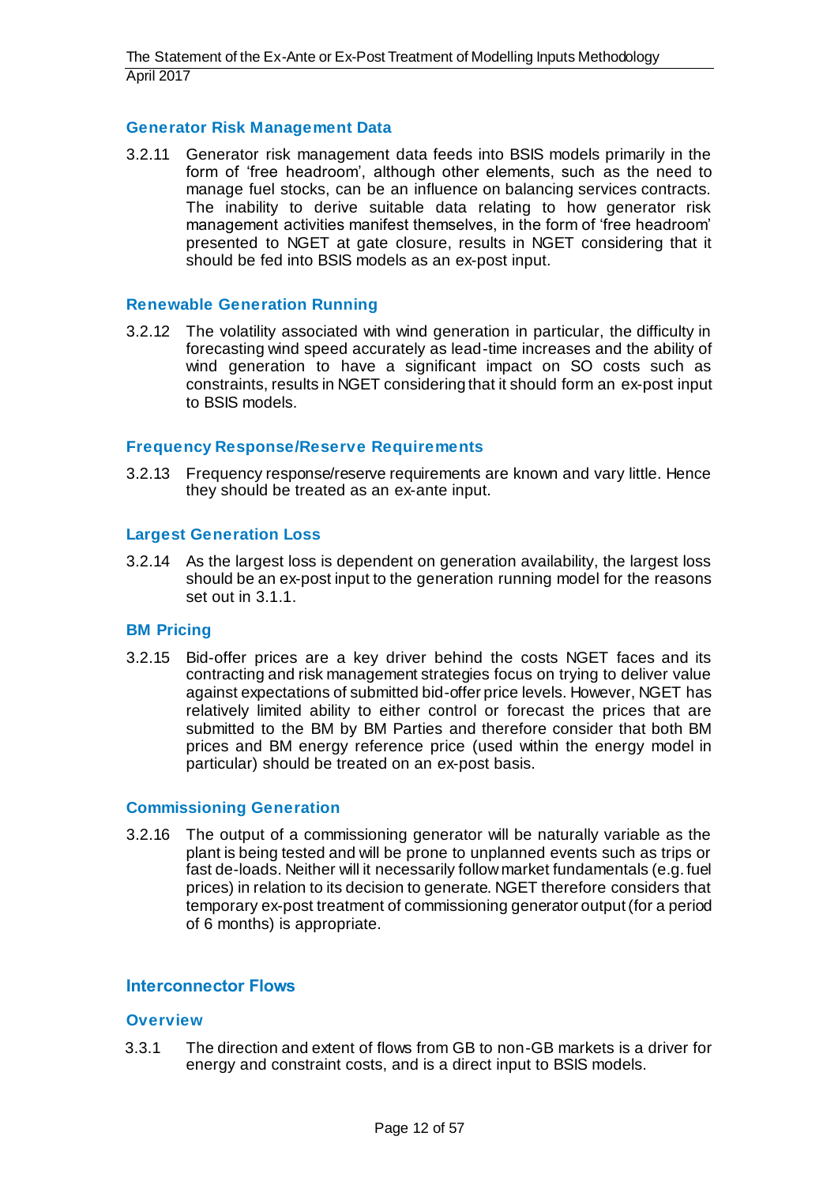### Generator Risk Management Data

3.2.11 Generator risk management data feeds into BSIS models primarily in the form of 'free headroom', although other elements, such as the need to manage fuel stocks, can be an influence on balancing services contracts. The inability to derive suitable data relating to how generator risk management activities manifest themselves, in the form of 'free headroom' presented to NGET at gate closure, results in NGET considering that it should be fed into BSIS models as an ex-post input.

### Renewable Generation Running

3.2.12 The volatility associated with wind generation in particular, the difficulty in forecasting wind speed accurately as lead-time increases and the ability of wind generation to have a significant impact on SO costs such as constraints, results in NGET considering that it should form an ex-post input to BSIS models.

### Frequency Response/Reserve Requirements

3.2.13 Frequency response/reserve requirements are known and vary little. Hence they should be treated as an ex-ante input.

### Largest Generation Loss

3.2.14 As the largest loss is dependent on generation availability, the largest loss should be an ex-post input to the generation running model for the reasons set out in 3.1.1.

### BM Pricing

3.2.15 Bid-offer prices are a key driver behind the costs NGET faces and its contracting and risk management strategies focus on trying to deliver value against expectations of submitted bid-offer price levels. However, NGET has relatively limited ability to either control or forecast the prices that are submitted to the BM by BM Parties and therefore consider that both BM prices and BM energy reference price (used within the energy model in particular) should be treated on an ex-post basis.

### Commissioning Generation

3.2.16 The output of a commissioning generator will be naturally variable as the plant is being tested and will be prone to unplanned events such as trips or fast de-loads. Neither will it necessarily follow market fundamentals (e.g. fuel prices) in relation to its decision to generate. NGET therefore considers that temporary ex-post treatment of commissioning generator output (for a period of 6 months) is appropriate.

## Interconnector Flows

### Overview

3.3.1 The direction and extent of flows from GB to non-GB markets is a driver for energy and constraint costs, and is a direct input to BSIS models.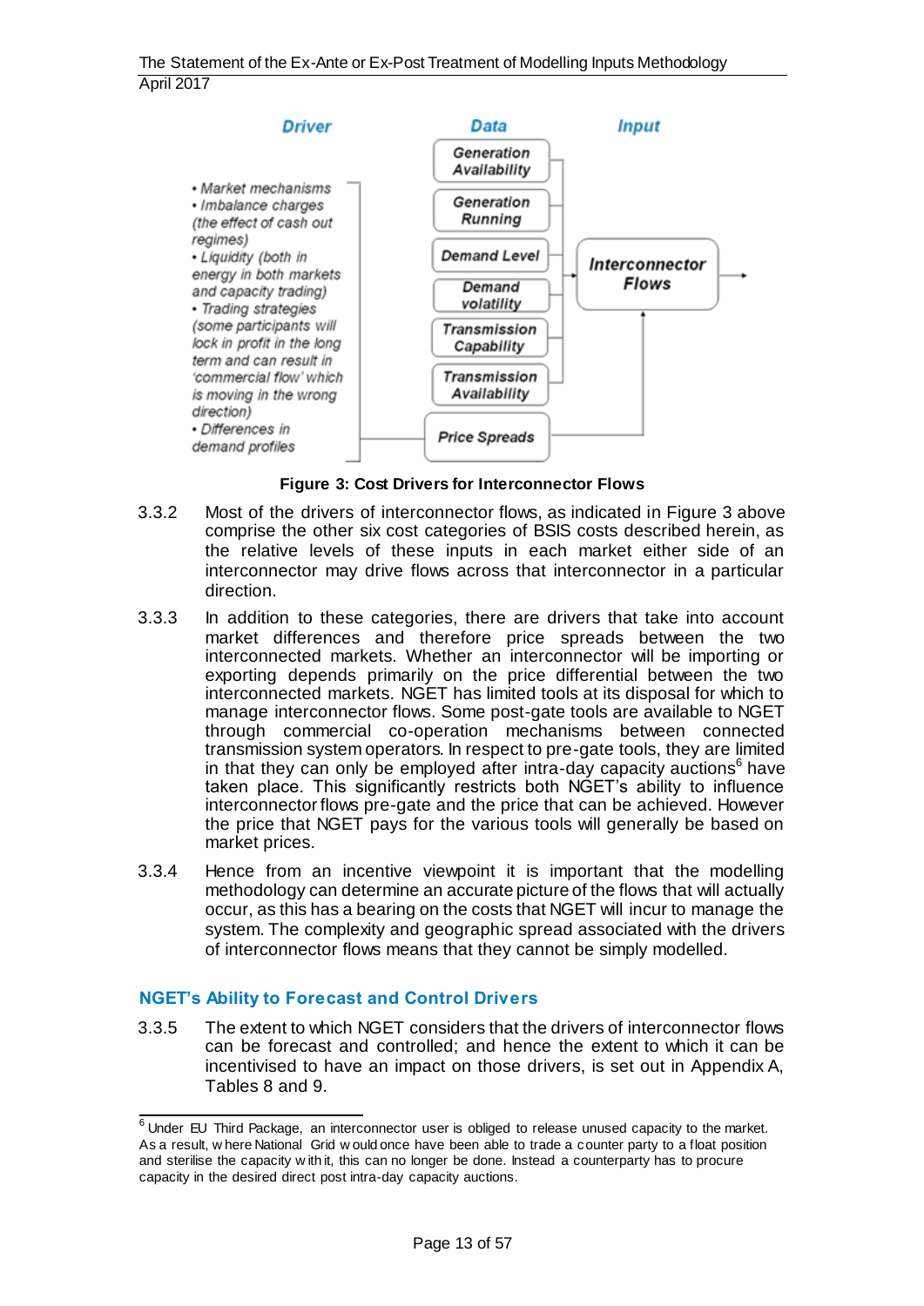**Driver** | **Data** | **Input**

- *Market mechanisms*
- *Imbalance charges (the effect of cash out regimes)*
- *Liquidity (both in energy in both markets and capacity trading)*
- *Trading strategies (some participants will lock in profit in the long term and can result in 'commercial flow' which is moving in the wrong direction)*
- *Differences in demand profiles*

Generation Availability; Generation Running; Demand Level; Demand volatility; Transmission Capability; Transmission Availability; Price Spreads → Interconnector Flows

**Figure 3: Cost Drivers for Interconnector Flows**

3.3.2 Most of the drivers of interconnector flows, as indicated in Figure 3 above comprise the other six cost categories of BSIS costs described herein, as the relative levels of these inputs in each market either side of an interconnector may drive flows across that interconnector in a particular direction.

3.3.3 In addition to these categories, there are drivers that take into account market differences and therefore price spreads between the two interconnected markets. Whether an interconnector will be importing or exporting depends primarily on the price differential between the two interconnected markets. NGET has limited tools at its disposal for which to manage interconnector flows. Some post-gate tools are available to NGET through commercial co-operation mechanisms between connected transmission system operators. In respect to pre-gate tools, they are limited in that they can only be employed after intra-day capacity auctions[6] have taken place. This significantly restricts both NGET's ability to influence interconnector flows pre-gate and the price that can be achieved. However the price that NGET pays for the various tools will generally be based on market prices.

3.3.4 Hence from an incentive viewpoint it is important that the modelling methodology can determine an accurate picture of the flows that will actually occur, as this has a bearing on the costs that NGET will incur to manage the system. The complexity and geographic spread associated with the drivers of interconnector flows means that they cannot be simply modelled.

### NGET's Ability to Forecast and Control Drivers

3.3.5 The extent to which NGET considers that the drivers of interconnector flows can be forecast and controlled; and hence the extent to which it can be incentivised to have an impact on those drivers, is set out in Appendix A, Tables 8 and 9.

---

[6] Under EU Third Package, an interconnector user is obliged to release unused capacity to the market. As a result, where National Grid would once have been able to trade a counter party to a float position and sterilise the capacity with it, this can no longer be done. Instead a counterparty has to procure capacity in the desired direct post intra-day capacity auctions.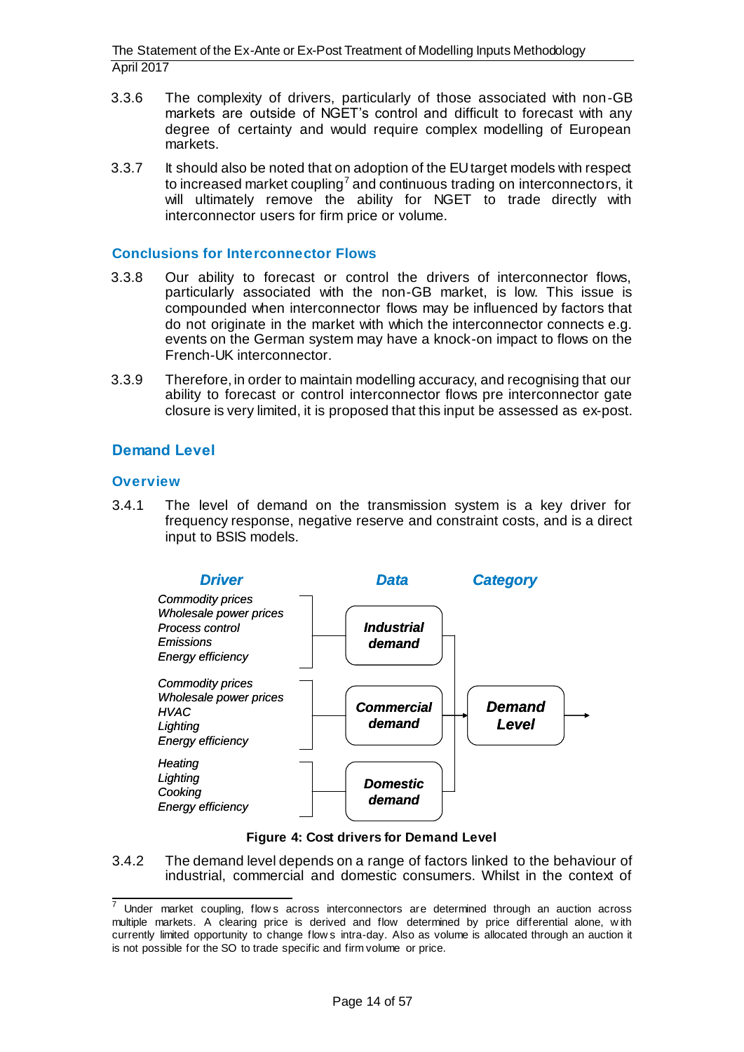3.3.6 The complexity of drivers, particularly of those associated with non-GB markets are outside of NGET's control and difficult to forecast with any degree of certainty and would require complex modelling of European markets.

3.3.7 It should also be noted that on adoption of the EU target models with respect to increased market coupling[7] and continuous trading on interconnectors, it will ultimately remove the ability for NGET to trade directly with interconnector users for firm price or volume.

### Conclusions for Interconnector Flows

3.3.8 Our ability to forecast or control the drivers of interconnector flows, particularly associated with the non-GB market, is low. This issue is compounded when interconnector flows may be influenced by factors that do not originate in the market with which the interconnector connects e.g. events on the German system may have a knock-on impact to flows on the French-UK interconnector.

3.3.9 Therefore, in order to maintain modelling accuracy, and recognising that our ability to forecast or control interconnector flows pre interconnector gate closure is very limited, it is proposed that this input be assessed as ex-post.

## Demand Level

### Overview

3.4.1 The level of demand on the transmission system is a key driver for frequency response, negative reserve and constraint costs, and is a direct input to BSIS models.

| *Driver* | *Data* | *Category* |
|---|---|---|
| *Commodity prices*<br>*Wholesale power prices*<br>*Process control*<br>*Emissions*<br>*Energy efficiency* | ***Industrial demand*** | ***Demand Level*** |
| *Commodity prices*<br>*Wholesale power prices*<br>*HVAC*<br>*Lighting*<br>*Energy efficiency* | ***Commercial demand*** | |
| *Heating*<br>*Lighting*<br>*Cooking*<br>*Energy efficiency* | ***Domestic demand*** | |

**Figure 4: Cost drivers for Demand Level**

3.4.2 The demand level depends on a range of factors linked to the behaviour of industrial, commercial and domestic consumers. Whilst in the context of

[7] Under market coupling, flows across interconnectors are determined through an auction across multiple markets. A clearing price is derived and flow determined by price differential alone, with currently limited opportunity to change flows intra-day. Also as volume is allocated through an auction it is not possible for the SO to trade specific and firm volume or price.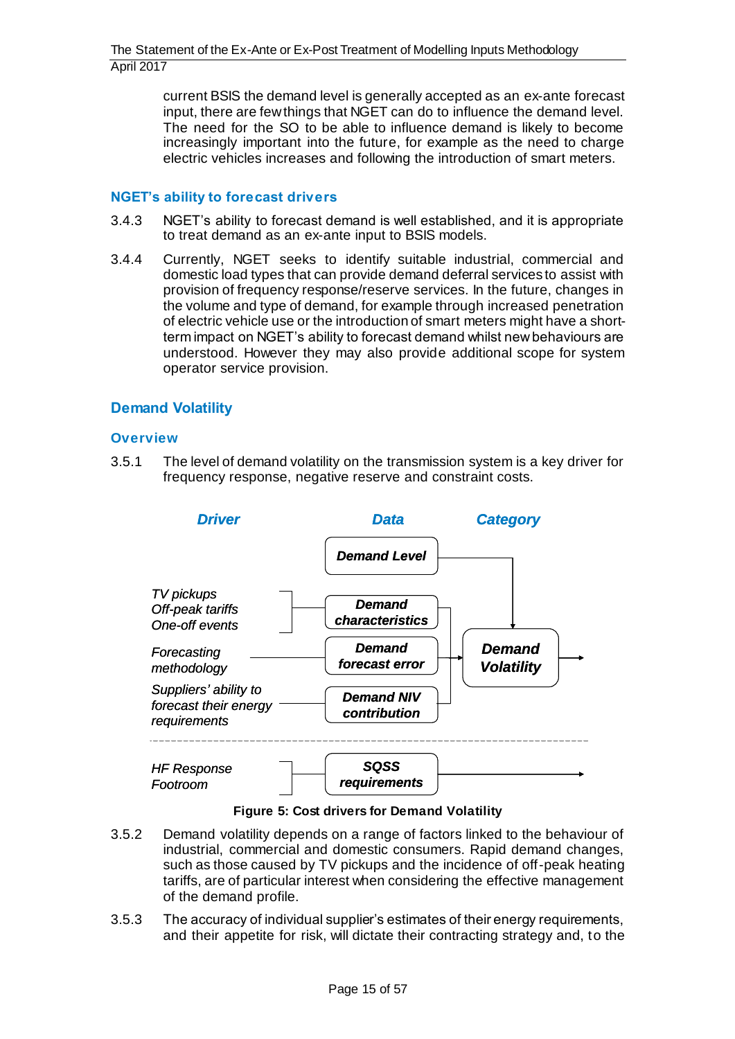current BSIS the demand level is generally accepted as an ex-ante forecast input, there are few things that NGET can do to influence the demand level. The need for the SO to be able to influence demand is likely to become increasingly important into the future, for example as the need to charge electric vehicles increases and following the introduction of smart meters.

### NGET's ability to forecast drivers

3.4.3 NGET's ability to forecast demand is well established, and it is appropriate to treat demand as an ex-ante input to BSIS models.

3.4.4 Currently, NGET seeks to identify suitable industrial, commercial and domestic load types that can provide demand deferral services to assist with provision of frequency response/reserve services. In the future, changes in the volume and type of demand, for example through increased penetration of electric vehicle use or the introduction of smart meters might have a short-term impact on NGET's ability to forecast demand whilst new behaviours are understood. However they may also provide additional scope for system operator service provision.

## Demand Volatility

### Overview

3.5.1 The level of demand volatility on the transmission system is a key driver for frequency response, negative reserve and constraint costs.

| Driver | Data | Category |
|---|---|---|
| | Demand Level | Demand Volatility |
| TV pickups<br>Off-peak tariffs<br>One-off events | Demand characteristics | Demand Volatility |
| Forecasting methodology | Demand forecast error | Demand Volatility |
| Suppliers' ability to forecast their energy requirements | Demand NIV contribution | Demand Volatility |
| HF Response<br>Footroom | SQSS requirements | |

**Figure 5: Cost drivers for Demand Volatility**

3.5.2 Demand volatility depends on a range of factors linked to the behaviour of industrial, commercial and domestic consumers. Rapid demand changes, such as those caused by TV pickups and the incidence of off-peak heating tariffs, are of particular interest when considering the effective management of the demand profile.

3.5.3 The accuracy of individual supplier's estimates of their energy requirements, and their appetite for risk, will dictate their contracting strategy and, to the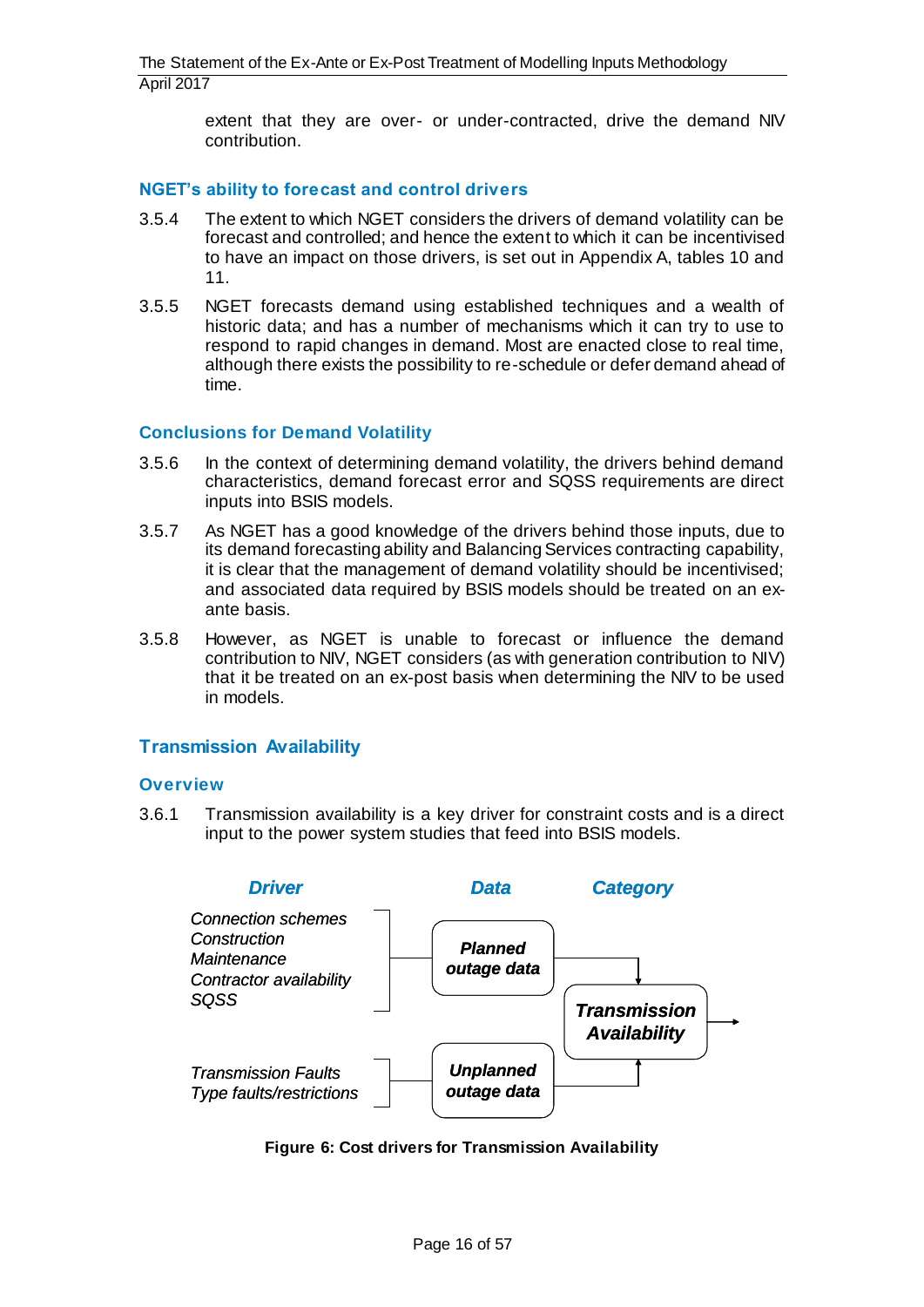extent that they are over- or under-contracted, drive the demand NIV contribution.

### NGET's ability to forecast and control drivers

3.5.4 The extent to which NGET considers the drivers of demand volatility can be forecast and controlled; and hence the extent to which it can be incentivised to have an impact on those drivers, is set out in Appendix A, tables 10 and 11.

3.5.5 NGET forecasts demand using established techniques and a wealth of historic data; and has a number of mechanisms which it can try to use to respond to rapid changes in demand. Most are enacted close to real time, although there exists the possibility to re-schedule or defer demand ahead of time.

### Conclusions for Demand Volatility

3.5.6 In the context of determining demand volatility, the drivers behind demand characteristics, demand forecast error and SQSS requirements are direct inputs into BSIS models.

3.5.7 As NGET has a good knowledge of the drivers behind those inputs, due to its demand forecasting ability and Balancing Services contracting capability, it is clear that the management of demand volatility should be incentivised; and associated data required by BSIS models should be treated on an ex-ante basis.

3.5.8 However, as NGET is unable to forecast or influence the demand contribution to NIV, NGET considers (as with generation contribution to NIV) that it be treated on an ex-post basis when determining the NIV to be used in models.

## Transmission Availability

### Overview

3.6.1 Transmission availability is a key driver for constraint costs and is a direct input to the power system studies that feed into BSIS models.

| *Driver* | *Data* | *Category* |
|---|---|---|
| *Connection schemes*<br>*Construction*<br>*Maintenance*<br>*Contractor availability*<br>*SQSS* | ***Planned outage data*** | ***Transmission Availability*** |
| *Transmission Faults*<br>*Type faults/restrictions* | ***Unplanned outage data*** | ***Transmission Availability*** |

**Figure 6: Cost drivers for Transmission Availability**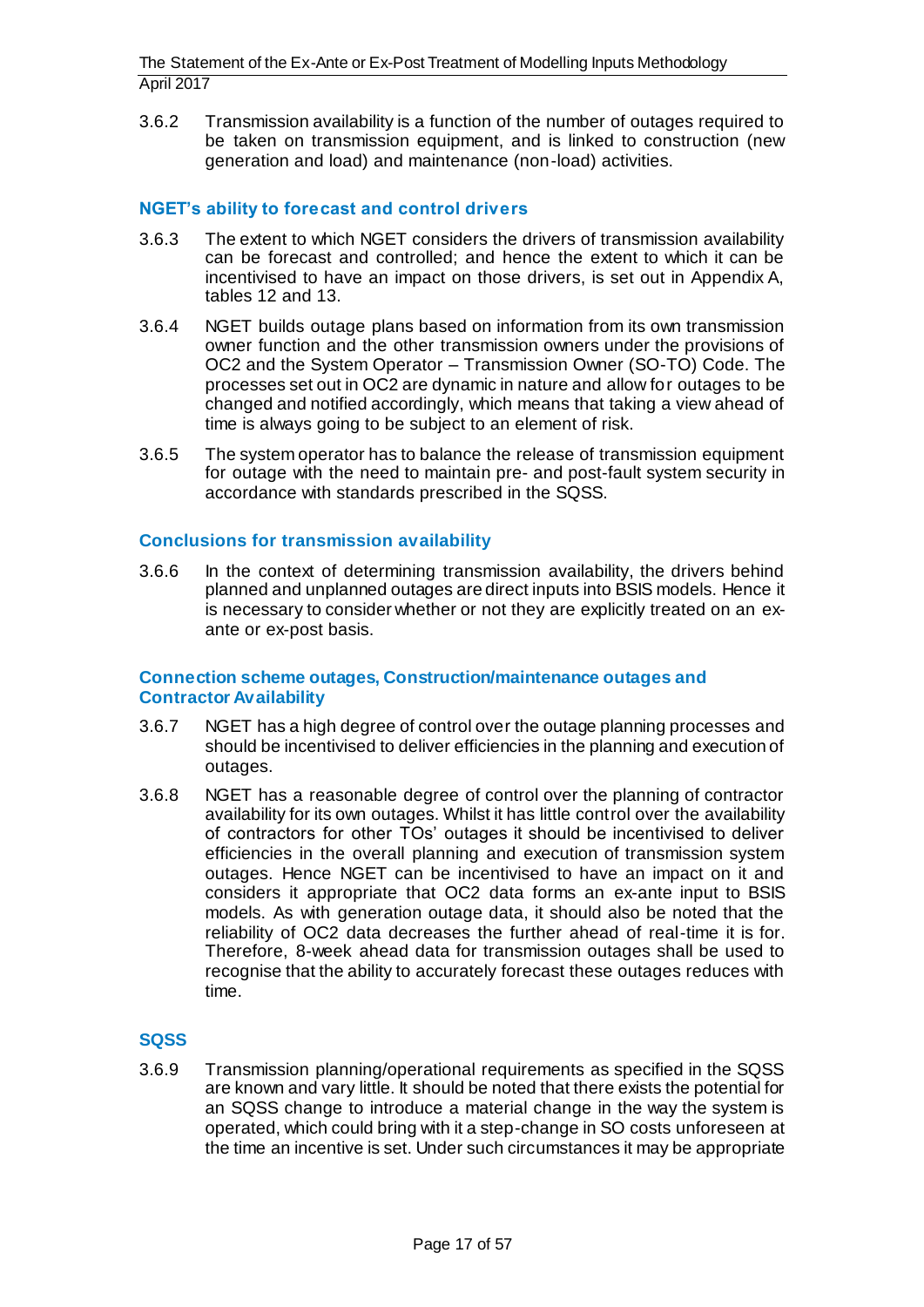3.6.2 Transmission availability is a function of the number of outages required to be taken on transmission equipment, and is linked to construction (new generation and load) and maintenance (non-load) activities.

### NGET's ability to forecast and control drivers

3.6.3 The extent to which NGET considers the drivers of transmission availability can be forecast and controlled; and hence the extent to which it can be incentivised to have an impact on those drivers, is set out in Appendix A, tables 12 and 13.

3.6.4 NGET builds outage plans based on information from its own transmission owner function and the other transmission owners under the provisions of OC2 and the System Operator – Transmission Owner (SO-TO) Code. The processes set out in OC2 are dynamic in nature and allow for outages to be changed and notified accordingly, which means that taking a view ahead of time is always going to be subject to an element of risk.

3.6.5 The system operator has to balance the release of transmission equipment for outage with the need to maintain pre- and post-fault system security in accordance with standards prescribed in the SQSS.

### Conclusions for transmission availability

3.6.6 In the context of determining transmission availability, the drivers behind planned and unplanned outages are direct inputs into BSIS models. Hence it is necessary to consider whether or not they are explicitly treated on an ex-ante or ex-post basis.

### Connection scheme outages, Construction/maintenance outages and Contractor Availability

3.6.7 NGET has a high degree of control over the outage planning processes and should be incentivised to deliver efficiencies in the planning and execution of outages.

3.6.8 NGET has a reasonable degree of control over the planning of contractor availability for its own outages. Whilst it has little control over the availability of contractors for other TOs' outages it should be incentivised to deliver efficiencies in the overall planning and execution of transmission system outages. Hence NGET can be incentivised to have an impact on it and considers it appropriate that OC2 data forms an ex-ante input to BSIS models. As with generation outage data, it should also be noted that the reliability of OC2 data decreases the further ahead of real-time it is for. Therefore, 8-week ahead data for transmission outages shall be used to recognise that the ability to accurately forecast these outages reduces with time.

### SQSS

3.6.9 Transmission planning/operational requirements as specified in the SQSS are known and vary little. It should be noted that there exists the potential for an SQSS change to introduce a material change in the way the system is operated, which could bring with it a step-change in SO costs unforeseen at the time an incentive is set. Under such circumstances it may be appropriate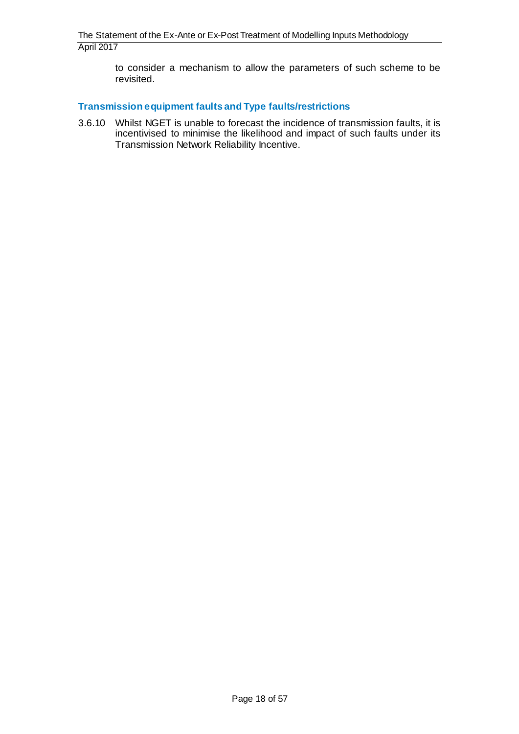to consider a mechanism to allow the parameters of such scheme to be revisited.

### Transmission equipment faults and Type faults/restrictions

3.6.10 Whilst NGET is unable to forecast the incidence of transmission faults, it is incentivised to minimise the likelihood and impact of such faults under its Transmission Network Reliability Incentive.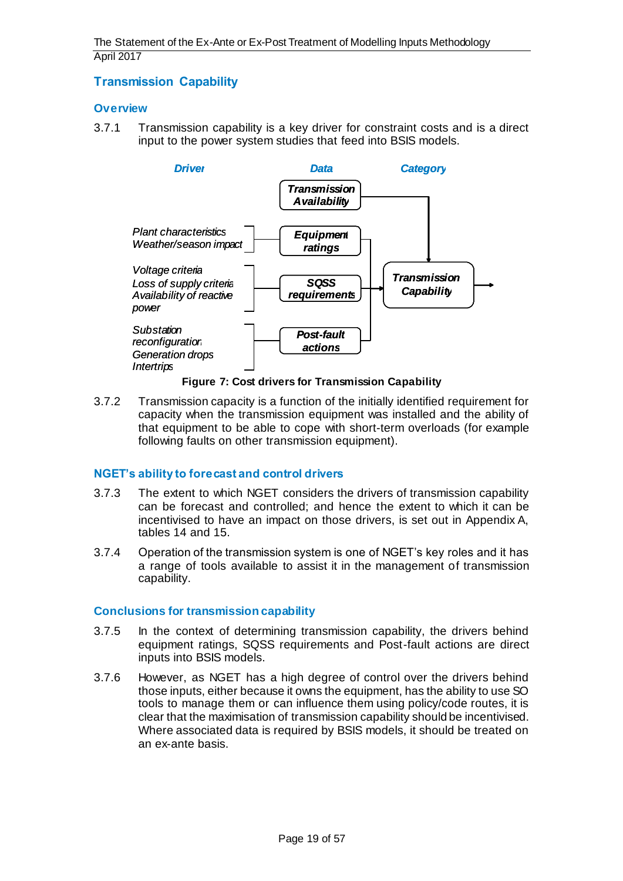## Transmission Capability

### Overview

3.7.1 Transmission capability is a key driver for constraint costs and is a direct input to the power system studies that feed into BSIS models.

| Driver | Data | Category |
|---|---|---|
| | Transmission Availability | Transmission Capability |
| Plant characteristics<br>Weather/season impact | Equipment ratings | |
| Voltage criteria<br>Loss of supply criteria<br>Availability of reactive power | SQSS requirements | |
| Substation reconfiguration<br>Generation drops<br>Intertrips | Post-fault actions | |

**Figure 7: Cost drivers for Transmission Capability**

3.7.2 Transmission capacity is a function of the initially identified requirement for capacity when the transmission equipment was installed and the ability of that equipment to be able to cope with short-term overloads (for example following faults on other transmission equipment).

### NGET's ability to forecast and control drivers

3.7.3 The extent to which NGET considers the drivers of transmission capability can be forecast and controlled; and hence the extent to which it can be incentivised to have an impact on those drivers, is set out in Appendix A, tables 14 and 15.

3.7.4 Operation of the transmission system is one of NGET's key roles and it has a range of tools available to assist it in the management of transmission capability.

### Conclusions for transmission capability

3.7.5 In the context of determining transmission capability, the drivers behind equipment ratings, SQSS requirements and Post-fault actions are direct inputs into BSIS models.

3.7.6 However, as NGET has a high degree of control over the drivers behind those inputs, either because it owns the equipment, has the ability to use SO tools to manage them or can influence them using policy/code routes, it is clear that the maximisation of transmission capability should be incentivised. Where associated data is required by BSIS models, it should be treated on an ex-ante basis.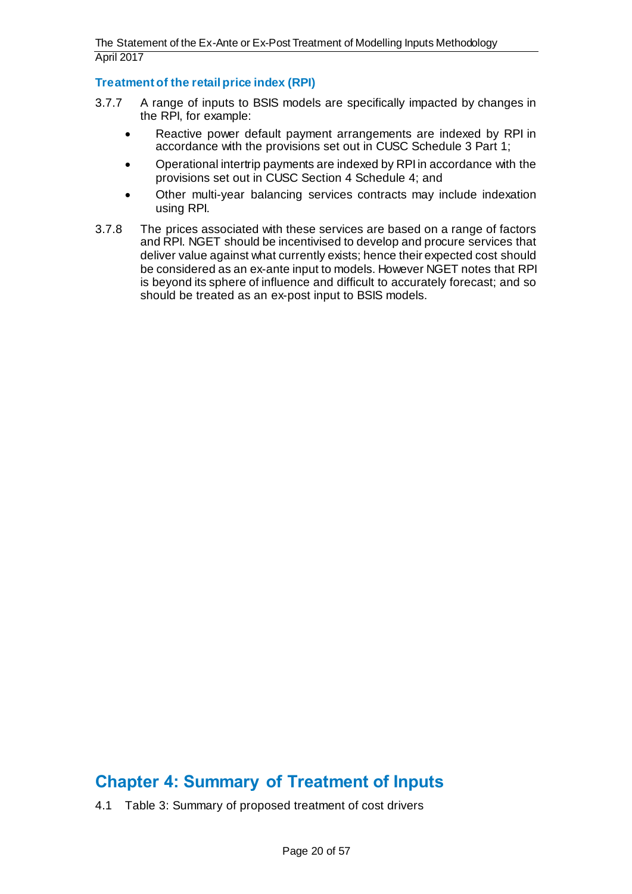### Treatment of the retail price index (RPI)

3.7.7 A range of inputs to BSIS models are specifically impacted by changes in the RPI, for example:

- Reactive power default payment arrangements are indexed by RPI in accordance with the provisions set out in CUSC Schedule 3 Part 1;
- Operational intertrip payments are indexed by RPI in accordance with the provisions set out in CUSC Section 4 Schedule 4; and
- Other multi-year balancing services contracts may include indexation using RPI.

3.7.8 The prices associated with these services are based on a range of factors and RPI. NGET should be incentivised to develop and procure services that deliver value against what currently exists; hence their expected cost should be considered as an ex-ante input to models. However NGET notes that RPI is beyond its sphere of influence and difficult to accurately forecast; and so should be treated as an ex-post input to BSIS models.

## Chapter 4: Summary of Treatment of Inputs

4.1 Table 3: Summary of proposed treatment of cost drivers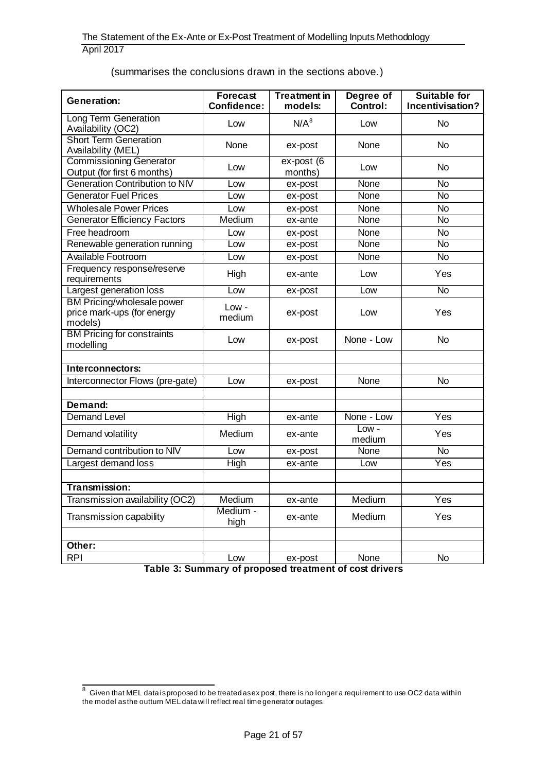(summarises the conclusions drawn in the sections above.)

| Generation: | Forecast Confidence: | Treatment in models: | Degree of Control: | Suitable for Incentivisation? |
|---|---|---|---|---|
| Long Term Generation Availability (OC2) | Low | N/A[8] | Low | No |
| Short Term Generation Availability (MEL) | None | ex-post | None | No |
| Commissioning Generator Output (for first 6 months) | Low | ex-post (6 months) | Low | No |
| Generation Contribution to NIV | Low | ex-post | None | No |
| Generator Fuel Prices | Low | ex-post | None | No |
| Wholesale Power Prices | Low | ex-post | None | No |
| Generator Efficiency Factors | Medium | ex-ante | None | No |
| Free headroom | Low | ex-post | None | No |
| Renewable generation running | Low | ex-post | None | No |
| Available Footroom | Low | ex-post | None | No |
| Frequency response/reserve requirements | High | ex-ante | Low | Yes |
| Largest generation loss | Low | ex-post | Low | No |
| BM Pricing/wholesale power price mark-ups (for energy models) | Low - medium | ex-post | Low | Yes |
| BM Pricing for constraints modelling | Low | ex-post | None - Low | No |
| | | | | |
| **Interconnectors:** | | | | |
| Interconnector Flows (pre-gate) | Low | ex-post | None | No |
| | | | | |
| **Demand:** | | | | |
| Demand Level | High | ex-ante | None - Low | Yes |
| Demand volatility | Medium | ex-ante | Low - medium | Yes |
| Demand contribution to NIV | Low | ex-post | None | No |
| Largest demand loss | High | ex-ante | Low | Yes |
| | | | | |
| **Transmission:** | | | | |
| Transmission availability (OC2) | Medium | ex-ante | Medium | Yes |
| Transmission capability | Medium - high | ex-ante | Medium | Yes |
| | | | | |
| **Other:** | | | | |
| RPI | Low | ex-post | None | No |

**Table 3: Summary of proposed treatment of cost drivers**

[8] Given that MEL data is proposed to be treated as ex post, there is no longer a requirement to use OC2 data within the model as the outturn MEL data will reflect real time generator outages.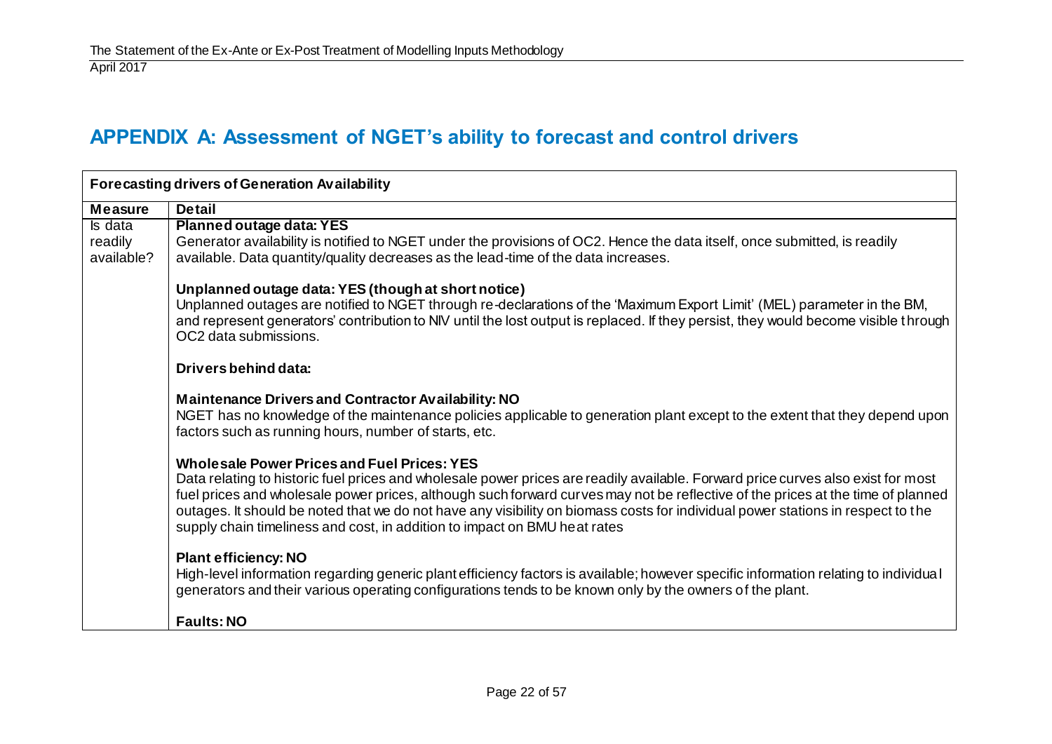## APPENDIX A: Assessment of NGET's ability to forecast and control drivers

| Forecasting drivers of Generation Availability | |
|---|---|
| **Measure** | **Detail** |
| Is data readily available? | **Planned outage data: YES**<br>Generator availability is notified to NGET under the provisions of OC2. Hence the data itself, once submitted, is readily available. Data quantity/quality decreases as the lead-time of the data increases.<br><br>**Unplanned outage data: YES (though at short notice)**<br>Unplanned outages are notified to NGET through re-declarations of the 'Maximum Export Limit' (MEL) parameter in the BM, and represent generators' contribution to NIV until the lost output is replaced. If they persist, they would become visible through OC2 data submissions.<br><br>**Drivers behind data:**<br><br>**Maintenance Drivers and Contractor Availability: NO**<br>NGET has no knowledge of the maintenance policies applicable to generation plant except to the extent that they depend upon factors such as running hours, number of starts, etc.<br><br>**Wholesale Power Prices and Fuel Prices: YES**<br>Data relating to historic fuel prices and wholesale power prices are readily available. Forward price curves also exist for most fuel prices and wholesale power prices, although such forward curves may not be reflective of the prices at the time of planned outages. It should be noted that we do not have any visibility on biomass costs for individual power stations in respect to the supply chain timeliness and cost, in addition to impact on BMU heat rates<br><br>**Plant efficiency: NO**<br>High-level information regarding generic plant efficiency factors is available; however specific information relating to individual generators and their various operating configurations tends to be known only by the owners of the plant.<br><br>**Faults: NO** |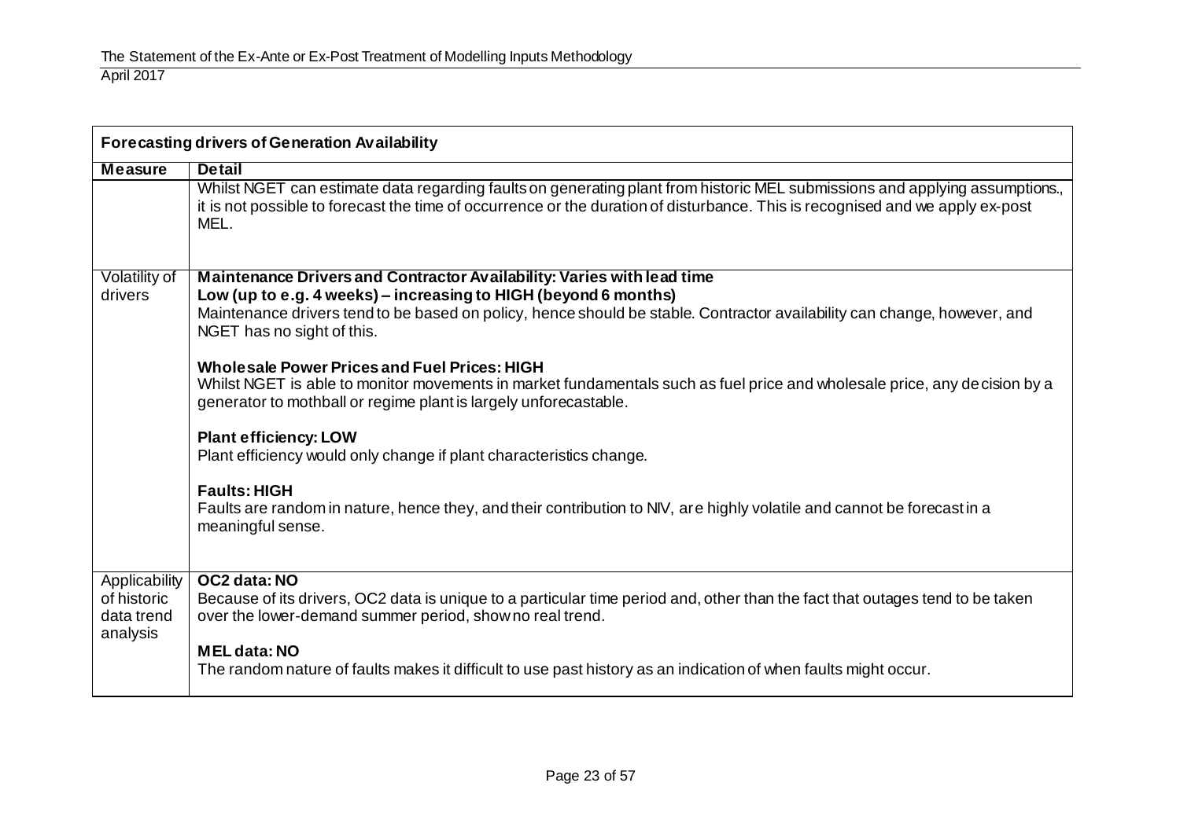| Forecasting drivers of Generation Availability | |
|---|---|
| **Measure** | **Detail** |
| | Whilst NGET can estimate data regarding faults on generating plant from historic MEL submissions and applying assumptions., it is not possible to forecast the time of occurrence or the duration of disturbance. This is recognised and we apply ex-post MEL. |
| Volatility of drivers | **Maintenance Drivers and Contractor Availability: Varies with lead time**<br>**Low (up to e.g. 4 weeks) – increasing to HIGH (beyond 6 months)**<br>Maintenance drivers tend to be based on policy, hence should be stable. Contractor availability can change, however, and NGET has no sight of this.<br><br>**Wholesale Power Prices and Fuel Prices: HIGH**<br>Whilst NGET is able to monitor movements in market fundamentals such as fuel price and wholesale price, any decision by a generator to mothball or regime plant is largely unforecastable.<br><br>**Plant efficiency: LOW**<br>Plant efficiency would only change if plant characteristics change.<br><br>**Faults: HIGH**<br>Faults are random in nature, hence they, and their contribution to NIV, are highly volatile and cannot be forecast in a meaningful sense. |
| Applicability of historic data trend analysis | **OC2 data: NO**<br>Because of its drivers, OC2 data is unique to a particular time period and, other than the fact that outages tend to be taken over the lower-demand summer period, show no real trend.<br><br>**MEL data: NO**<br>The random nature of faults makes it difficult to use past history as an indication of when faults might occur. |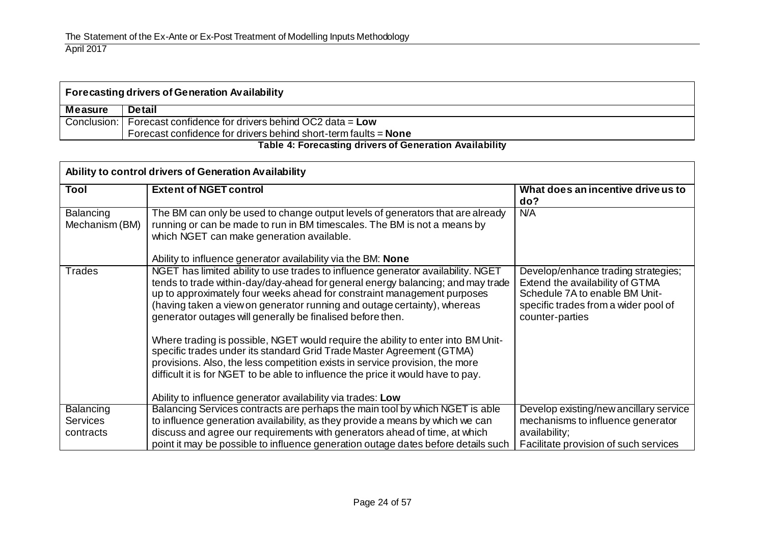| Forecasting drivers of Generation Availability | |
|---|---|
| **Measure** | **Detail** |
| Conclusion: | Forecast confidence for drivers behind OC2 data = **Low**<br>Forecast confidence for drivers behind short-term faults = **None** |

**Table 4: Forecasting drivers of Generation Availability**

| Ability to control drivers of Generation Availability | | |
|---|---|---|
| **Tool** | **Extent of NGET control** | **What does an incentive drive us to do?** |
| Balancing Mechanism (BM) | The BM can only be used to change output levels of generators that are already running or can be made to run in BM timescales. The BM is not a means by which NGET can make generation available.<br><br>Ability to influence generator availability via the BM: **None** | N/A |
| Trades | NGET has limited ability to use trades to influence generator availability. NGET tends to trade within-day/day-ahead for general energy balancing; and may trade up to approximately four weeks ahead for constraint management purposes (having taken a view on generator running and outage certainty), whereas generator outages will generally be finalised before then.<br><br>Where trading is possible, NGET would require the ability to enter into BM Unit-specific trades under its standard Grid Trade Master Agreement (GTMA) provisions. Also, the less competition exists in service provision, the more difficult it is for NGET to be able to influence the price it would have to pay.<br><br>Ability to influence generator availability via trades: **Low** | Develop/enhance trading strategies; Extend the availability of GTMA Schedule 7A to enable BM Unit-specific trades from a wider pool of counter-parties |
| Balancing Services contracts | Balancing Services contracts are perhaps the main tool by which NGET is able to influence generation availability, as they provide a means by which we can discuss and agree our requirements with generators ahead of time, at which point it may be possible to influence generation outage dates before details such | Develop existing/new ancillary service mechanisms to influence generator availability;<br>Facilitate provision of such services |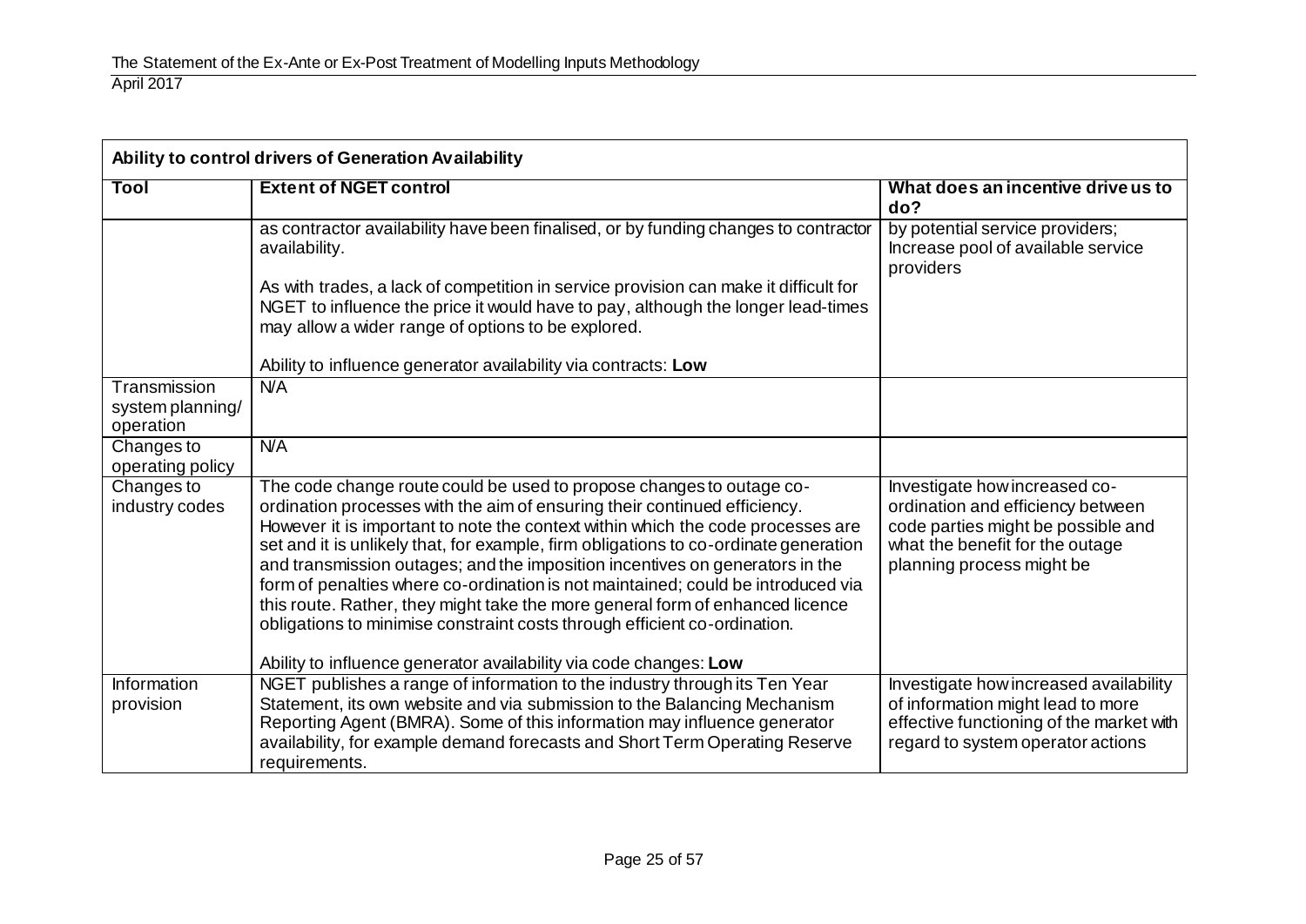| Ability to control drivers of Generation Availability | | |
|---|---|---|
| **Tool** | **Extent of NGET control** | **What does an incentive drive us to do?** |
| | as contractor availability have been finalised, or by funding changes to contractor availability.<br><br>As with trades, a lack of competition in service provision can make it difficult for NGET to influence the price it would have to pay, although the longer lead-times may allow a wider range of options to be explored.<br><br>Ability to influence generator availability via contracts: **Low** | by potential service providers; Increase pool of available service providers |
| Transmission system planning/ operation | N/A | |
| Changes to operating policy | N/A | |
| Changes to industry codes | The code change route could be used to propose changes to outage co-ordination processes with the aim of ensuring their continued efficiency. However it is important to note the context within which the code processes are set and it is unlikely that, for example, firm obligations to co-ordinate generation and transmission outages; and the imposition incentives on generators in the form of penalties where co-ordination is not maintained; could be introduced via this route. Rather, they might take the more general form of enhanced licence obligations to minimise constraint costs through efficient co-ordination.<br><br>Ability to influence generator availability via code changes: **Low** | Investigate how increased co-ordination and efficiency between code parties might be possible and what the benefit for the outage planning process might be |
| Information provision | NGET publishes a range of information to the industry through its Ten Year Statement, its own website and via submission to the Balancing Mechanism Reporting Agent (BMRA). Some of this information may influence generator availability, for example demand forecasts and Short Term Operating Reserve requirements. | Investigate how increased availability of information might lead to more effective functioning of the market with regard to system operator actions |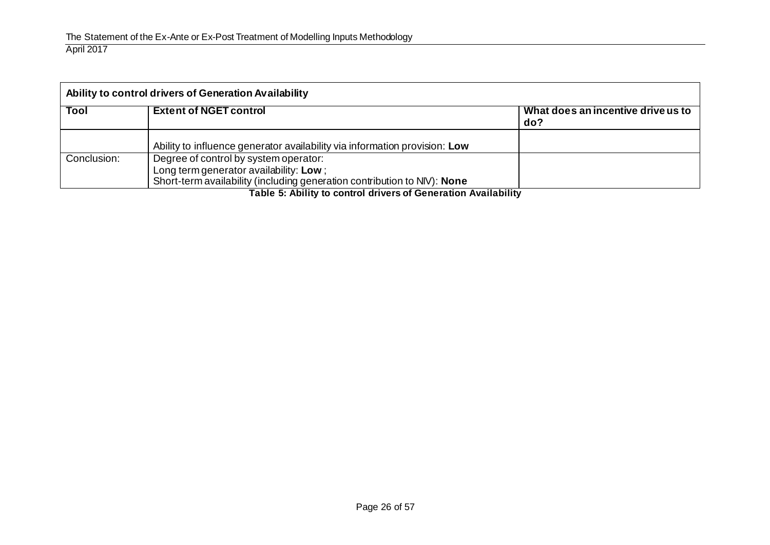| Ability to control drivers of Generation Availability | | |
|---|---|---|
| **Tool** | **Extent of NGET control** | **What does an incentive drive us to do?** |
| | Ability to influence generator availability via information provision: **Low** | |
| Conclusion: | Degree of control by system operator:<br>Long term generator availability: **Low** ;<br>Short-term availability (including generation contribution to NIV): **None** | |

**Table 5: Ability to control drivers of Generation Availability**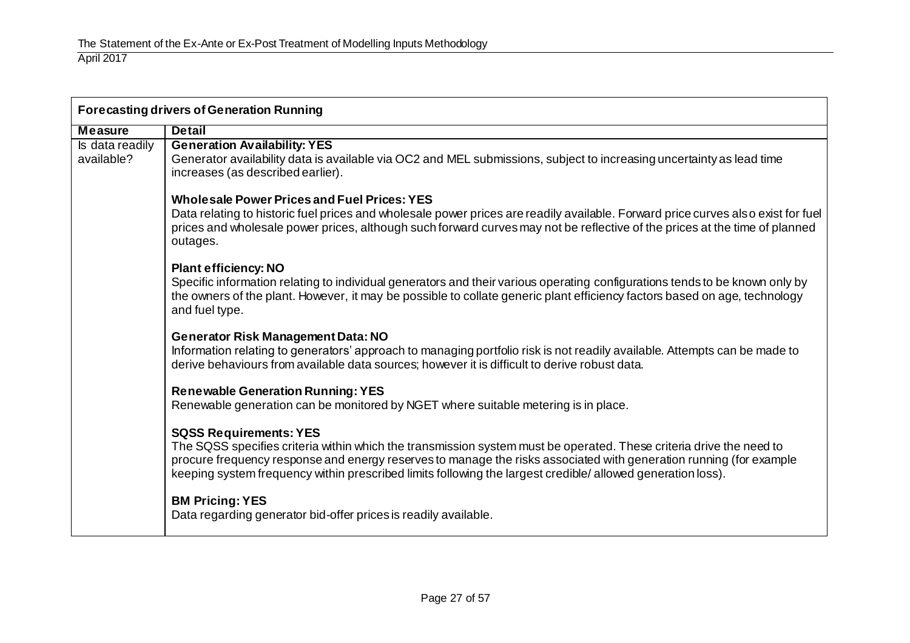| Forecasting drivers of Generation Running | |
|---|---|
| **Measure** | **Detail** |
| Is data readily available? | **Generation Availability: YES**<br>Generator availability data is available via OC2 and MEL submissions, subject to increasing uncertainty as lead time increases (as described earlier).<br><br>**Wholesale Power Prices and Fuel Prices: YES**<br>Data relating to historic fuel prices and wholesale power prices are readily available. Forward price curves also exist for fuel prices and wholesale power prices, although such forward curves may not be reflective of the prices at the time of planned outages.<br><br>**Plant efficiency: NO**<br>Specific information relating to individual generators and their various operating configurations tends to be known only by the owners of the plant. However, it may be possible to collate generic plant efficiency factors based on age, technology and fuel type.<br><br>**Generator Risk Management Data: NO**<br>Information relating to generators' approach to managing portfolio risk is not readily available. Attempts can be made to derive behaviours from available data sources; however it is difficult to derive robust data.<br><br>**Renewable Generation Running: YES**<br>Renewable generation can be monitored by NGET where suitable metering is in place.<br><br>**SQSS Requirements: YES**<br>The SQSS specifies criteria within which the transmission system must be operated. These criteria drive the need to procure frequency response and energy reserves to manage the risks associated with generation running (for example keeping system frequency within prescribed limits following the largest credible/ allowed generation loss).<br><br>**BM Pricing: YES**<br>Data regarding generator bid-offer prices is readily available. |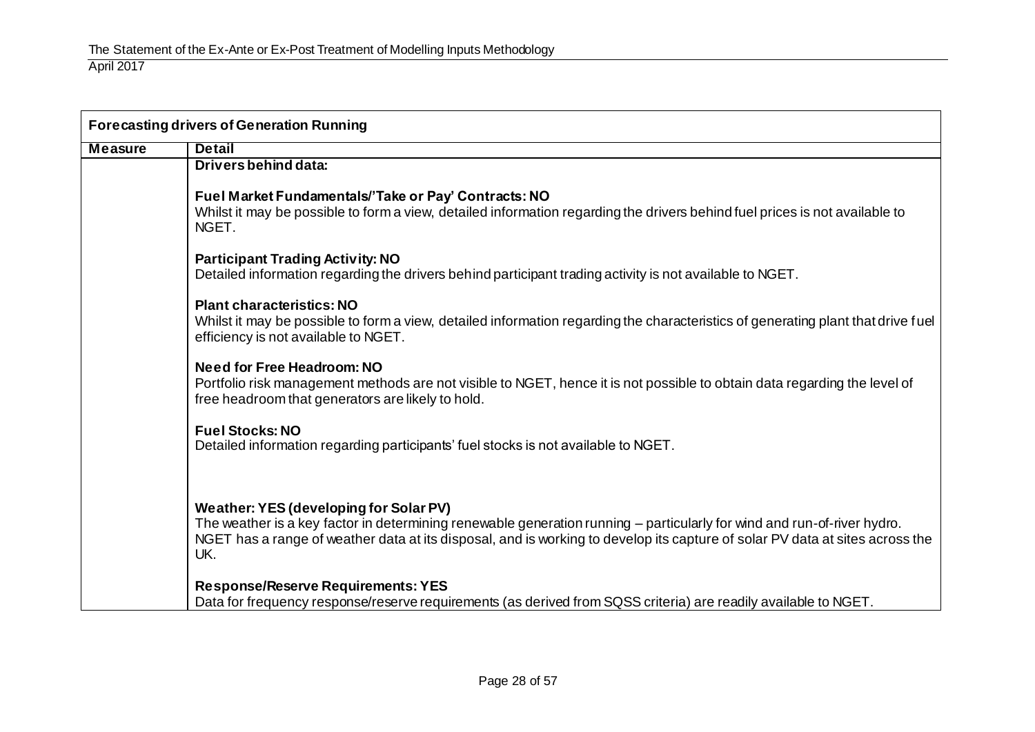| Forecasting drivers of Generation Running | |
|---|---|
| **Measure** | **Detail** |
| | **Drivers behind data:**<br><br>**Fuel Market Fundamentals/'Take or Pay' Contracts: NO**<br>Whilst it may be possible to form a view, detailed information regarding the drivers behind fuel prices is not available to NGET.<br><br>**Participant Trading Activity: NO**<br>Detailed information regarding the drivers behind participant trading activity is not available to NGET.<br><br>**Plant characteristics: NO**<br>Whilst it may be possible to form a view, detailed information regarding the characteristics of generating plant that drive fuel efficiency is not available to NGET.<br><br>**Need for Free Headroom: NO**<br>Portfolio risk management methods are not visible to NGET, hence it is not possible to obtain data regarding the level of free headroom that generators are likely to hold.<br><br>**Fuel Stocks: NO**<br>Detailed information regarding participants' fuel stocks is not available to NGET.<br><br>**Weather: YES (developing for Solar PV)**<br>The weather is a key factor in determining renewable generation running – particularly for wind and run-of-river hydro. NGET has a range of weather data at its disposal, and is working to develop its capture of solar PV data at sites across the UK.<br><br>**Response/Reserve Requirements: YES**<br>Data for frequency response/reserve requirements (as derived from SQSS criteria) are readily available to NGET. |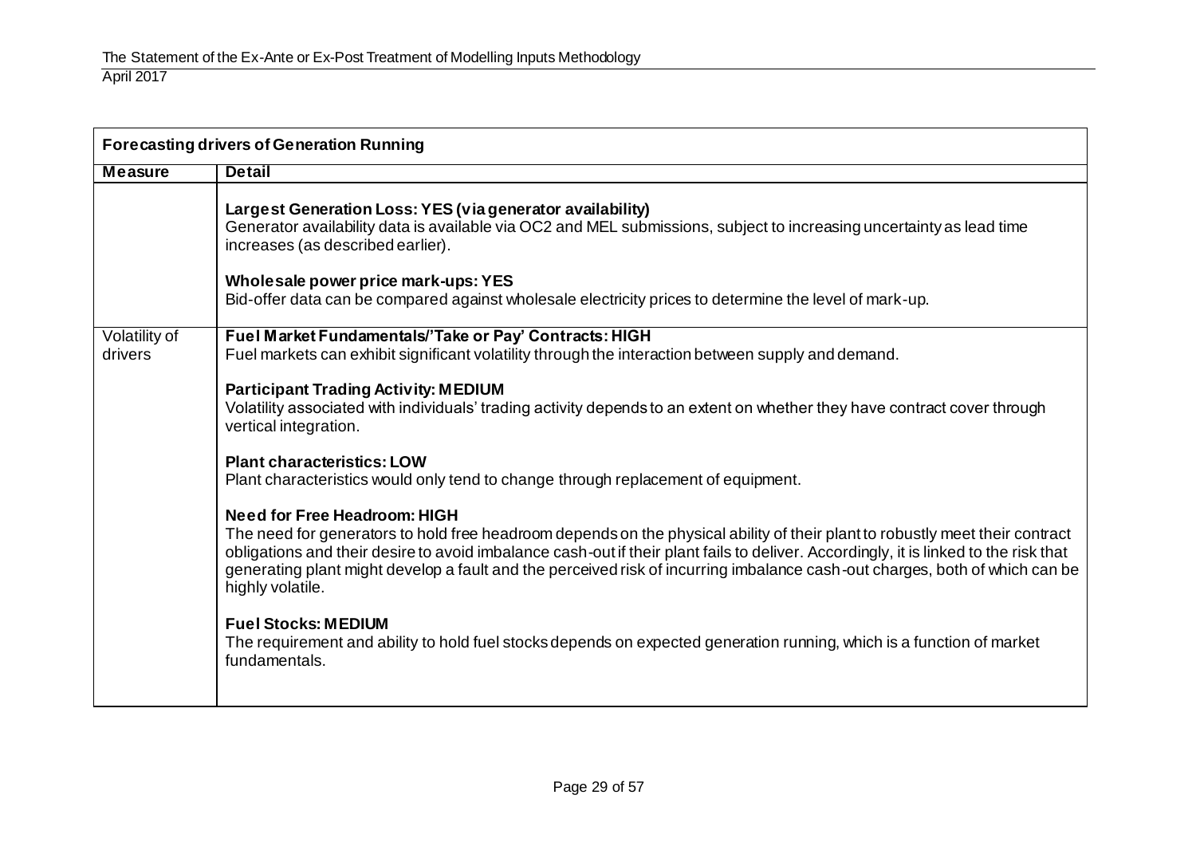| Forecasting drivers of Generation Running | |
|---|---|
| **Measure** | **Detail** |
| | **Largest Generation Loss: YES (via generator availability)**<br>Generator availability data is available via OC2 and MEL submissions, subject to increasing uncertainty as lead time increases (as described earlier).<br><br>**Wholesale power price mark-ups: YES**<br>Bid-offer data can be compared against wholesale electricity prices to determine the level of mark-up. |
| Volatility of drivers | **Fuel Market Fundamentals/'Take or Pay' Contracts: HIGH**<br>Fuel markets can exhibit significant volatility through the interaction between supply and demand.<br><br>**Participant Trading Activity: MEDIUM**<br>Volatility associated with individuals' trading activity depends to an extent on whether they have contract cover through vertical integration.<br><br>**Plant characteristics: LOW**<br>Plant characteristics would only tend to change through replacement of equipment.<br><br>**Need for Free Headroom: HIGH**<br>The need for generators to hold free headroom depends on the physical ability of their plant to robustly meet their contract obligations and their desire to avoid imbalance cash-out if their plant fails to deliver. Accordingly, it is linked to the risk that generating plant might develop a fault and the perceived risk of incurring imbalance cash-out charges, both of which can be highly volatile.<br><br>**Fuel Stocks: MEDIUM**<br>The requirement and ability to hold fuel stocks depends on expected generation running, which is a function of market fundamentals. |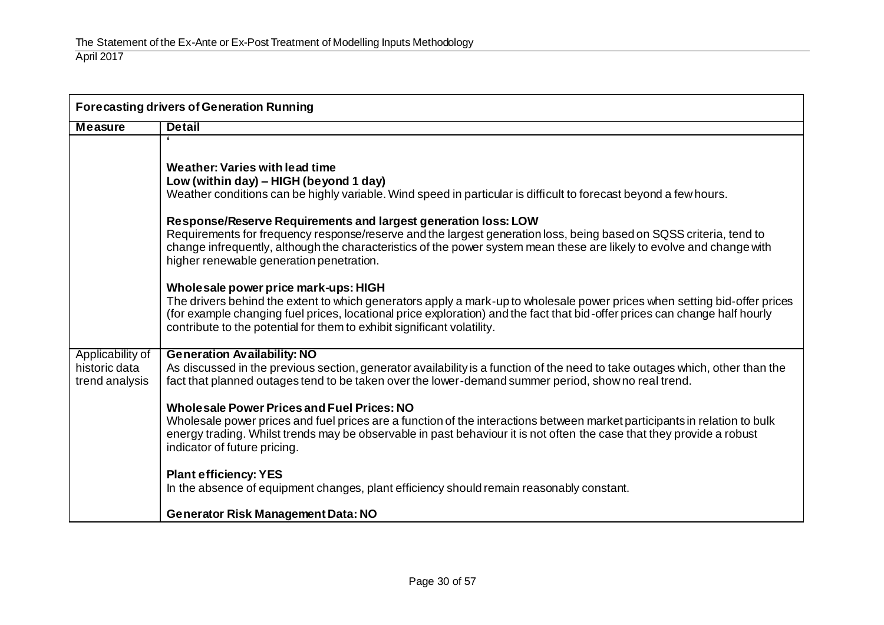| Forecasting drivers of Generation Running | |
|---|---|
| **Measure** | **Detail** |
| | ' <br><br> **Weather: Varies with lead time** <br> **Low (within day) – HIGH (beyond 1 day)** <br> Weather conditions can be highly variable. Wind speed in particular is difficult to forecast beyond a few hours. <br><br> **Response/Reserve Requirements and largest generation loss: LOW** <br> Requirements for frequency response/reserve and the largest generation loss, being based on SQSS criteria, tend to change infrequently, although the characteristics of the power system mean these are likely to evolve and change with higher renewable generation penetration. <br><br> **Wholesale power price mark-ups: HIGH** <br> The drivers behind the extent to which generators apply a mark-up to wholesale power prices when setting bid-offer prices (for example changing fuel prices, locational price exploration) and the fact that bid-offer prices can change half hourly contribute to the potential for them to exhibit significant volatility. |
| Applicability of historic data trend analysis | **Generation Availability: NO** <br> As discussed in the previous section, generator availability is a function of the need to take outages which, other than the fact that planned outages tend to be taken over the lower-demand summer period, show no real trend. <br><br> **Wholesale Power Prices and Fuel Prices: NO** <br> Wholesale power prices and fuel prices are a function of the interactions between market participants in relation to bulk energy trading. Whilst trends may be observable in past behaviour it is not often the case that they provide a robust indicator of future pricing. <br><br> **Plant efficiency: YES** <br> In the absence of equipment changes, plant efficiency should remain reasonably constant. <br><br> **Generator Risk Management Data: NO** |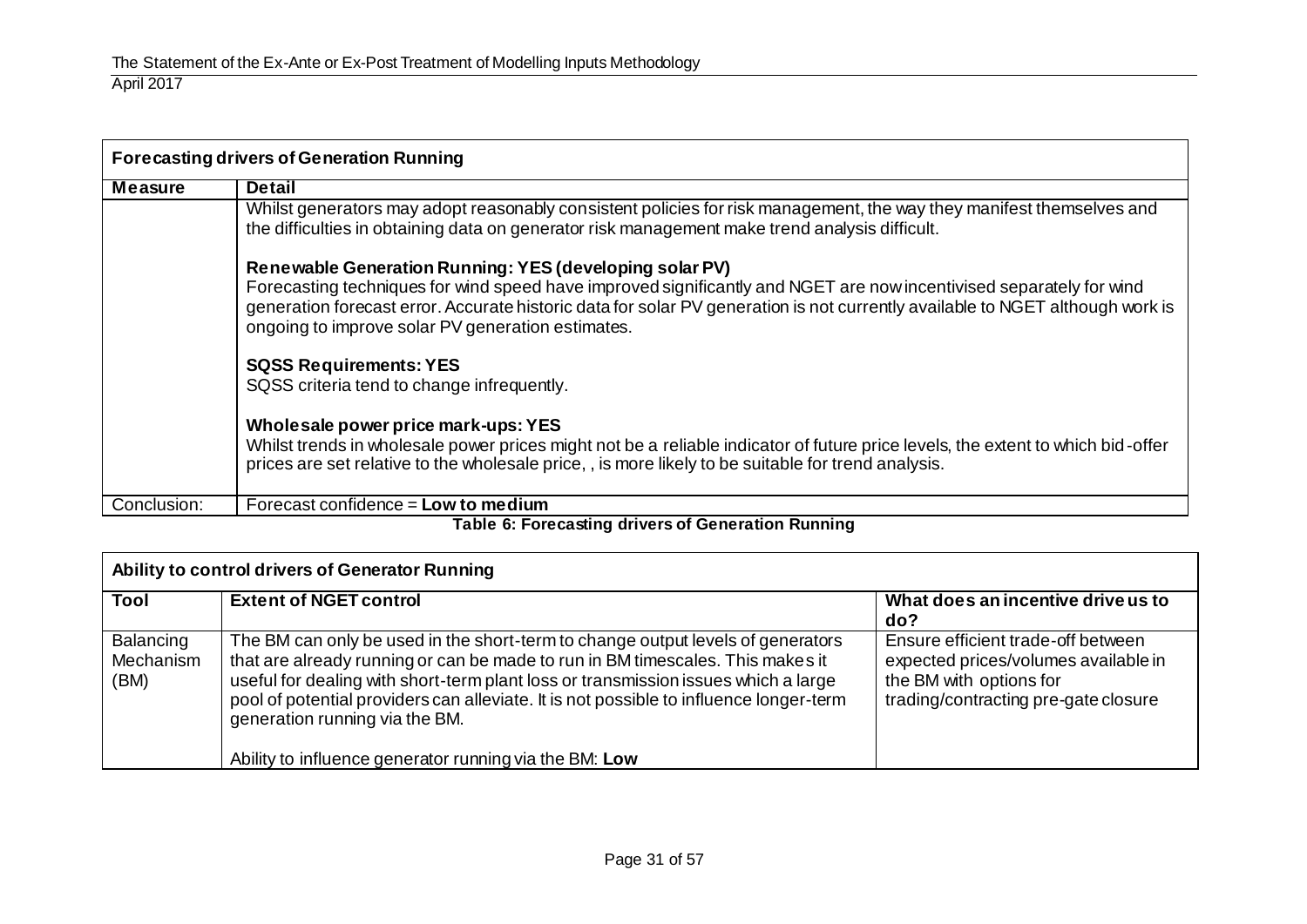| Forecasting drivers of Generation Running | |
|---|---|
| **Measure** | **Detail** |
| | Whilst generators may adopt reasonably consistent policies for risk management, the way they manifest themselves and the difficulties in obtaining data on generator risk management make trend analysis difficult.<br><br>**Renewable Generation Running: YES (developing solar PV)**<br>Forecasting techniques for wind speed have improved significantly and NGET are now incentivised separately for wind generation forecast error. Accurate historic data for solar PV generation is not currently available to NGET although work is ongoing to improve solar PV generation estimates.<br><br>**SQSS Requirements: YES**<br>SQSS criteria tend to change infrequently.<br><br>**Wholesale power price mark-ups: YES**<br>Whilst trends in wholesale power prices might not be a reliable indicator of future price levels, the extent to which bid-offer prices are set relative to the wholesale price, , is more likely to be suitable for trend analysis. |
| Conclusion: | Forecast confidence = **Low to medium** |

**Table 6: Forecasting drivers of Generation Running**

| Ability to control drivers of Generator Running | | |
|---|---|---|
| **Tool** | **Extent of NGET control** | **What does an incentive drive us to do?** |
| Balancing Mechanism (BM) | The BM can only be used in the short-term to change output levels of generators that are already running or can be made to run in BM timescales. This makes it useful for dealing with short-term plant loss or transmission issues which a large pool of potential providers can alleviate. It is not possible to influence longer-term generation running via the BM.<br><br>Ability to influence generator running via the BM: **Low** | Ensure efficient trade-off between expected prices/volumes available in the BM with options for trading/contracting pre-gate closure |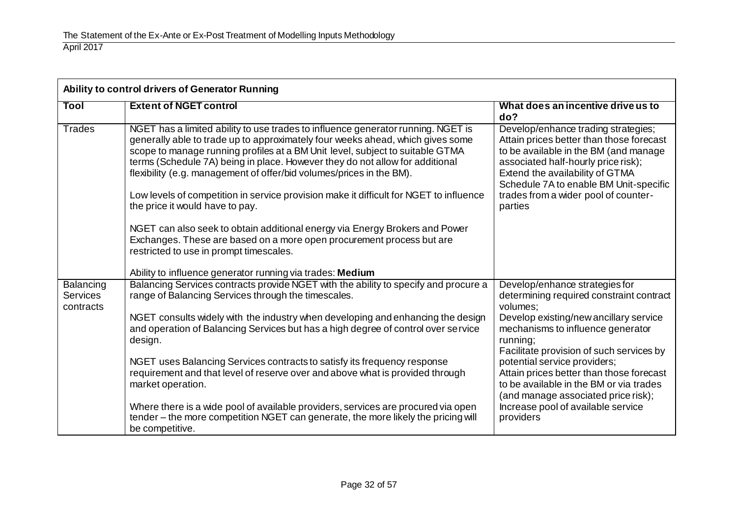| Ability to control drivers of Generator Running | | |
|---|---|---|
| **Tool** | **Extent of NGET control** | **What does an incentive drive us to do?** |
| Trades | NGET has a limited ability to use trades to influence generator running. NGET is generally able to trade up to approximately four weeks ahead, which gives some scope to manage running profiles at a BM Unit level, subject to suitable GTMA terms (Schedule 7A) being in place. However they do not allow for additional flexibility (e.g. management of offer/bid volumes/prices in the BM).<br><br>Low levels of competition in service provision make it difficult for NGET to influence the price it would have to pay.<br><br>NGET can also seek to obtain additional energy via Energy Brokers and Power Exchanges. These are based on a more open procurement process but are restricted to use in prompt timescales.<br><br>Ability to influence generator running via trades: **Medium** | Develop/enhance trading strategies;<br>Attain prices better than those forecast to be available in the BM (and manage associated half-hourly price risk);<br>Extend the availability of GTMA Schedule 7A to enable BM Unit-specific trades from a wider pool of counter-parties |
| Balancing Services contracts | Balancing Services contracts provide NGET with the ability to specify and procure a range of Balancing Services through the timescales.<br><br>NGET consults widely with the industry when developing and enhancing the design and operation of Balancing Services but has a high degree of control over service design.<br><br>NGET uses Balancing Services contracts to satisfy its frequency response requirement and that level of reserve over and above what is provided through market operation.<br><br>Where there is a wide pool of available providers, services are procured via open tender – the more competition NGET can generate, the more likely the pricing will be competitive. | Develop/enhance strategies for determining required constraint contract volumes;<br>Develop existing/new ancillary service mechanisms to influence generator running;<br>Facilitate provision of such services by potential service providers;<br>Attain prices better than those forecast to be available in the BM or via trades (and manage associated price risk);<br>Increase pool of available service providers |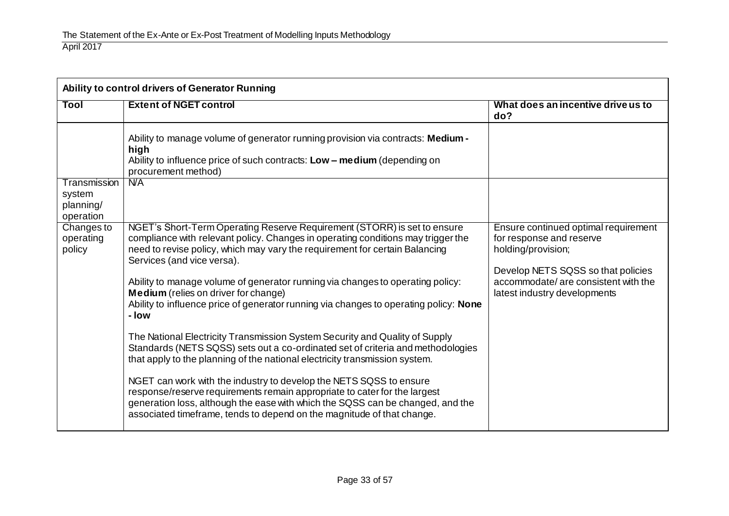| Ability to control drivers of Generator Running | | |
|---|---|---|
| **Tool** | **Extent of NGET control** | **What does an incentive drive us to do?** |
| | Ability to manage volume of generator running provision via contracts: **Medium - high**<br>Ability to influence price of such contracts: **Low – medium** (depending on procurement method) | |
| Transmission system planning/ operation | N/A | |
| Changes to operating policy | NGET's Short-Term Operating Reserve Requirement (STORR) is set to ensure compliance with relevant policy. Changes in operating conditions may trigger the need to revise policy, which may vary the requirement for certain Balancing Services (and vice versa).<br><br>Ability to manage volume of generator running via changes to operating policy: **Medium** (relies on driver for change)<br>Ability to influence price of generator running via changes to operating policy: **None - low**<br><br>The National Electricity Transmission System Security and Quality of Supply Standards (NETS SQSS) sets out a co-ordinated set of criteria and methodologies that apply to the planning of the national electricity transmission system.<br><br>NGET can work with the industry to develop the NETS SQSS to ensure response/reserve requirements remain appropriate to cater for the largest generation loss, although the ease with which the SQSS can be changed, and the associated timeframe, tends to depend on the magnitude of that change. | Ensure continued optimal requirement for response and reserve holding/provision;<br><br>Develop NETS SQSS so that policies accommodate/ are consistent with the latest industry developments |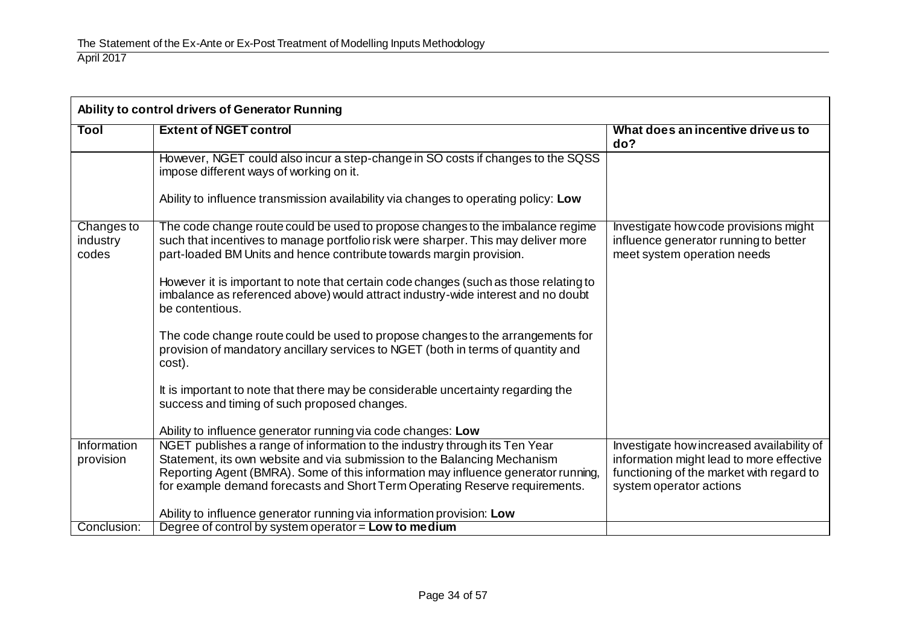| Ability to control drivers of Generator Running | | |
|---|---|---|
| **Tool** | **Extent of NGET control** | **What does an incentive drive us to do?** |
| | However, NGET could also incur a step-change in SO costs if changes to the SQSS impose different ways of working on it.<br><br>Ability to influence transmission availability via changes to operating policy: **Low** | |
| Changes to industry codes | The code change route could be used to propose changes to the imbalance regime such that incentives to manage portfolio risk were sharper. This may deliver more part-loaded BM Units and hence contribute towards margin provision.<br><br>However it is important to note that certain code changes (such as those relating to imbalance as referenced above) would attract industry-wide interest and no doubt be contentious.<br><br>The code change route could be used to propose changes to the arrangements for provision of mandatory ancillary services to NGET (both in terms of quantity and cost).<br><br>It is important to note that there may be considerable uncertainty regarding the success and timing of such proposed changes.<br><br>Ability to influence generator running via code changes: **Low** | Investigate how code provisions might influence generator running to better meet system operation needs |
| Information provision | NGET publishes a range of information to the industry through its Ten Year Statement, its own website and via submission to the Balancing Mechanism Reporting Agent (BMRA). Some of this information may influence generator running, for example demand forecasts and Short Term Operating Reserve requirements.<br><br>Ability to influence generator running via information provision: **Low** | Investigate how increased availability of information might lead to more effective functioning of the market with regard to system operator actions |
| Conclusion: | Degree of control by system operator = **Low to medium** | |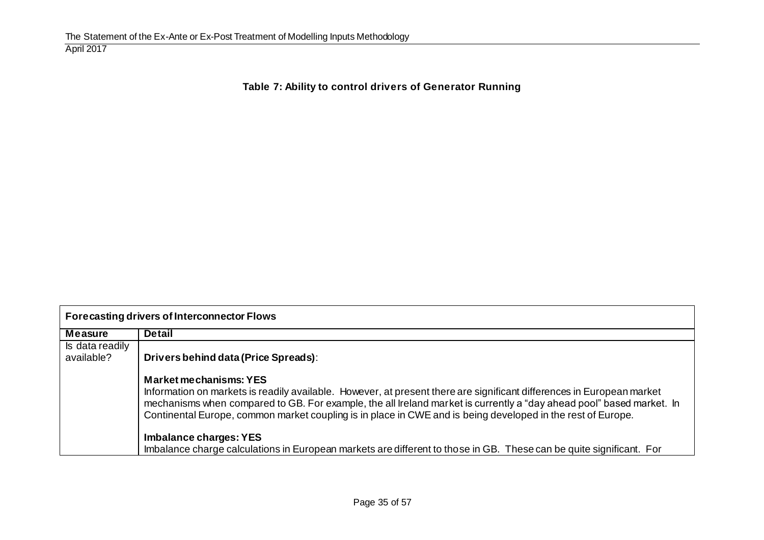**Table 7: Ability to control drivers of Generator Running**

| Forecasting drivers of Interconnector Flows | |
|---|---|
| **Measure** | **Detail** |
| Is data readily available? | **Drivers behind data (Price Spreads)**:<br><br>**Market mechanisms: YES**<br>Information on markets is readily available. However, at present there are significant differences in European market mechanisms when compared to GB. For example, the all Ireland market is currently a "day ahead pool" based market. In Continental Europe, common market coupling is in place in CWE and is being developed in the rest of Europe.<br><br>**Imbalance charges: YES**<br>Imbalance charge calculations in European markets are different to those in GB. These can be quite significant. For |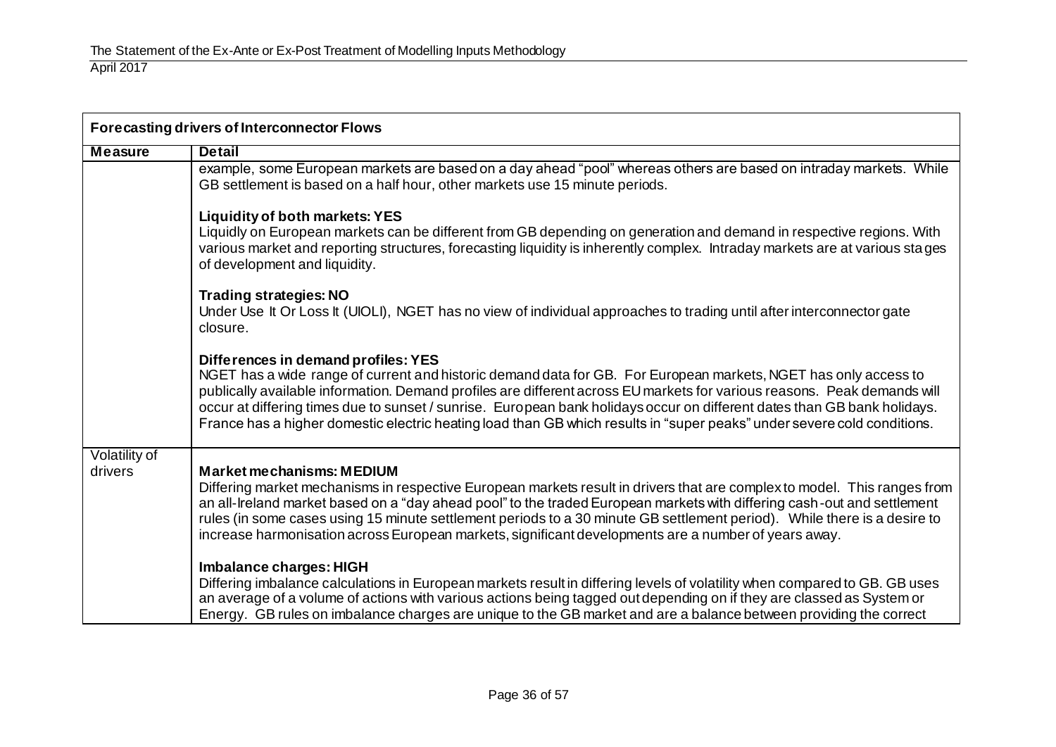| **Forecasting drivers of Interconnector Flows** | |
|---|---|
| **Measure** | **Detail** |
| | example, some European markets are based on a day ahead "pool" whereas others are based on intraday markets. While GB settlement is based on a half hour, other markets use 15 minute periods.<br><br>**Liquidity of both markets: YES**<br>Liquidly on European markets can be different from GB depending on generation and demand in respective regions. With various market and reporting structures, forecasting liquidity is inherently complex. Intraday markets are at various stages of development and liquidity.<br><br>**Trading strategies: NO**<br>Under Use It Or Loss It (UIOLI), NGET has no view of individual approaches to trading until after interconnector gate closure.<br><br>**Differences in demand profiles: YES**<br>NGET has a wide range of current and historic demand data for GB. For European markets, NGET has only access to publically available information. Demand profiles are different across EU markets for various reasons. Peak demands will occur at differing times due to sunset / sunrise. European bank holidays occur on different dates than GB bank holidays. France has a higher domestic electric heating load than GB which results in "super peaks" under severe cold conditions. |
| Volatility of drivers | **Market mechanisms: MEDIUM**<br>Differing market mechanisms in respective European markets result in drivers that are complex to model. This ranges from an all-Ireland market based on a "day ahead pool" to the traded European markets with differing cash-out and settlement rules (in some cases using 15 minute settlement periods to a 30 minute GB settlement period). While there is a desire to increase harmonisation across European markets, significant developments are a number of years away.<br><br>**Imbalance charges: HIGH**<br>Differing imbalance calculations in European markets result in differing levels of volatility when compared to GB. GB uses an average of a volume of actions with various actions being tagged out depending on if they are classed as System or Energy. GB rules on imbalance charges are unique to the GB market and are a balance between providing the correct |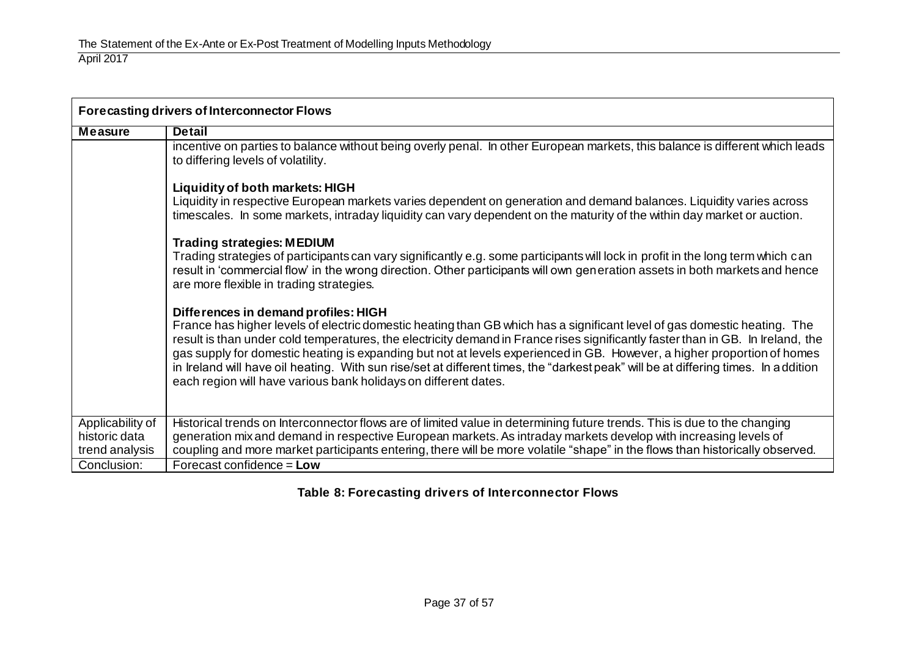| Forecasting drivers of Interconnector Flows | |
|---|---|
| **Measure** | **Detail** |
| | incentive on parties to balance without being overly penal. In other European markets, this balance is different which leads to differing levels of volatility.<br><br>**Liquidity of both markets: HIGH**<br>Liquidity in respective European markets varies dependent on generation and demand balances. Liquidity varies across timescales. In some markets, intraday liquidity can vary dependent on the maturity of the within day market or auction.<br><br>**Trading strategies: MEDIUM**<br>Trading strategies of participants can vary significantly e.g. some participants will lock in profit in the long term which can result in 'commercial flow' in the wrong direction. Other participants will own generation assets in both markets and hence are more flexible in trading strategies.<br><br>**Differences in demand profiles: HIGH**<br>France has higher levels of electric domestic heating than GB which has a significant level of gas domestic heating. The result is than under cold temperatures, the electricity demand in France rises significantly faster than in GB. In Ireland, the gas supply for domestic heating is expanding but not at levels experienced in GB. However, a higher proportion of homes in Ireland will have oil heating. With sun rise/set at different times, the "darkest peak" will be at differing times. In addition each region will have various bank holidays on different dates. |
| Applicability of historic data trend analysis | Historical trends on Interconnector flows are of limited value in determining future trends. This is due to the changing generation mix and demand in respective European markets. As intraday markets develop with increasing levels of coupling and more market participants entering, there will be more volatile "shape" in the flows than historically observed. |
| Conclusion: | Forecast confidence = **Low** |

**Table 8: Forecasting drivers of Interconnector Flows**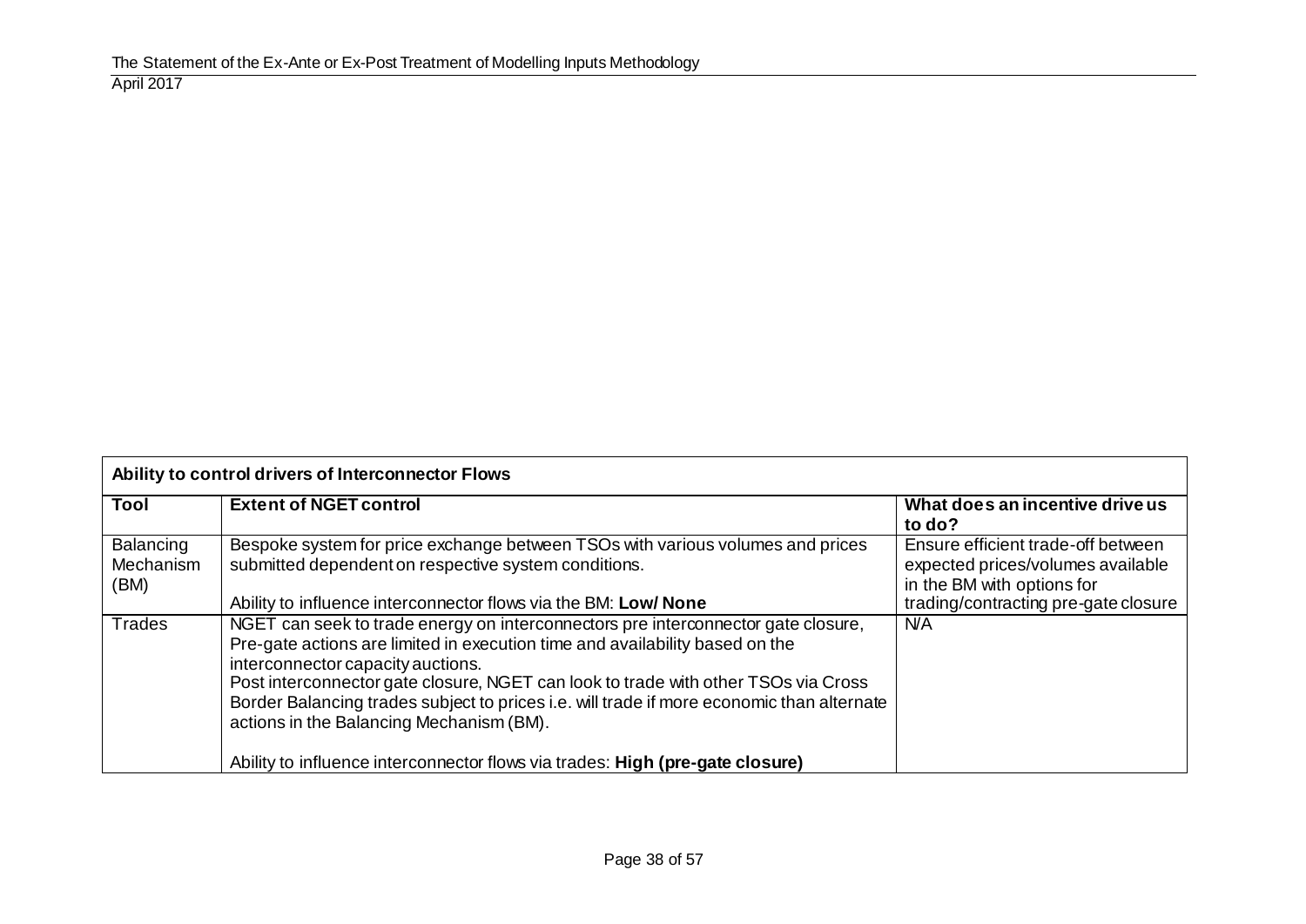| Ability to control drivers of Interconnector Flows | | |
|---|---|---|
| **Tool** | **Extent of NGET control** | **What does an incentive drive us to do?** |
| Balancing Mechanism (BM) | Bespoke system for price exchange between TSOs with various volumes and prices submitted dependent on respective system conditions.<br><br>Ability to influence interconnector flows via the BM: **Low/ None** | Ensure efficient trade-off between expected prices/volumes available in the BM with options for trading/contracting pre-gate closure |
| Trades | NGET can seek to trade energy on interconnectors pre interconnector gate closure, Pre-gate actions are limited in execution time and availability based on the interconnector capacity auctions.<br>Post interconnector gate closure, NGET can look to trade with other TSOs via Cross Border Balancing trades subject to prices i.e. will trade if more economic than alternate actions in the Balancing Mechanism (BM).<br><br>Ability to influence interconnector flows via trades: **High (pre-gate closure)** | N/A |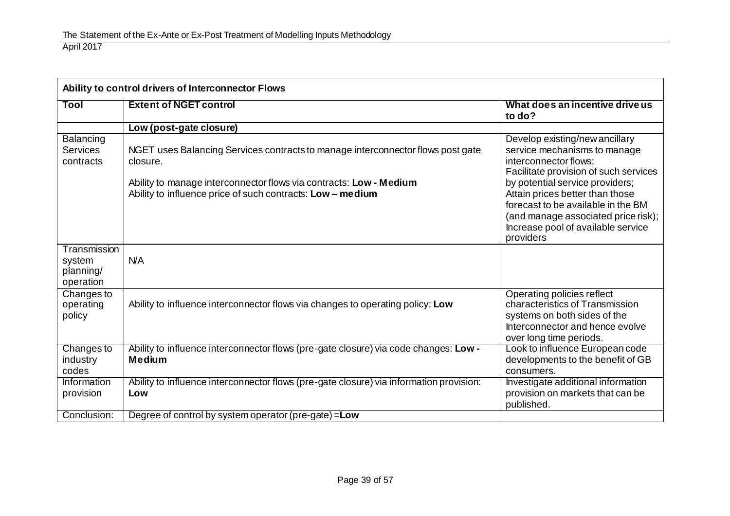| Ability to control drivers of Interconnector Flows | | |
|---|---|---|
| **Tool** | **Extent of NGET control** | **What does an incentive drive us to do?** |
| | **Low (post-gate closure)** | |
| Balancing Services contracts | NGET uses Balancing Services contracts to manage interconnector flows post gate closure.<br><br>Ability to manage interconnector flows via contracts: **Low - Medium**<br>Ability to influence price of such contracts: **Low – medium** | Develop existing/new ancillary service mechanisms to manage interconnector flows;<br>Facilitate provision of such services by potential service providers;<br>Attain prices better than those forecast to be available in the BM (and manage associated price risk);<br>Increase pool of available service providers |
| Transmission system planning/ operation | N/A | |
| Changes to operating policy | Ability to influence interconnector flows via changes to operating policy: **Low** | Operating policies reflect characteristics of Transmission systems on both sides of the Interconnector and hence evolve over long time periods. |
| Changes to industry codes | Ability to influence interconnector flows (pre-gate closure) via code changes: **Low - Medium** | Look to influence European code developments to the benefit of GB consumers. |
| Information provision | Ability to influence interconnector flows (pre-gate closure) via information provision: **Low** | Investigate additional information provision on markets that can be published. |
| Conclusion: | Degree of control by system operator (pre-gate) =**Low** | |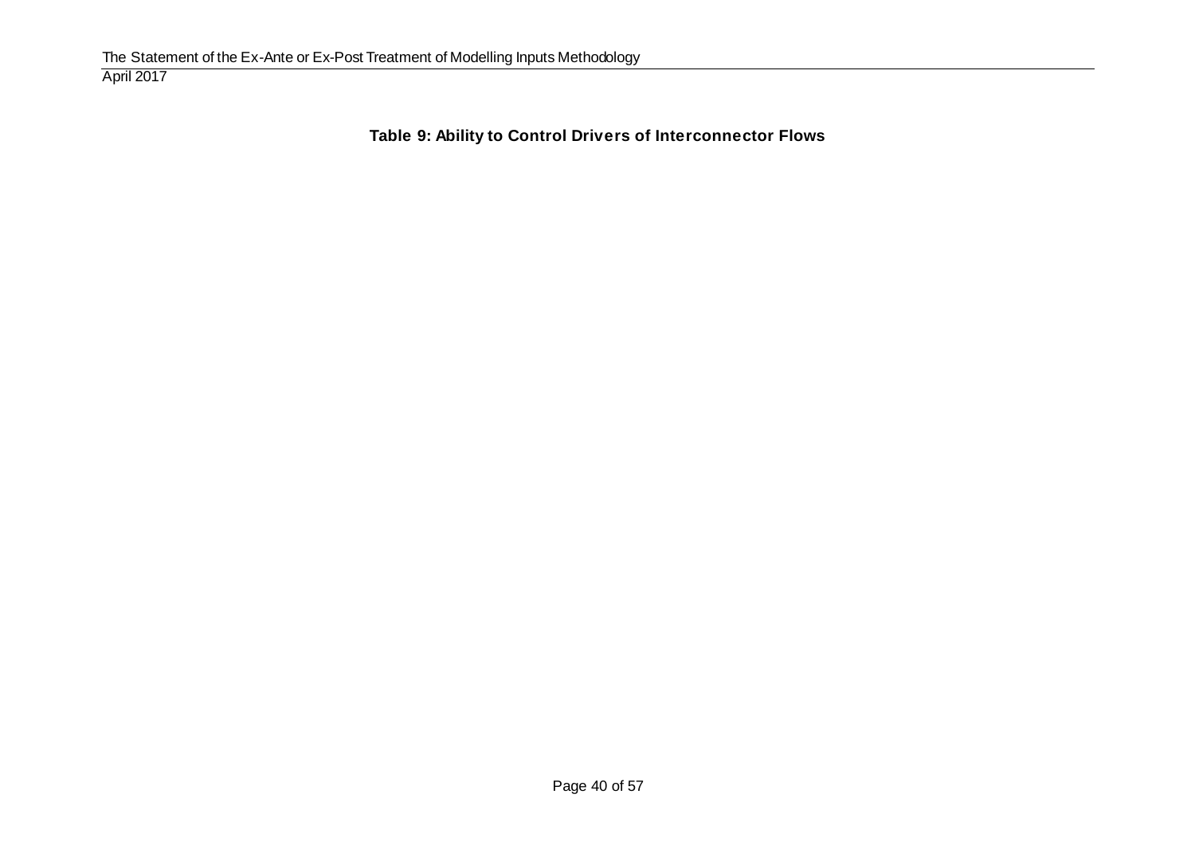**Table 9: Ability to Control Drivers of Interconnector Flows**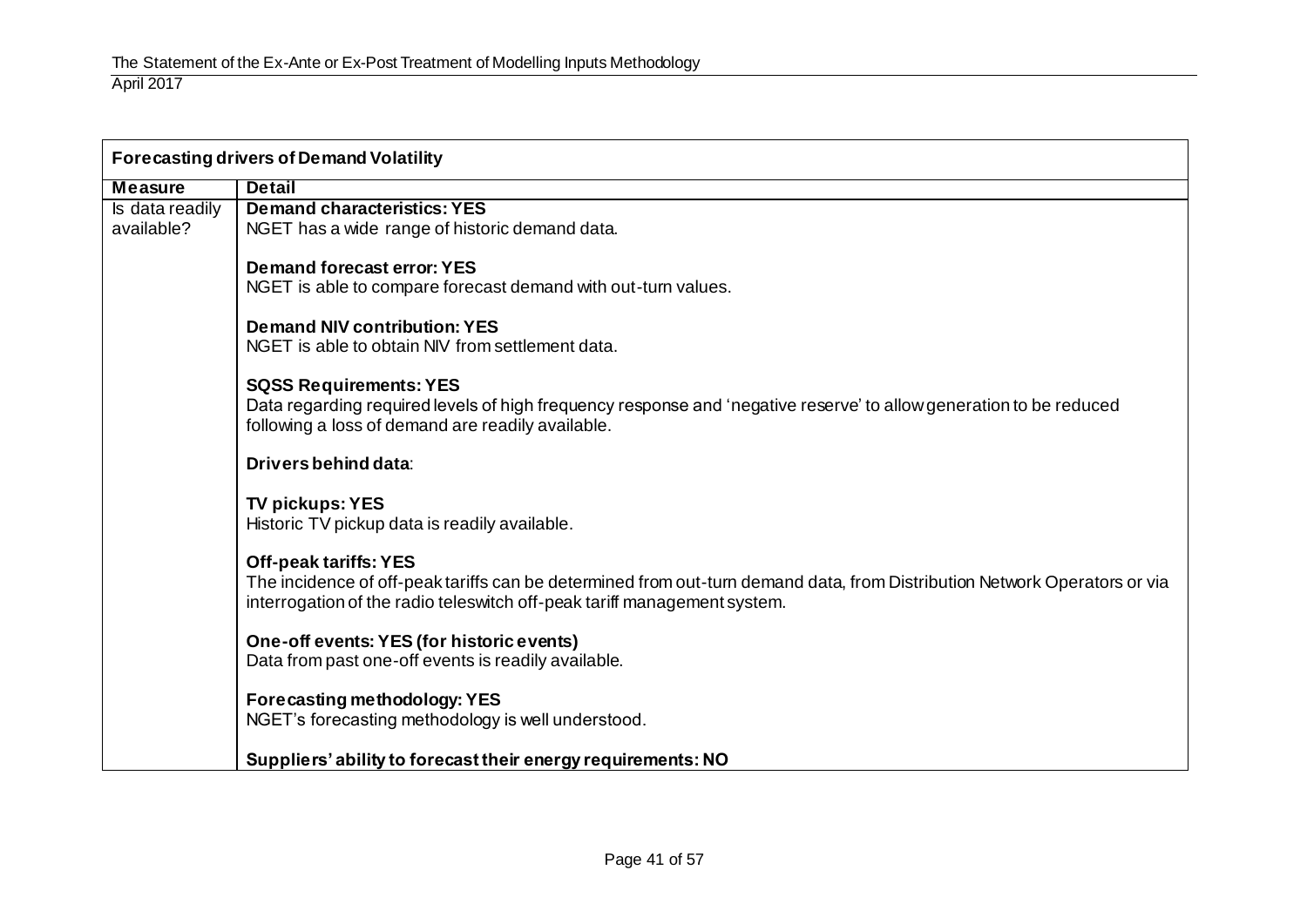| Forecasting drivers of Demand Volatility | |
|---|---|
| **Measure** | **Detail** |
| Is data readily available? | **Demand characteristics: YES**<br>NGET has a wide range of historic demand data.<br><br>**Demand forecast error: YES**<br>NGET is able to compare forecast demand with out-turn values.<br><br>**Demand NIV contribution: YES**<br>NGET is able to obtain NIV from settlement data.<br><br>**SQSS Requirements: YES**<br>Data regarding required levels of high frequency response and 'negative reserve' to allow generation to be reduced following a loss of demand are readily available.<br><br>**Drivers behind data**:<br><br>**TV pickups: YES**<br>Historic TV pickup data is readily available.<br><br>**Off-peak tariffs: YES**<br>The incidence of off-peak tariffs can be determined from out-turn demand data, from Distribution Network Operators or via interrogation of the radio teleswitch off-peak tariff management system.<br><br>**One-off events: YES (for historic events)**<br>Data from past one-off events is readily available.<br><br>**Forecasting methodology: YES**<br>NGET's forecasting methodology is well understood.<br><br>**Suppliers' ability to forecast their energy requirements: NO** |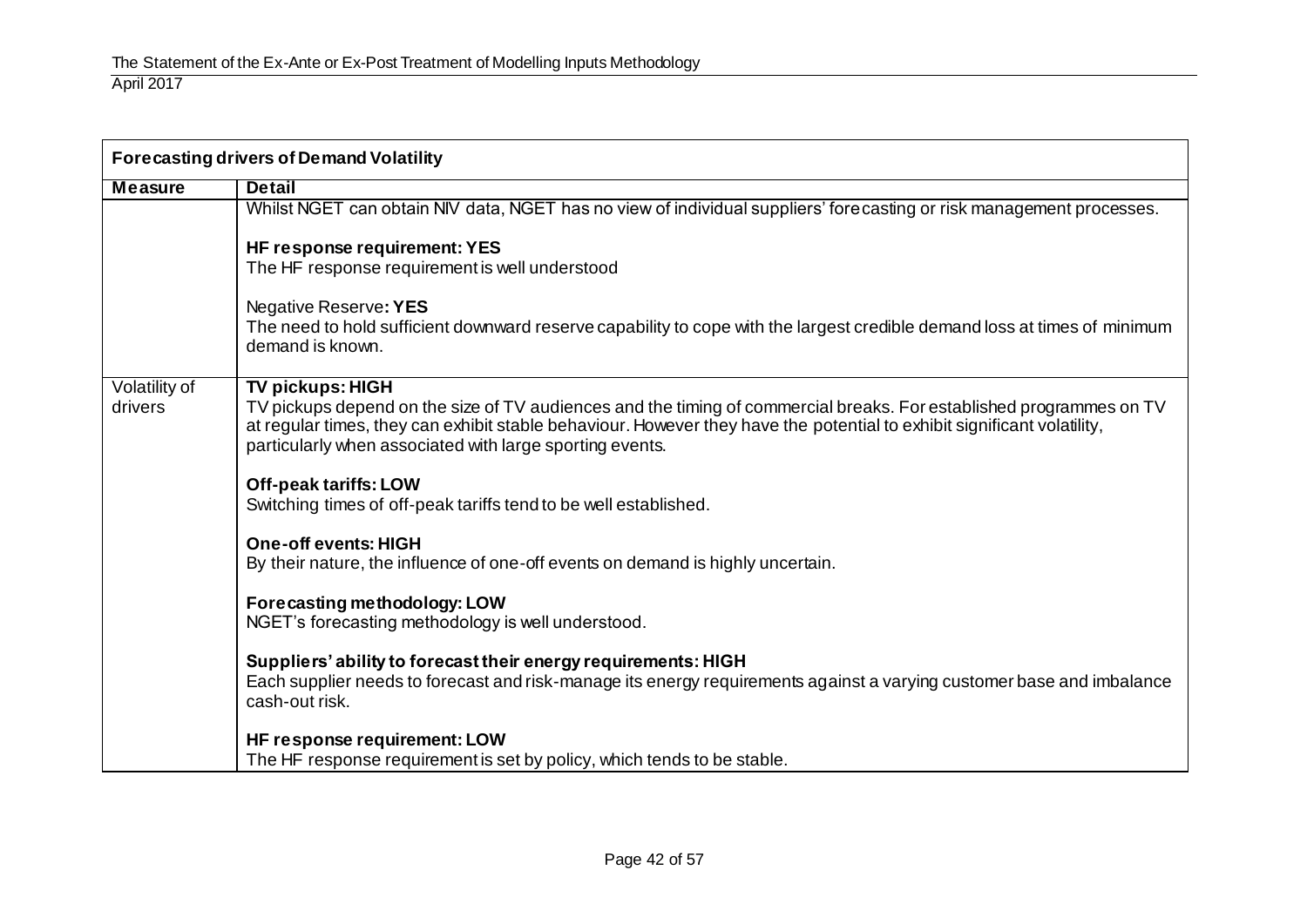| Forecasting drivers of Demand Volatility | |
|---|---|
| **Measure** | **Detail** |
| | Whilst NGET can obtain NIV data, NGET has no view of individual suppliers' forecasting or risk management processes.<br><br>**HF response requirement: YES**<br>The HF response requirement is well understood<br><br>Negative Reserve**: YES**<br>The need to hold sufficient downward reserve capability to cope with the largest credible demand loss at times of minimum demand is known. |
| Volatility of drivers | **TV pickups: HIGH**<br>TV pickups depend on the size of TV audiences and the timing of commercial breaks. For established programmes on TV at regular times, they can exhibit stable behaviour. However they have the potential to exhibit significant volatility, particularly when associated with large sporting events.<br><br>**Off-peak tariffs: LOW**<br>Switching times of off-peak tariffs tend to be well established.<br><br>**One-off events: HIGH**<br>By their nature, the influence of one-off events on demand is highly uncertain.<br><br>**Forecasting methodology: LOW**<br>NGET's forecasting methodology is well understood.<br><br>**Suppliers' ability to forecast their energy requirements: HIGH**<br>Each supplier needs to forecast and risk-manage its energy requirements against a varying customer base and imbalance cash-out risk.<br><br>**HF response requirement: LOW**<br>The HF response requirement is set by policy, which tends to be stable. |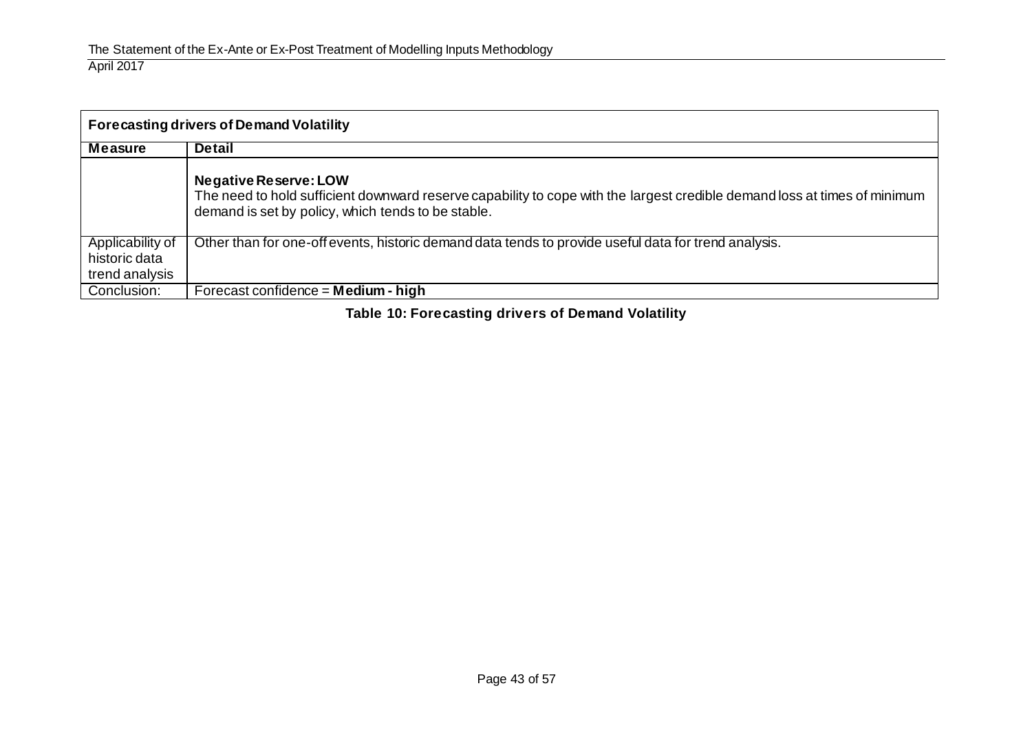| Forecasting drivers of Demand Volatility | |
|---|---|
| **Measure** | **Detail** |
| | **Negative Reserve: LOW**<br>The need to hold sufficient downward reserve capability to cope with the largest credible demand loss at times of minimum demand is set by policy, which tends to be stable. |
| Applicability of historic data trend analysis | Other than for one-off events, historic demand data tends to provide useful data for trend analysis. |
| Conclusion: | Forecast confidence = **Medium - high** |

**Table 10: Forecasting drivers of Demand Volatility**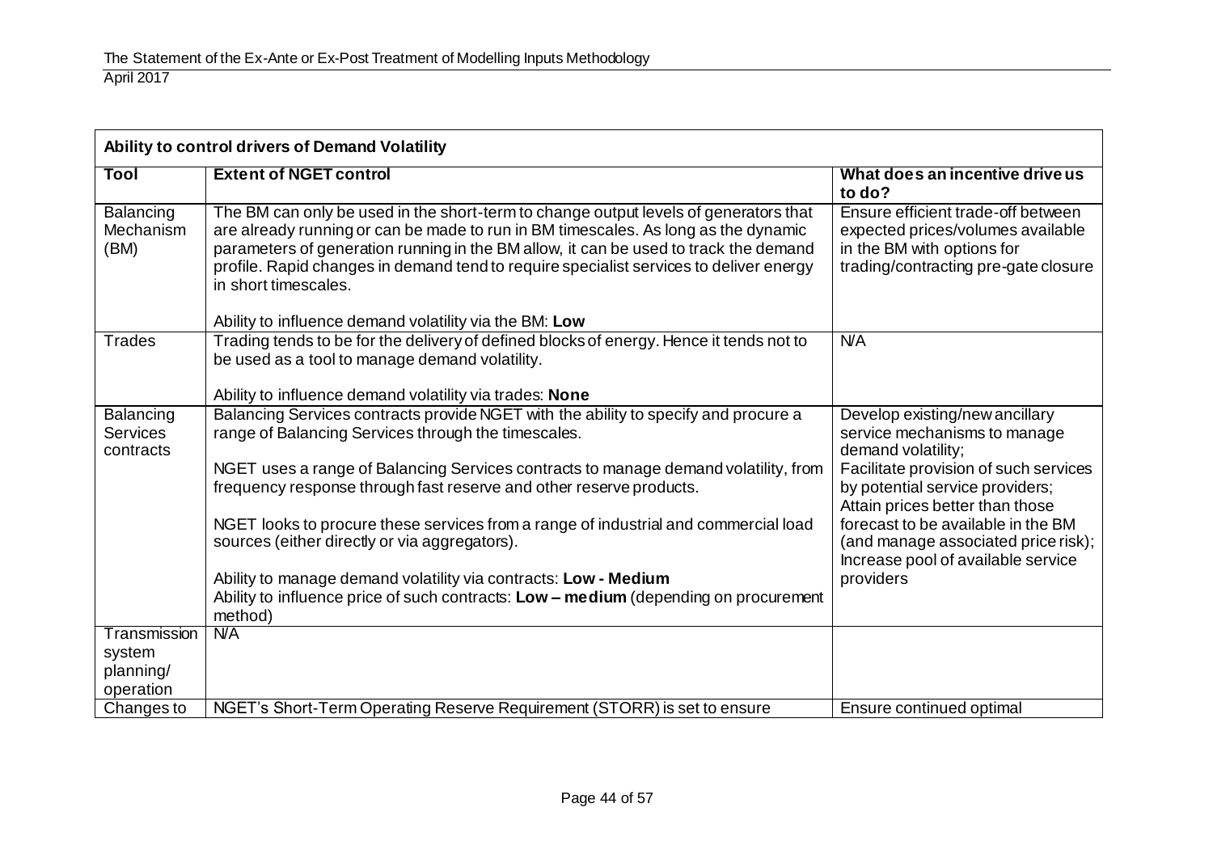| Ability to control drivers of Demand Volatility | | |
|---|---|---|
| **Tool** | **Extent of NGET control** | **What does an incentive drive us to do?** |
| Balancing Mechanism (BM) | The BM can only be used in the short-term to change output levels of generators that are already running or can be made to run in BM timescales. As long as the dynamic parameters of generation running in the BM allow, it can be used to track the demand profile. Rapid changes in demand tend to require specialist services to deliver energy in short timescales.<br><br>Ability to influence demand volatility via the BM: **Low** | Ensure efficient trade-off between expected prices/volumes available in the BM with options for trading/contracting pre-gate closure |
| Trades | Trading tends to be for the delivery of defined blocks of energy. Hence it tends not to be used as a tool to manage demand volatility.<br><br>Ability to influence demand volatility via trades: **None** | N/A |
| Balancing Services contracts | Balancing Services contracts provide NGET with the ability to specify and procure a range of Balancing Services through the timescales.<br><br>NGET uses a range of Balancing Services contracts to manage demand volatility, from frequency response through fast reserve and other reserve products.<br><br>NGET looks to procure these services from a range of industrial and commercial load sources (either directly or via aggregators).<br><br>Ability to manage demand volatility via contracts: **Low - Medium**<br>Ability to influence price of such contracts: **Low – medium** (depending on procurement method) | Develop existing/new ancillary service mechanisms to manage demand volatility;<br>Facilitate provision of such services by potential service providers;<br>Attain prices better than those forecast to be available in the BM (and manage associated price risk);<br>Increase pool of available service providers |
| Transmission system planning/ operation | N/A | |
| Changes to | NGET's Short-Term Operating Reserve Requirement (STORR) is set to ensure | Ensure continued optimal |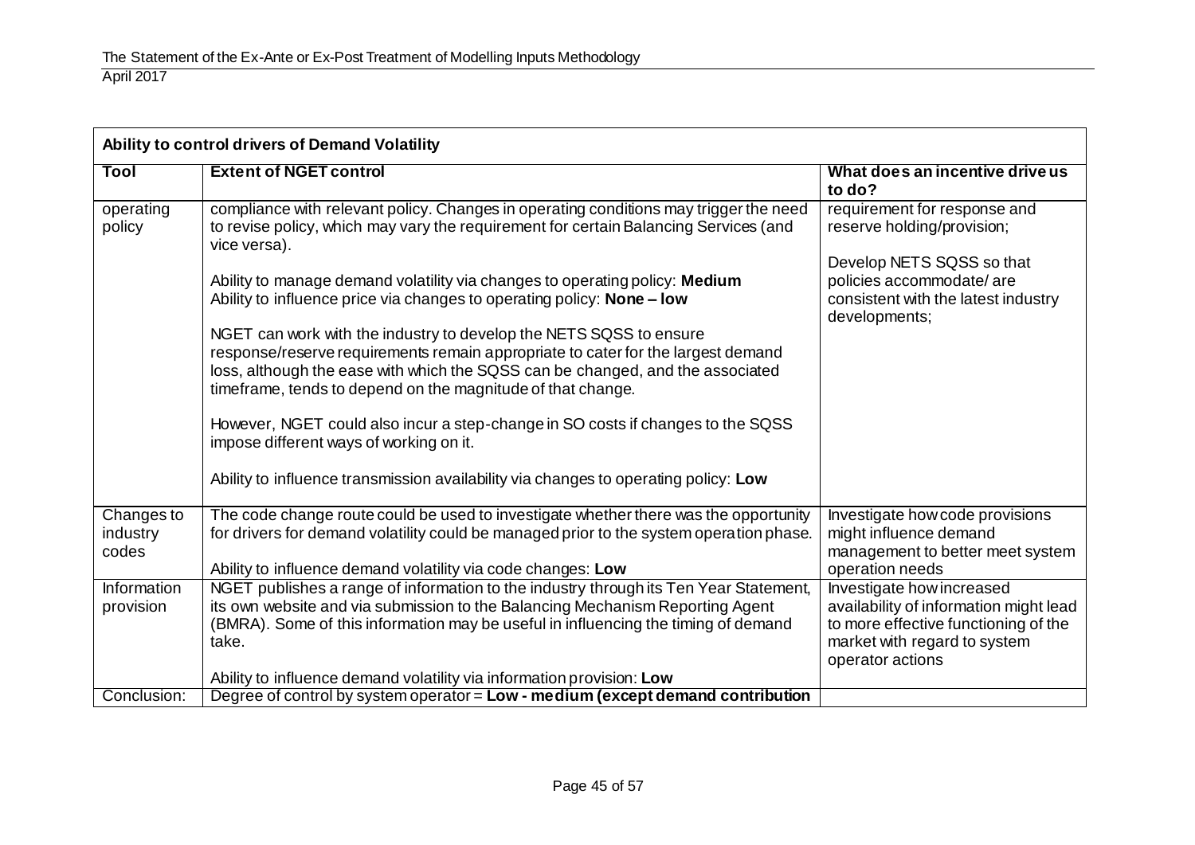| Ability to control drivers of Demand Volatility | | |
|---|---|---|
| **Tool** | **Extent of NGET control** | **What does an incentive drive us to do?** |
| operating policy | compliance with relevant policy. Changes in operating conditions may trigger the need to revise policy, which may vary the requirement for certain Balancing Services (and vice versa).<br><br>Ability to manage demand volatility via changes to operating policy: **Medium**<br>Ability to influence price via changes to operating policy: **None – low**<br><br>NGET can work with the industry to develop the NETS SQSS to ensure response/reserve requirements remain appropriate to cater for the largest demand loss, although the ease with which the SQSS can be changed, and the associated timeframe, tends to depend on the magnitude of that change.<br><br>However, NGET could also incur a step-change in SO costs if changes to the SQSS impose different ways of working on it.<br><br>Ability to influence transmission availability via changes to operating policy: **Low** | requirement for response and reserve holding/provision;<br><br>Develop NETS SQSS so that policies accommodate/ are consistent with the latest industry developments; |
| Changes to industry codes | The code change route could be used to investigate whether there was the opportunity for drivers for demand volatility could be managed prior to the system operation phase.<br><br>Ability to influence demand volatility via code changes: **Low** | Investigate how code provisions might influence demand management to better meet system operation needs |
| Information provision | NGET publishes a range of information to the industry through its Ten Year Statement, its own website and via submission to the Balancing Mechanism Reporting Agent (BMRA). Some of this information may be useful in influencing the timing of demand take.<br><br>Ability to influence demand volatility via information provision: **Low** | Investigate how increased availability of information might lead to more effective functioning of the market with regard to system operator actions |
| Conclusion: | Degree of control by system operator = **Low - medium (except demand contribution** | |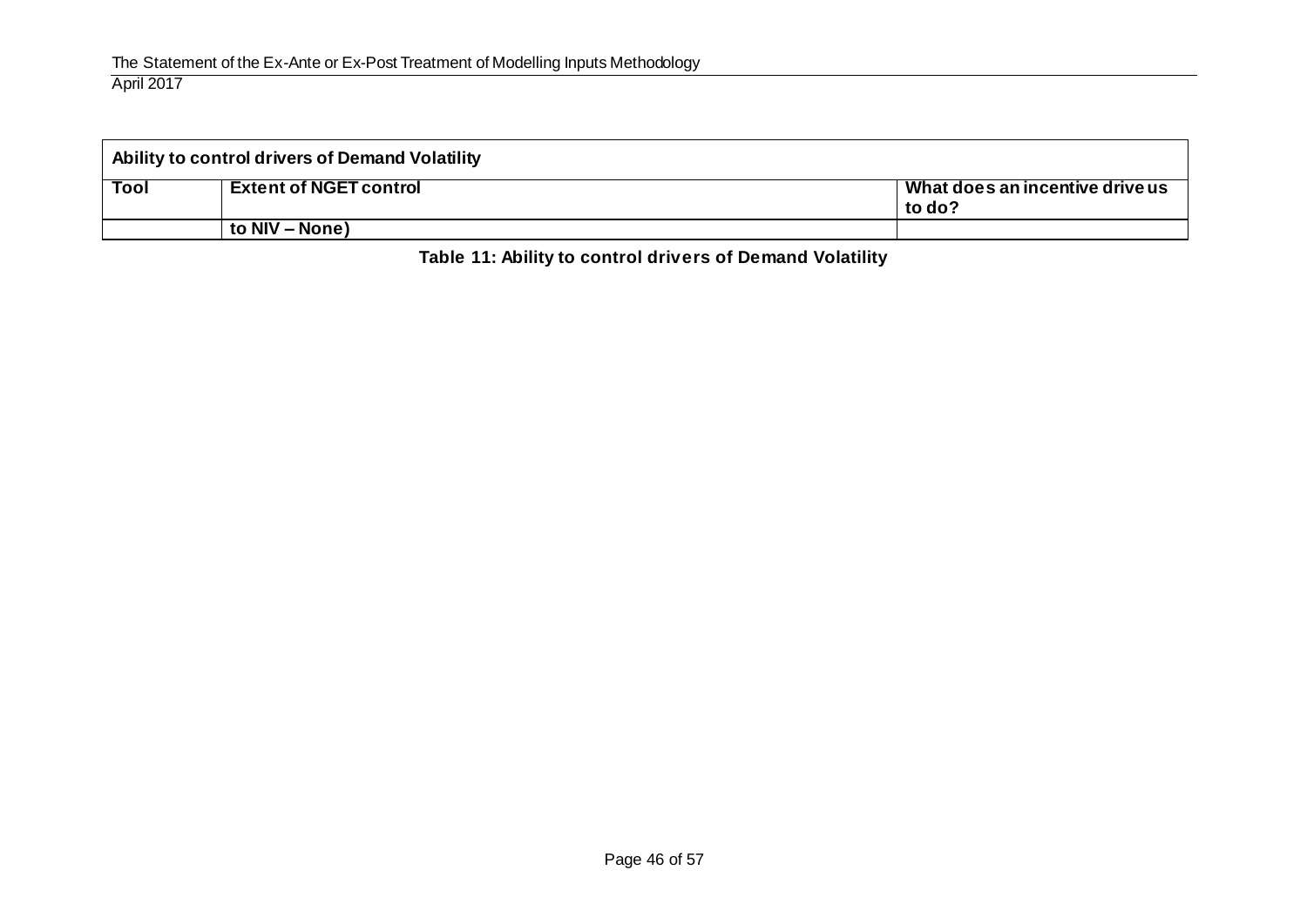| Ability to control drivers of Demand Volatility | | |
|---|---|---|
| **Tool** | **Extent of NGET control** | **What does an incentive drive us to do?** |
| | **to NIV – None)** | |

**Table 11: Ability to control drivers of Demand Volatility**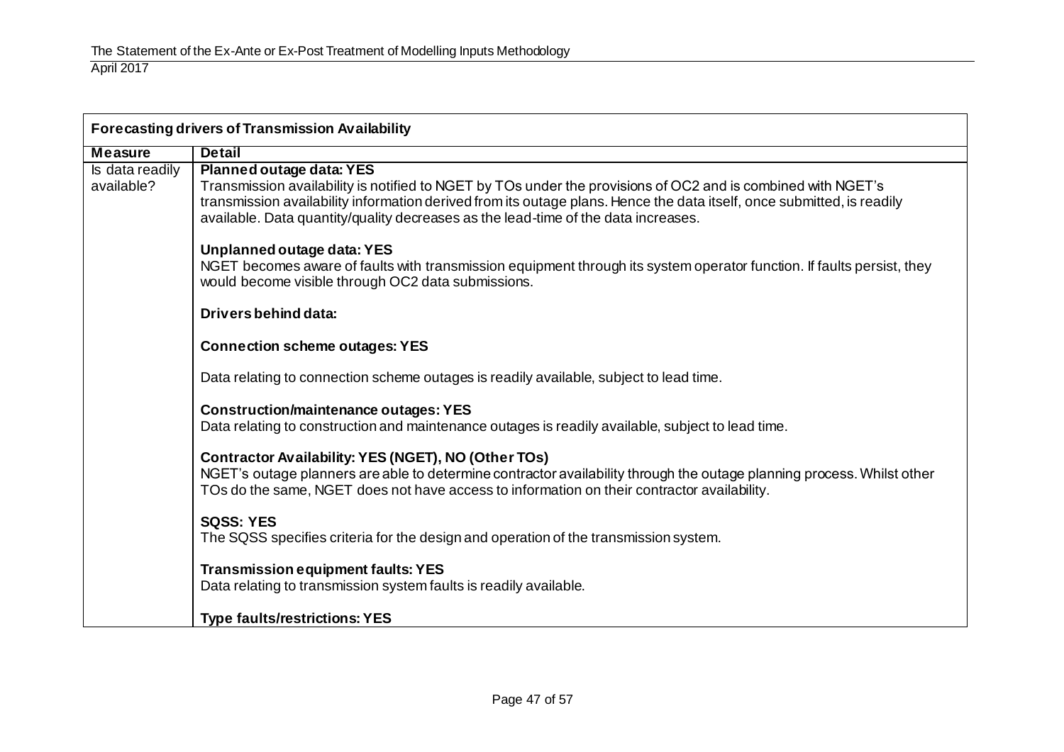| Forecasting drivers of Transmission Availability | |
|---|---|
| **Measure** | **Detail** |
| Is data readily available? | **Planned outage data: YES**<br>Transmission availability is notified to NGET by TOs under the provisions of OC2 and is combined with NGET's transmission availability information derived from its outage plans. Hence the data itself, once submitted, is readily available. Data quantity/quality decreases as the lead-time of the data increases.<br><br>**Unplanned outage data: YES**<br>NGET becomes aware of faults with transmission equipment through its system operator function. If faults persist, they would become visible through OC2 data submissions.<br><br>**Drivers behind data:**<br><br>**Connection scheme outages: YES**<br><br>Data relating to connection scheme outages is readily available, subject to lead time.<br><br>**Construction/maintenance outages: YES**<br>Data relating to construction and maintenance outages is readily available, subject to lead time.<br><br>**Contractor Availability: YES (NGET), NO (Other TOs)**<br>NGET's outage planners are able to determine contractor availability through the outage planning process. Whilst other TOs do the same, NGET does not have access to information on their contractor availability.<br><br>**SQSS: YES**<br>The SQSS specifies criteria for the design and operation of the transmission system.<br><br>**Transmission equipment faults: YES**<br>Data relating to transmission system faults is readily available.<br><br>**Type faults/restrictions: YES** |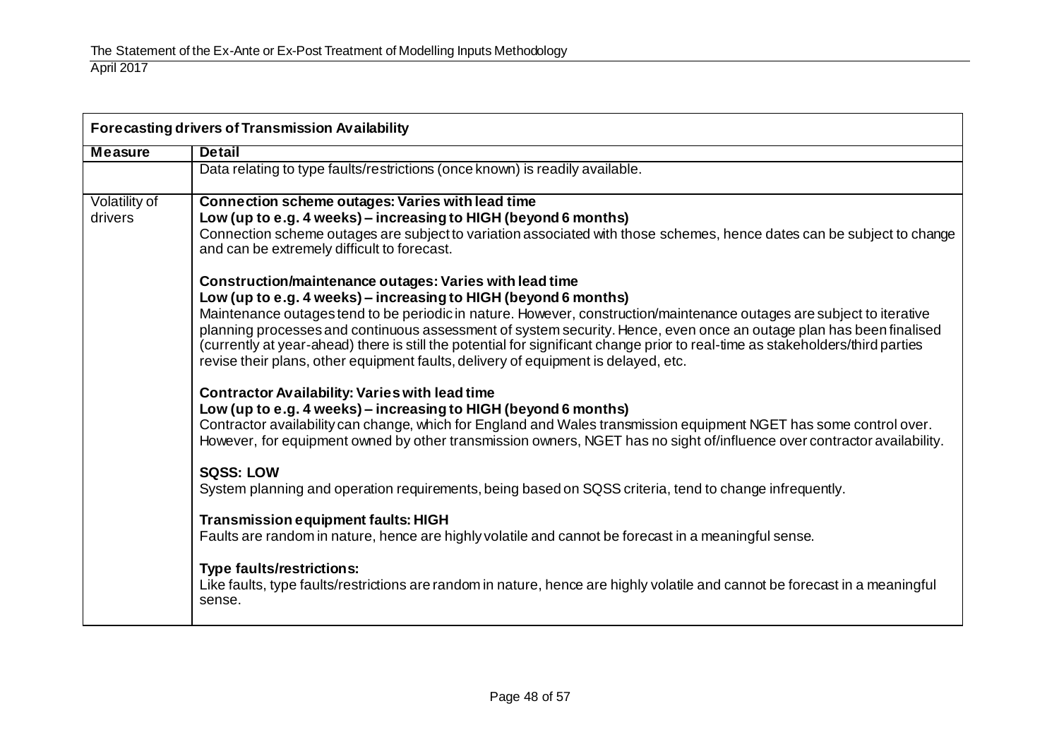| Forecasting drivers of Transmission Availability | |
|---|---|
| **Measure** | **Detail** |
| | Data relating to type faults/restrictions (once known) is readily available. |
| Volatility of drivers | **Connection scheme outages: Varies with lead time**<br>**Low (up to e.g. 4 weeks) – increasing to HIGH (beyond 6 months)**<br>Connection scheme outages are subject to variation associated with those schemes, hence dates can be subject to change and can be extremely difficult to forecast.<br><br>**Construction/maintenance outages: Varies with lead time**<br>**Low (up to e.g. 4 weeks) – increasing to HIGH (beyond 6 months)**<br>Maintenance outages tend to be periodic in nature. However, construction/maintenance outages are subject to iterative planning processes and continuous assessment of system security. Hence, even once an outage plan has been finalised (currently at year-ahead) there is still the potential for significant change prior to real-time as stakeholders/third parties revise their plans, other equipment faults, delivery of equipment is delayed, etc.<br><br>**Contractor Availability: Varies with lead time**<br>**Low (up to e.g. 4 weeks) – increasing to HIGH (beyond 6 months)**<br>Contractor availability can change, which for England and Wales transmission equipment NGET has some control over. However, for equipment owned by other transmission owners, NGET has no sight of/influence over contractor availability.<br><br>**SQSS: LOW**<br>System planning and operation requirements, being based on SQSS criteria, tend to change infrequently.<br><br>**Transmission equipment faults: HIGH**<br>Faults are random in nature, hence are highly volatile and cannot be forecast in a meaningful sense.<br><br>**Type faults/restrictions:**<br>Like faults, type faults/restrictions are random in nature, hence are highly volatile and cannot be forecast in a meaningful sense. |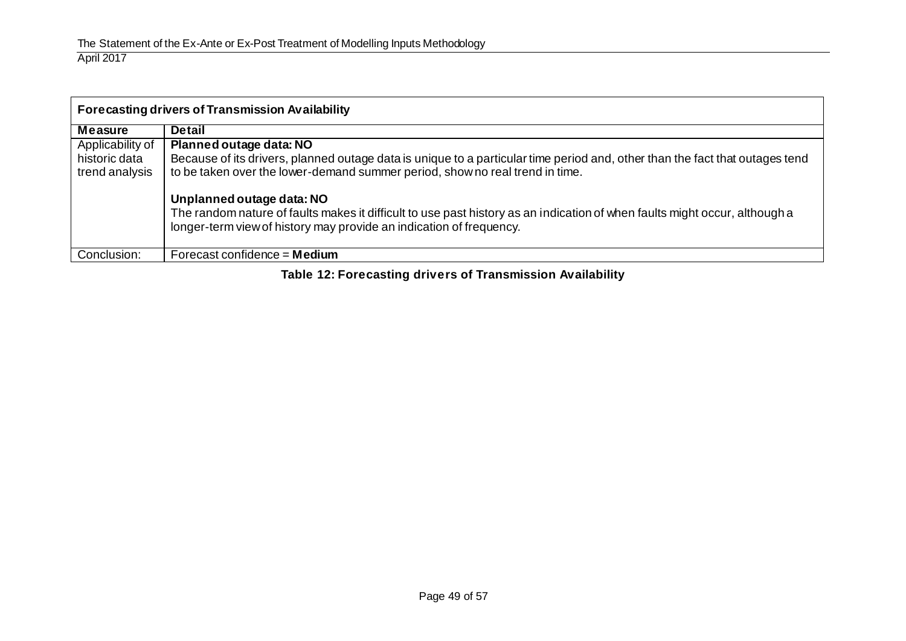| Forecasting drivers of Transmission Availability | |
|---|---|
| **Measure** | **Detail** |
| Applicability of historic data trend analysis | **Planned outage data: NO**<br>Because of its drivers, planned outage data is unique to a particular time period and, other than the fact that outages tend to be taken over the lower-demand summer period, show no real trend in time.<br><br>**Unplanned outage data: NO**<br>The random nature of faults makes it difficult to use past history as an indication of when faults might occur, although a longer-term view of history may provide an indication of frequency. |
| Conclusion: | Forecast confidence = **Medium** |

**Table 12: Forecasting drivers of Transmission Availability**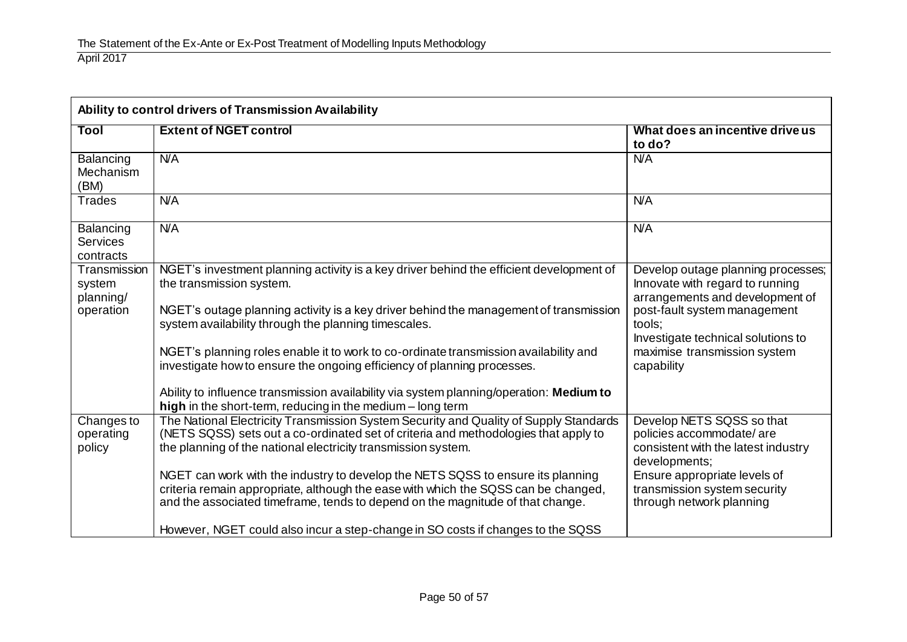| Ability to control drivers of Transmission Availability | | |
|---|---|---|
| **Tool** | **Extent of NGET control** | **What does an incentive drive us to do?** |
| Balancing Mechanism (BM) | N/A | N/A |
| Trades | N/A | N/A |
| Balancing Services contracts | N/A | N/A |
| Transmission system planning/ operation | NGET's investment planning activity is a key driver behind the efficient development of the transmission system.<br><br>NGET's outage planning activity is a key driver behind the management of transmission system availability through the planning timescales.<br><br>NGET's planning roles enable it to work to co-ordinate transmission availability and investigate how to ensure the ongoing efficiency of planning processes.<br><br>Ability to influence transmission availability via system planning/operation: **Medium to high** in the short-term, reducing in the medium – long term | Develop outage planning processes; Innovate with regard to running arrangements and development of post-fault system management tools;<br>Investigate technical solutions to maximise transmission system capability |
| Changes to operating policy | The National Electricity Transmission System Security and Quality of Supply Standards (NETS SQSS) sets out a co-ordinated set of criteria and methodologies that apply to the planning of the national electricity transmission system.<br><br>NGET can work with the industry to develop the NETS SQSS to ensure its planning criteria remain appropriate, although the ease with which the SQSS can be changed, and the associated timeframe, tends to depend on the magnitude of that change.<br><br>However, NGET could also incur a step-change in SO costs if changes to the SQSS | Develop NETS SQSS so that policies accommodate/ are consistent with the latest industry developments;<br>Ensure appropriate levels of transmission system security through network planning |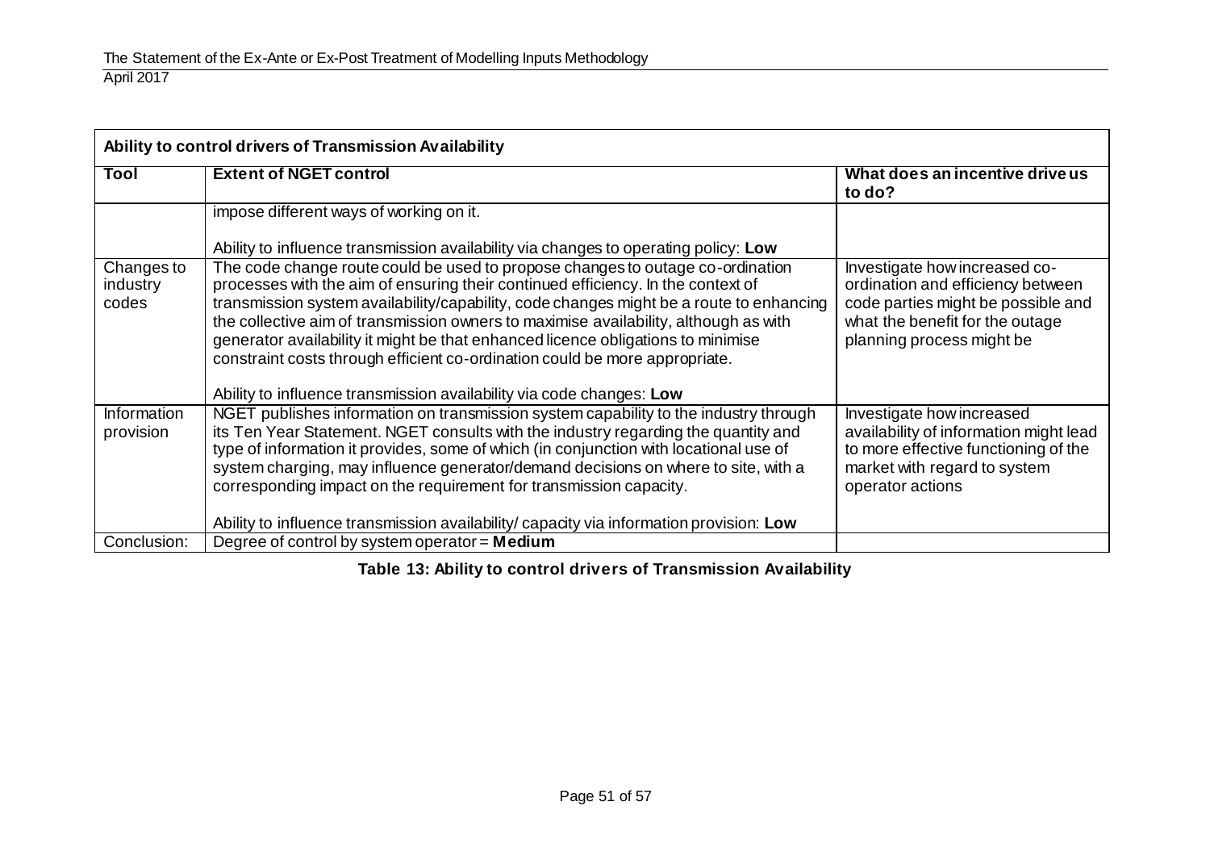| Ability to control drivers of Transmission Availability | | |
|---|---|---|
| **Tool** | **Extent of NGET control** | **What does an incentive drive us to do?** |
| | impose different ways of working on it.<br><br>Ability to influence transmission availability via changes to operating policy: **Low** | |
| Changes to industry codes | The code change route could be used to propose changes to outage co-ordination processes with the aim of ensuring their continued efficiency. In the context of transmission system availability/capability, code changes might be a route to enhancing the collective aim of transmission owners to maximise availability, although as with generator availability it might be that enhanced licence obligations to minimise constraint costs through efficient co-ordination could be more appropriate.<br><br>Ability to influence transmission availability via code changes: **Low** | Investigate how increased co-ordination and efficiency between code parties might be possible and what the benefit for the outage planning process might be |
| Information provision | NGET publishes information on transmission system capability to the industry through its Ten Year Statement. NGET consults with the industry regarding the quantity and type of information it provides, some of which (in conjunction with locational use of system charging, may influence generator/demand decisions on where to site, with a corresponding impact on the requirement for transmission capacity.<br><br>Ability to influence transmission availability/ capacity via information provision: **Low** | Investigate how increased availability of information might lead to more effective functioning of the market with regard to system operator actions |
| Conclusion: | Degree of control by system operator = **Medium** | |

**Table 13: Ability to control drivers of Transmission Availability**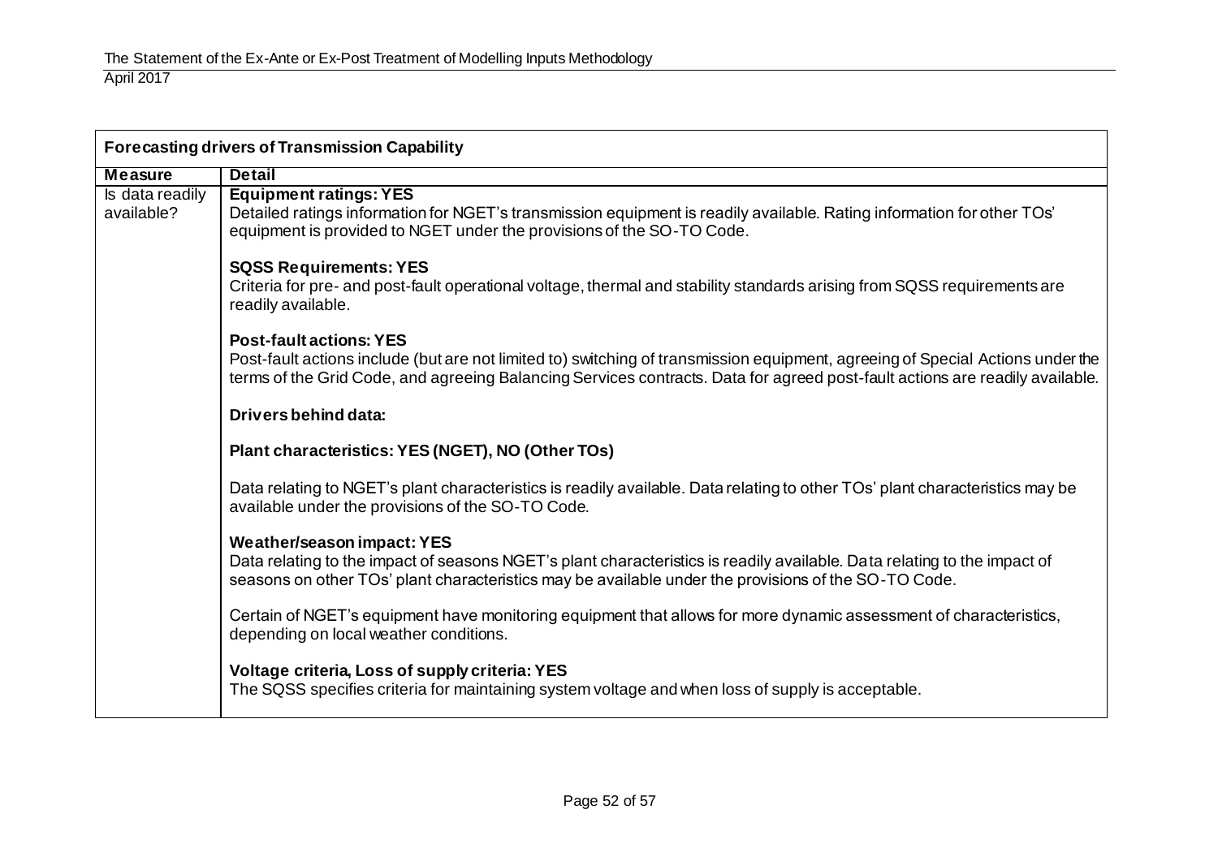| **Forecasting drivers of Transmission Capability** | |
|---|---|
| **Measure** | **Detail** |
| Is data readily available? | **Equipment ratings: YES**<br>Detailed ratings information for NGET's transmission equipment is readily available. Rating information for other TOs' equipment is provided to NGET under the provisions of the SO-TO Code.<br><br>**SQSS Requirements: YES**<br>Criteria for pre- and post-fault operational voltage, thermal and stability standards arising from SQSS requirements are readily available.<br><br>**Post-fault actions: YES**<br>Post-fault actions include (but are not limited to) switching of transmission equipment, agreeing of Special Actions under the terms of the Grid Code, and agreeing Balancing Services contracts. Data for agreed post-fault actions are readily available.<br><br>**Drivers behind data:**<br><br>**Plant characteristics: YES (NGET), NO (Other TOs)**<br><br>Data relating to NGET's plant characteristics is readily available. Data relating to other TOs' plant characteristics may be available under the provisions of the SO-TO Code.<br><br>**Weather/season impact: YES**<br>Data relating to the impact of seasons NGET's plant characteristics is readily available. Data relating to the impact of seasons on other TOs' plant characteristics may be available under the provisions of the SO-TO Code.<br><br>Certain of NGET's equipment have monitoring equipment that allows for more dynamic assessment of characteristics, depending on local weather conditions.<br><br>**Voltage criteria, Loss of supply criteria: YES**<br>The SQSS specifies criteria for maintaining system voltage and when loss of supply is acceptable. |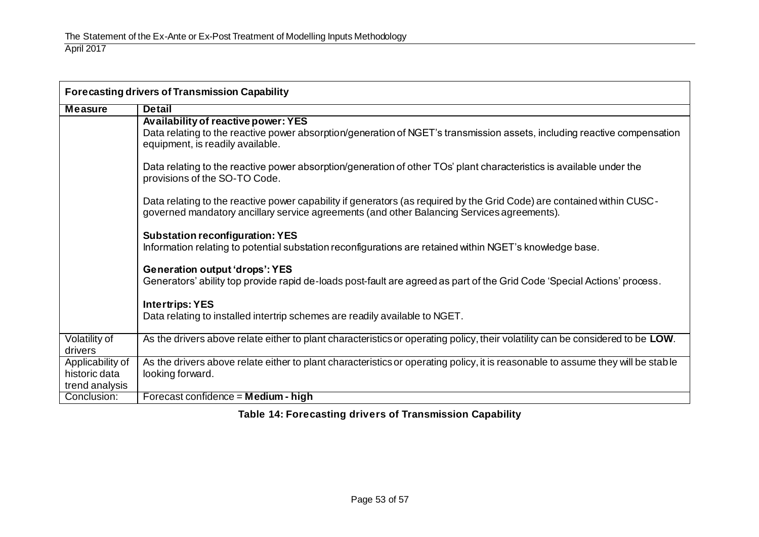| Forecasting drivers of Transmission Capability | |
|---|---|
| **Measure** | **Detail** |
| | **Availability of reactive power: YES**<br>Data relating to the reactive power absorption/generation of NGET's transmission assets, including reactive compensation equipment, is readily available.<br><br>Data relating to the reactive power absorption/generation of other TOs' plant characteristics is available under the provisions of the SO-TO Code.<br><br>Data relating to the reactive power capability if generators (as required by the Grid Code) are contained within CUSC-governed mandatory ancillary service agreements (and other Balancing Services agreements).<br><br>**Substation reconfiguration: YES**<br>Information relating to potential substation reconfigurations are retained within NGET's knowledge base.<br><br>**Generation output 'drops': YES**<br>Generators' ability top provide rapid de-loads post-fault are agreed as part of the Grid Code 'Special Actions' process.<br><br>**Intertrips: YES**<br>Data relating to installed intertrip schemes are readily available to NGET. |
| Volatility of drivers | As the drivers above relate either to plant characteristics or operating policy, their volatility can be considered to be **LOW**. |
| Applicability of historic data trend analysis | As the drivers above relate either to plant characteristics or operating policy, it is reasonable to assume they will be stable looking forward. |
| Conclusion: | Forecast confidence = **Medium - high** |

**Table 14: Forecasting drivers of Transmission Capability**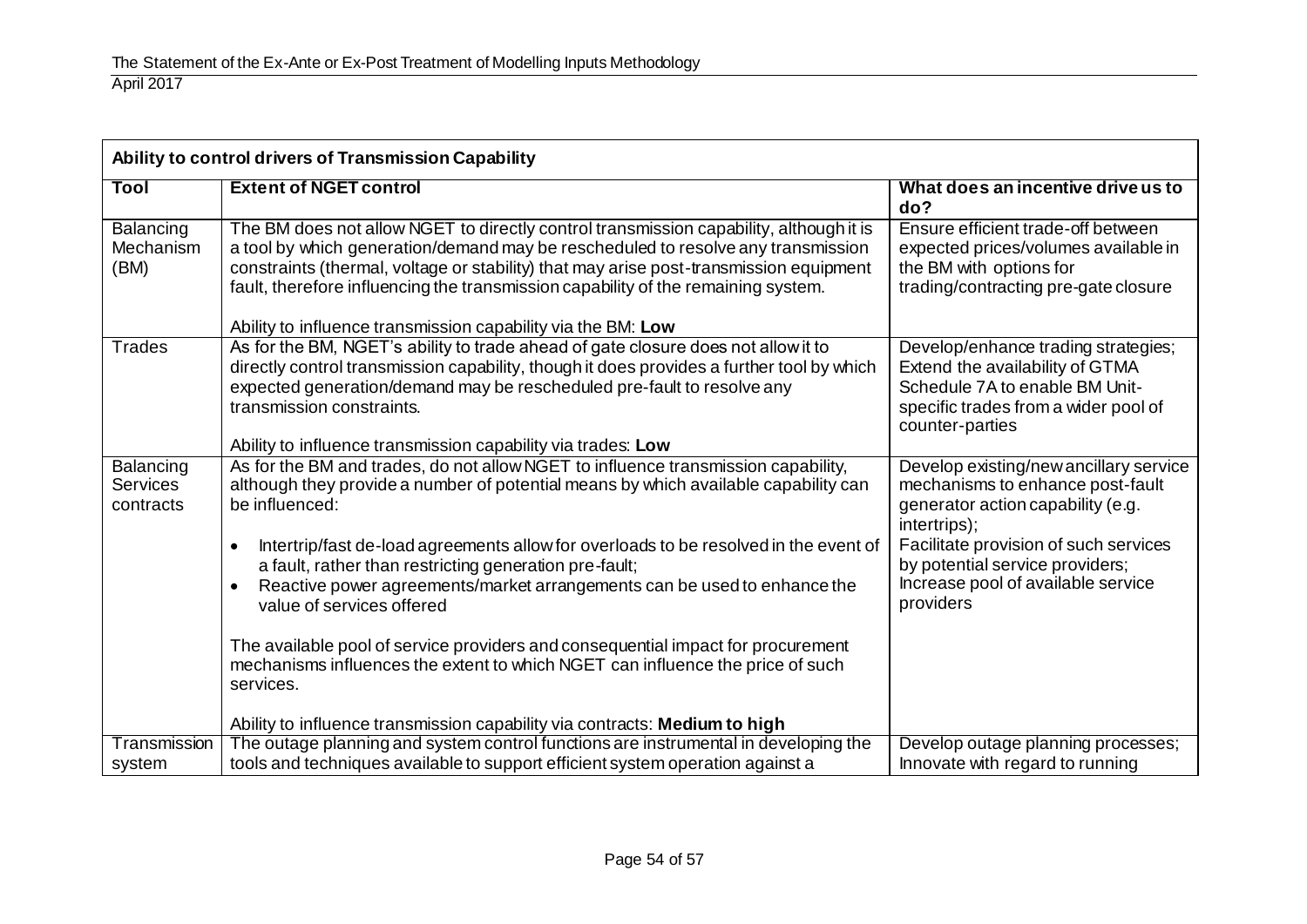| Ability to control drivers of Transmission Capability | | |
|---|---|---|
| **Tool** | **Extent of NGET control** | **What does an incentive drive us to do?** |
| Balancing Mechanism (BM) | The BM does not allow NGET to directly control transmission capability, although it is a tool by which generation/demand may be rescheduled to resolve any transmission constraints (thermal, voltage or stability) that may arise post-transmission equipment fault, therefore influencing the transmission capability of the remaining system.<br><br>Ability to influence transmission capability via the BM: **Low** | Ensure efficient trade-off between expected prices/volumes available in the BM with options for trading/contracting pre-gate closure |
| Trades | As for the BM, NGET's ability to trade ahead of gate closure does not allow it to directly control transmission capability, though it does provides a further tool by which expected generation/demand may be rescheduled pre-fault to resolve any transmission constraints.<br><br>Ability to influence transmission capability via trades: **Low** | Develop/enhance trading strategies; Extend the availability of GTMA Schedule 7A to enable BM Unit-specific trades from a wider pool of counter-parties |
| Balancing Services contracts | As for the BM and trades, do not allow NGET to influence transmission capability, although they provide a number of potential means by which available capability can be influenced:<br><br>• Intertrip/fast de-load agreements allow for overloads to be resolved in the event of a fault, rather than restricting generation pre-fault;<br>• Reactive power agreements/market arrangements can be used to enhance the value of services offered<br><br>The available pool of service providers and consequential impact for procurement mechanisms influences the extent to which NGET can influence the price of such services.<br><br>Ability to influence transmission capability via contracts: **Medium to high** | Develop existing/new ancillary service mechanisms to enhance post-fault generator action capability (e.g. intertrips);<br>Facilitate provision of such services by potential service providers;<br>Increase pool of available service providers |
| Transmission system | The outage planning and system control functions are instrumental in developing the tools and techniques available to support efficient system operation against a | Develop outage planning processes; Innovate with regard to running |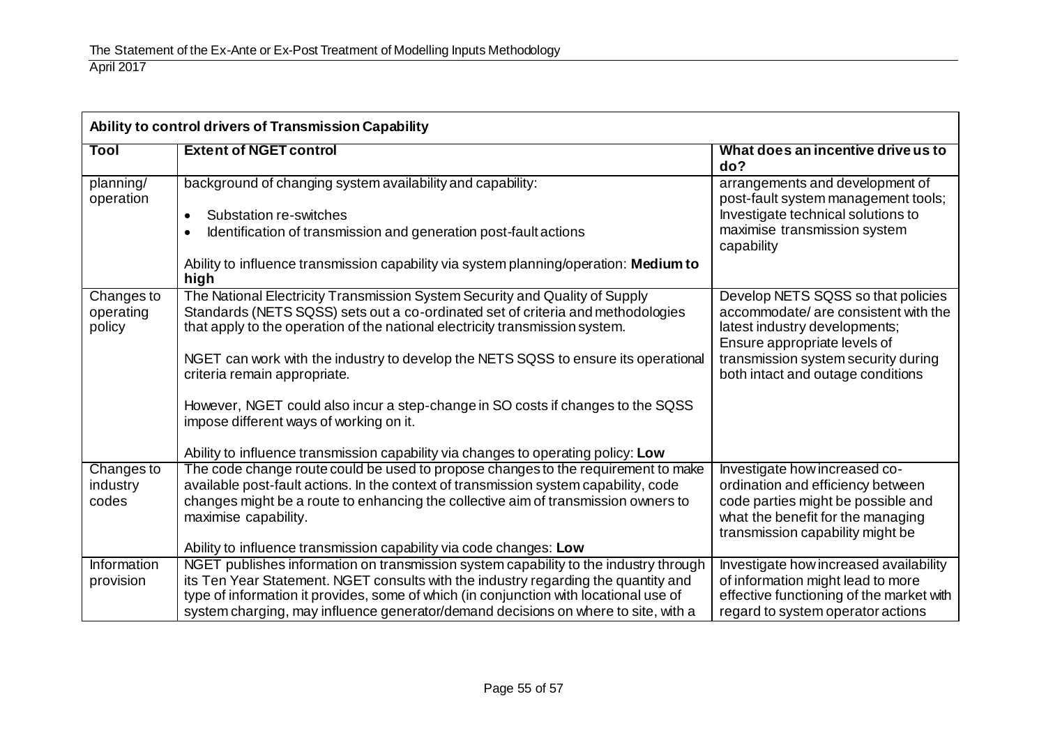| Ability to control drivers of Transmission Capability | | |
|---|---|---|
| **Tool** | **Extent of NGET control** | **What does an incentive drive us to do?** |
| planning/ operation | background of changing system availability and capability:<br>• Substation re-switches<br>• Identification of transmission and generation post-fault actions<br><br>Ability to influence transmission capability via system planning/operation: **Medium to high** | arrangements and development of post-fault system management tools; Investigate technical solutions to maximise transmission system capability |
| Changes to operating policy | The National Electricity Transmission System Security and Quality of Supply Standards (NETS SQSS) sets out a co-ordinated set of criteria and methodologies that apply to the operation of the national electricity transmission system.<br><br>NGET can work with the industry to develop the NETS SQSS to ensure its operational criteria remain appropriate.<br><br>However, NGET could also incur a step-change in SO costs if changes to the SQSS impose different ways of working on it.<br><br>Ability to influence transmission capability via changes to operating policy: **Low** | Develop NETS SQSS so that policies accommodate/ are consistent with the latest industry developments; Ensure appropriate levels of transmission system security during both intact and outage conditions |
| Changes to industry codes | The code change route could be used to propose changes to the requirement to make available post-fault actions. In the context of transmission system capability, code changes might be a route to enhancing the collective aim of transmission owners to maximise capability.<br><br>Ability to influence transmission capability via code changes: **Low** | Investigate how increased co-ordination and efficiency between code parties might be possible and what the benefit for the managing transmission capability might be |
| Information provision | NGET publishes information on transmission system capability to the industry through its Ten Year Statement. NGET consults with the industry regarding the quantity and type of information it provides, some of which (in conjunction with locational use of system charging, may influence generator/demand decisions on where to site, with a | Investigate how increased availability of information might lead to more effective functioning of the market with regard to system operator actions |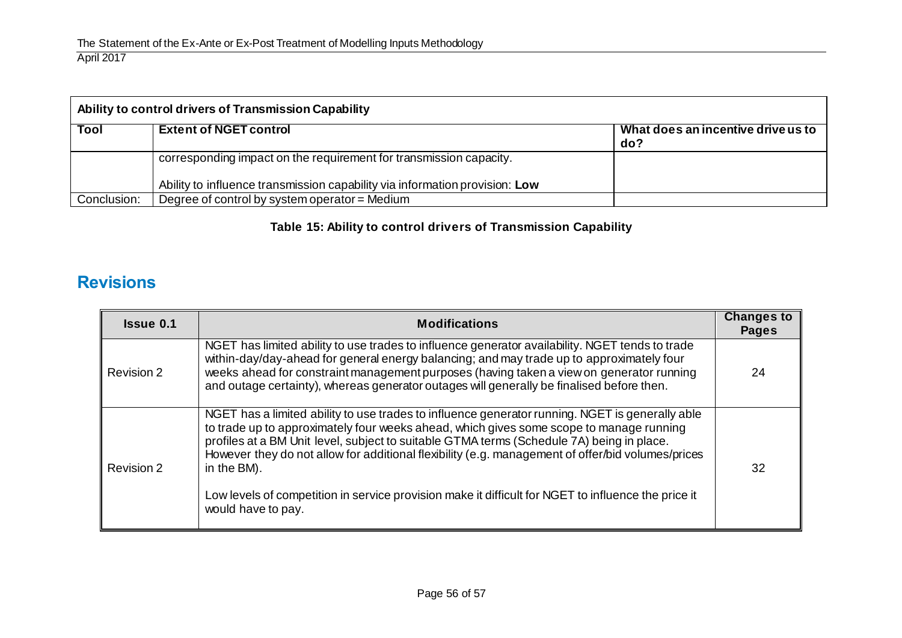| Ability to control drivers of Transmission Capability | | |
|---|---|---|
| **Tool** | **Extent of NGET control** | **What does an incentive drive us to do?** |
| | corresponding impact on the requirement for transmission capacity.<br><br>Ability to influence transmission capability via information provision: **Low** | |
| Conclusion: | Degree of control by system operator = Medium | |

**Table 15: Ability to control drivers of Transmission Capability**

## Revisions

| Issue 0.1 | Modifications | Changes to Pages |
|---|---|---|
| Revision 2 | NGET has limited ability to use trades to influence generator availability. NGET tends to trade within-day/day-ahead for general energy balancing; and may trade up to approximately four weeks ahead for constraint management purposes (having taken a view on generator running and outage certainty), whereas generator outages will generally be finalised before then. | 24 |
| Revision 2 | NGET has a limited ability to use trades to influence generator running. NGET is generally able to trade up to approximately four weeks ahead, which gives some scope to manage running profiles at a BM Unit level, subject to suitable GTMA terms (Schedule 7A) being in place. However they do not allow for additional flexibility (e.g. management of offer/bid volumes/prices in the BM).<br><br>Low levels of competition in service provision make it difficult for NGET to influence the price it would have to pay. | 32 |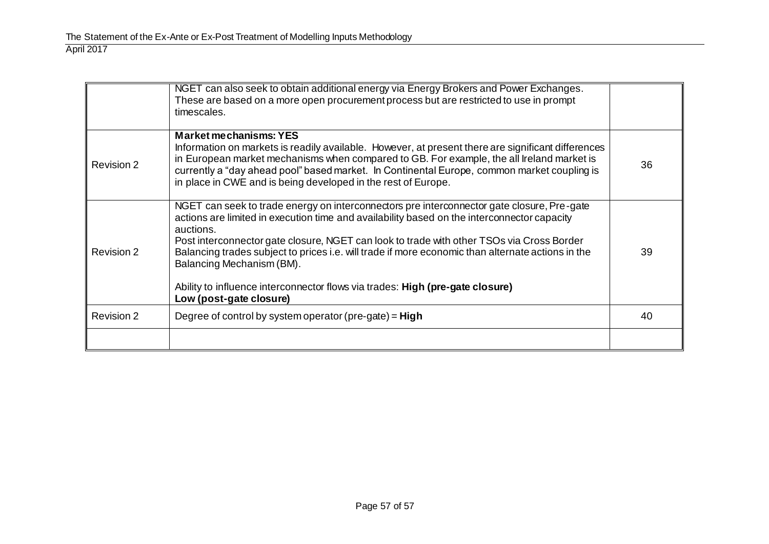| | | |
|---|---|---|
| | NGET can also seek to obtain additional energy via Energy Brokers and Power Exchanges. These are based on a more open procurement process but are restricted to use in prompt timescales. | |
| Revision 2 | **Market mechanisms: YES**<br>Information on markets is readily available. However, at present there are significant differences in European market mechanisms when compared to GB. For example, the all Ireland market is currently a "day ahead pool" based market. In Continental Europe, common market coupling is in place in CWE and is being developed in the rest of Europe. | 36 |
| Revision 2 | NGET can seek to trade energy on interconnectors pre interconnector gate closure, Pre-gate actions are limited in execution time and availability based on the interconnector capacity auctions.<br>Post interconnector gate closure, NGET can look to trade with other TSOs via Cross Border Balancing trades subject to prices i.e. will trade if more economic than alternate actions in the Balancing Mechanism (BM).<br><br>Ability to influence interconnector flows via trades: **High (pre-gate closure)**<br>**Low (post-gate closure)** | 39 |
| Revision 2 | Degree of control by system operator (pre-gate) = **High** | 40 |
| | | |